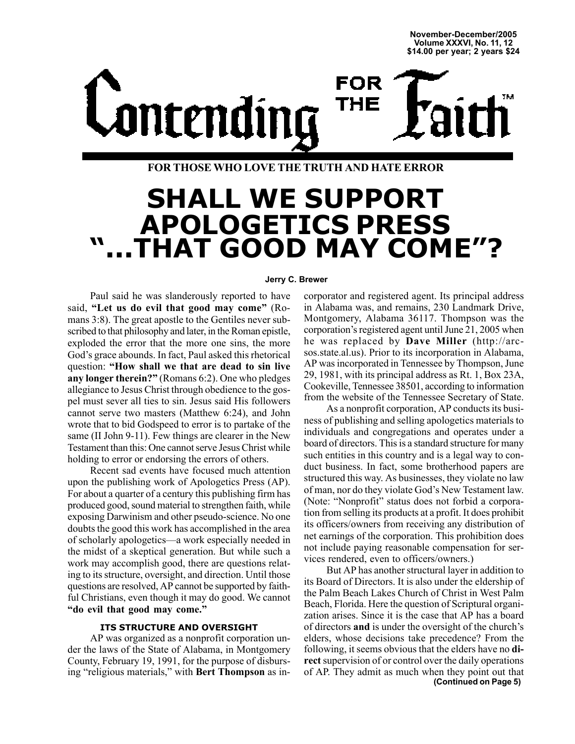November-December/2005
Volume XXXVI, No. 11, 12
$14.00 per year; 2 years $24

# Contending FOR THE Faith™

**FOR THOSE WHO LOVE THE TRUTH AND HATE ERROR**

# SHALL WE SUPPORT APOLOGETICS PRESS "...THAT GOOD MAY COME"?

**Jerry C. Brewer**

Paul said he was slanderously reported to have said, **"Let us do evil that good may come"** (Romans 3:8). The great apostle to the Gentiles never subscribed to that philosophy and later, in the Roman epistle, exploded the error that the more one sins, the more God's grace abounds. In fact, Paul asked this rhetorical question: **"How shall we that are dead to sin live any longer therein?"** (Romans 6:2). One who pledges allegiance to Jesus Christ through obedience to the gospel must sever all ties to sin. Jesus said His followers cannot serve two masters (Matthew 6:24), and John wrote that to bid Godspeed to error is to partake of the same (II John 9-11). Few things are clearer in the New Testament than this: One cannot serve Jesus Christ while holding to error or endorsing the errors of others.

Recent sad events have focused much attention upon the publishing work of Apologetics Press (AP). For about a quarter of a century this publishing firm has produced good, sound material to strengthen faith, while exposing Darwinism and other pseudo-science. No one doubts the good this work has accomplished in the area of scholarly apologetics—a work especially needed in the midst of a skeptical generation. But while such a work may accomplish good, there are questions relating to its structure, oversight, and direction. Until those questions are resolved, AP cannot be supported by faithful Christians, even though it may do good. We cannot **"do evil that good may come."**

### ITS STRUCTURE AND OVERSIGHT

AP was organized as a nonprofit corporation under the laws of the State of Alabama, in Montgomery County, February 19, 1991, for the purpose of disbursing "religious materials," with **Bert Thompson** as incorporator and registered agent. Its principal address in Alabama was, and remains, 230 Landmark Drive, Montgomery, Alabama 36117. Thompson was the corporation's registered agent until June 21, 2005 when he was replaced by **Dave Miller** (http://arc-sos.state.al.us). Prior to its incorporation in Alabama, AP was incorporated in Tennessee by Thompson, June 29, 1981, with its principal address as Rt. 1, Box 23A, Cookeville, Tennessee 38501, according to information from the website of the Tennessee Secretary of State.

As a nonprofit corporation, AP conducts its business of publishing and selling apologetics materials to individuals and congregations and operates under a board of directors. This is a standard structure for many such entities in this country and is a legal way to conduct business. In fact, some brotherhood papers are structured this way. As businesses, they violate no law of man, nor do they violate God's New Testament law. (Note: "Nonprofit" status does not forbid a corporation from selling its products at a profit. It does prohibit its officers/owners from receiving any distribution of net earnings of the corporation. This prohibition does not include paying reasonable compensation for services rendered, even to officers/owners.)

But AP has another structural layer in addition to its Board of Directors. It is also under the eldership of the Palm Beach Lakes Church of Christ in West Palm Beach, Florida. Here the question of Scriptural organization arises. Since it is the case that AP has a board of directors **and** is under the oversight of the church's elders, whose decisions take precedence? From the following, it seems obvious that the elders have no **direct** supervision of or control over the daily operations of AP. They admit as much when they point out that

**(Continued on Page 5)**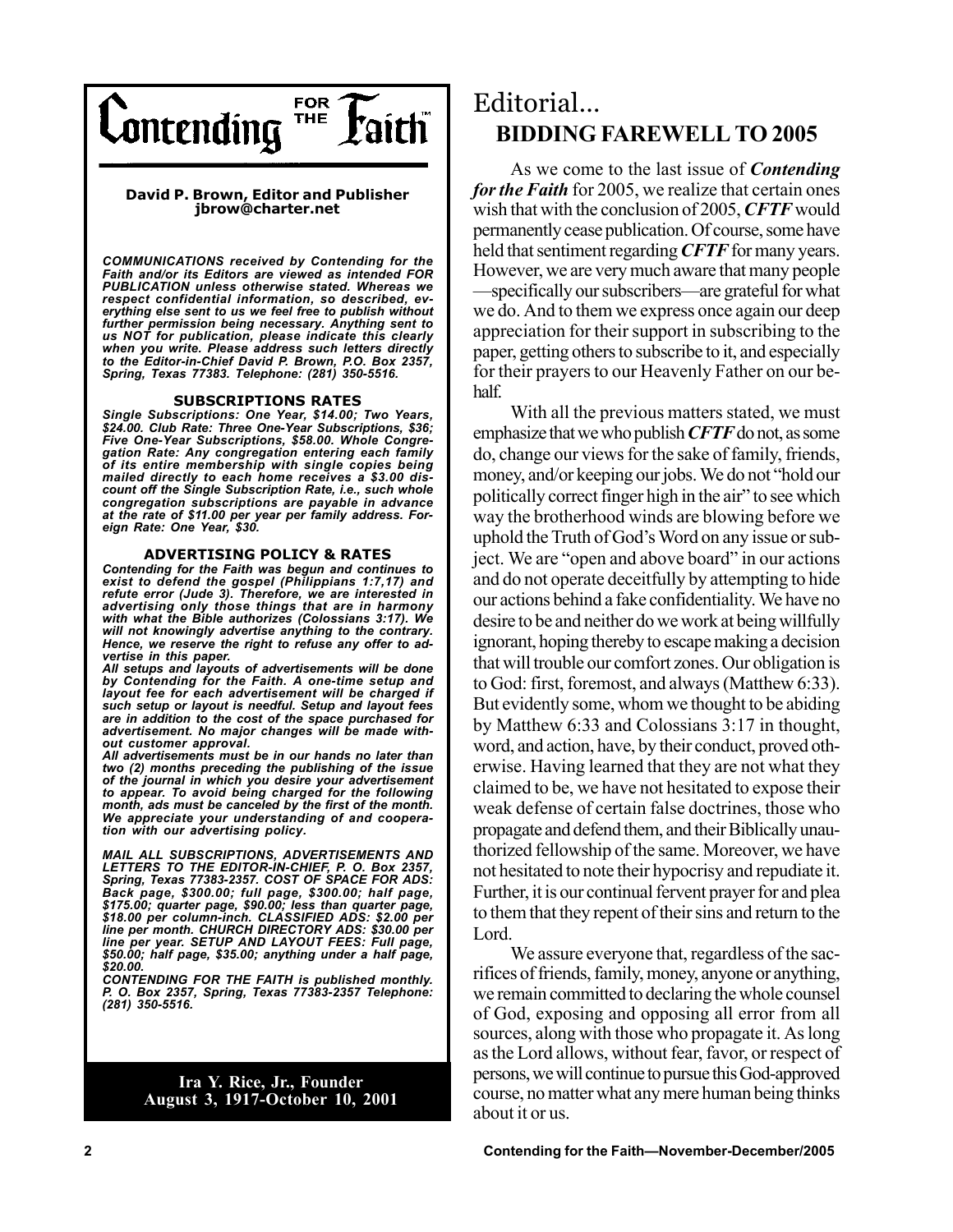# Contending for the Faith™

**David P. Brown, Editor and Publisher**
**jbrow@charter.net**

***COMMUNICATIONS received by Contending for the Faith and/or its Editors are viewed as intended FOR PUBLICATION unless otherwise stated. Whereas we respect confidential information, so described, everything else sent to us we feel free to publish without further permission being necessary. Anything sent to us NOT for publication, please indicate this clearly when you write. Please address such letters directly to the Editor-in-Chief David P. Brown, P.O. Box 2357, Spring, Texas 77383. Telephone: (281) 350-5516.***

### SUBSCRIPTIONS RATES

***Single Subscriptions: One Year, $14.00; Two Years, $24.00. Club Rate: Three One-Year Subscriptions, $36; Five One-Year Subscriptions, $58.00. Whole Congregation Rate: Any congregation entering each family of its entire membership with single copies being mailed directly to each home receives a $3.00 discount off the Single Subscription Rate, i.e., such whole congregation subscriptions are payable in advance at the rate of $11.00 per year per family address. Foreign Rate: One Year, $30.***

### ADVERTISING POLICY & RATES

***Contending for the Faith was begun and continues to exist to defend the gospel (Philippians 1:7,17) and refute error (Jude 3). Therefore, we are interested in advertising only those things that are in harmony with what the Bible authorizes (Colossians 3:17). We will not knowingly advertise anything to the contrary. Hence, we reserve the right to refuse any offer to advertise in this paper.***

***All setups and layouts of advertisements will be done by Contending for the Faith. A one-time setup and layout fee for each advertisement will be charged if such setup or layout is needful. Setup and layout fees are in addition to the cost of the space purchased for advertisement. No major changes will be made without customer approval.***

***All advertisements must be in our hands no later than two (2) months preceding the publishing of the issue of the journal in which you desire your advertisement to appear. To avoid being charged for the following month, ads must be canceled by the first of the month. We appreciate your understanding of and cooperation with our advertising policy.***

***MAIL ALL SUBSCRIPTIONS, ADVERTISEMENTS AND LETTERS TO THE EDITOR-IN-CHIEF, P. O. Box 2357, Spring, Texas 77383-2357. COST OF SPACE FOR ADS: Back page, $300.00; full page, $300.00; half page, $175.00; quarter page, $90.00; less than quarter page, $18.00 per column-inch. CLASSIFIED ADS: $2.00 per line per month. CHURCH DIRECTORY ADS: $30.00 per line per year. SETUP AND LAYOUT FEES: Full page, $50.00; half page, $35.00; anything under a half page, $20.00.***

***CONTENDING FOR THE FAITH is published monthly. P. O. Box 2357, Spring, Texas 77383-2357 Telephone: (281) 350-5516.***

**Ira Y. Rice, Jr., Founder**
**August 3, 1917-October 10, 2001**

# Editorial...

## BIDDING FAREWELL TO 2005

As we come to the last issue of ***Contending for the Faith*** for 2005, we realize that certain ones wish that with the conclusion of 2005, ***CFTF*** would permanently cease publication. Of course, some have held that sentiment regarding ***CFTF*** for many years. However, we are very much aware that many people—specifically our subscribers—are grateful for what we do. And to them we express once again our deep appreciation for their support in subscribing to the paper, getting others to subscribe to it, and especially for their prayers to our Heavenly Father on our behalf.

With all the previous matters stated, we must emphasize that we who publish ***CFTF*** do not, as some do, change our views for the sake of family, friends, money, and/or keeping our jobs. We do not "hold our politically correct finger high in the air" to see which way the brotherhood winds are blowing before we uphold the Truth of God's Word on any issue or subject. We are "open and above board" in our actions and do not operate deceitfully by attempting to hide our actions behind a fake confidentiality. We have no desire to be and neither do we work at being willfully ignorant, hoping thereby to escape making a decision that will trouble our comfort zones. Our obligation is to God: first, foremost, and always (Matthew 6:33). But evidently some, whom we thought to be abiding by Matthew 6:33 and Colossians 3:17 in thought, word, and action, have, by their conduct, proved otherwise. Having learned that they are not what they claimed to be, we have not hesitated to expose their weak defense of certain false doctrines, those who propagate and defend them, and their Biblically unauthorized fellowship of the same. Moreover, we have not hesitated to note their hypocrisy and repudiate it. Further, it is our continual fervent prayer for and plea to them that they repent of their sins and return to the Lord.

We assure everyone that, regardless of the sacrifices of friends, family, money, anyone or anything, we remain committed to declaring the whole counsel of God, exposing and opposing all error from all sources, along with those who propagate it. As long as the Lord allows, without fear, favor, or respect of persons, we will continue to pursue this God-approved course, no matter what any mere human being thinks about it or us.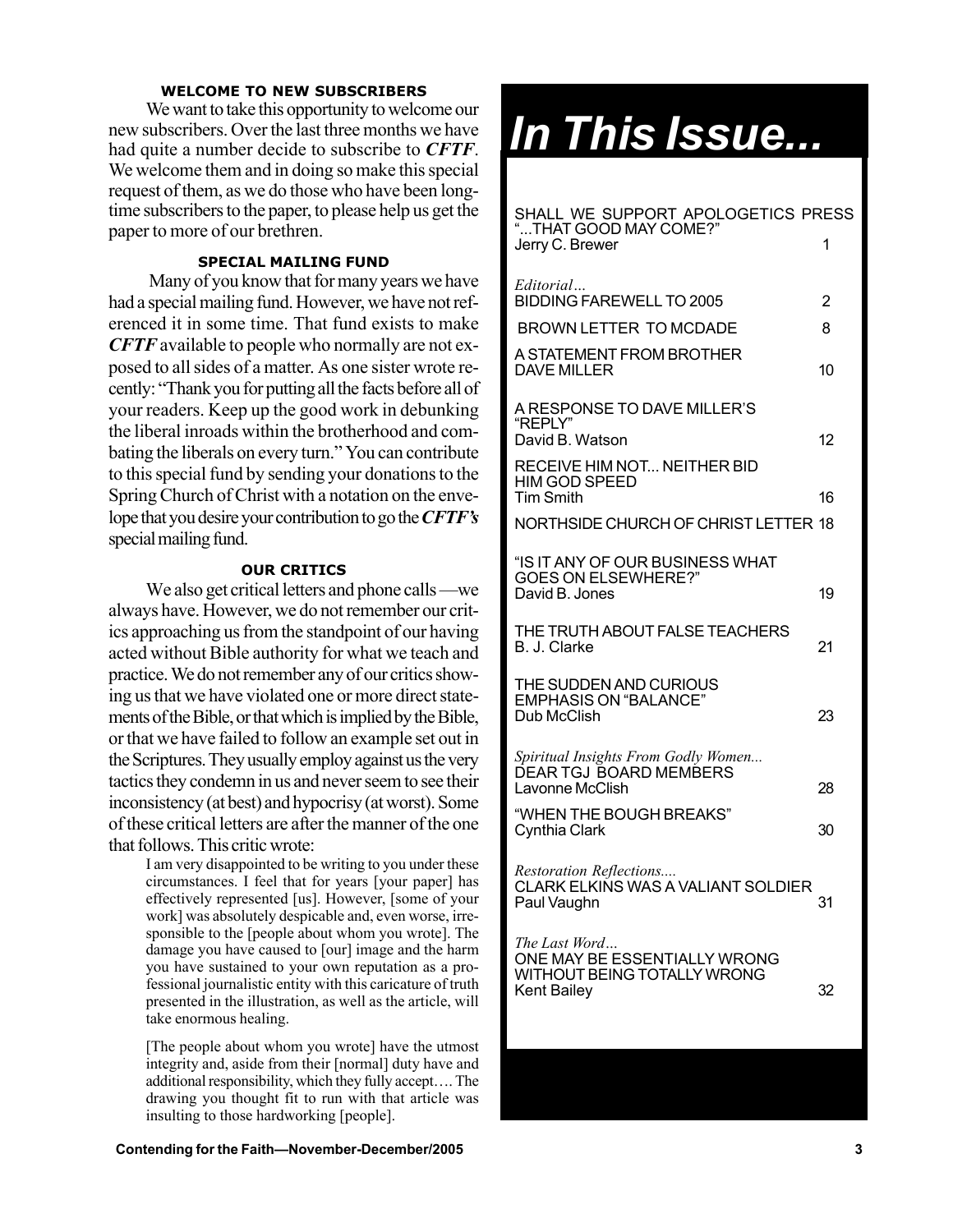### WELCOME TO NEW SUBSCRIBERS

We want to take this opportunity to welcome our new subscribers. Over the last three months we have had quite a number decide to subscribe to ***CFTF***. We welcome them and in doing so make this special request of them, as we do those who have been long-time subscribers to the paper, to please help us get the paper to more of our brethren.

### SPECIAL MAILING FUND

Many of you know that for many years we have had a special mailing fund. However, we have not referenced it in some time. That fund exists to make ***CFTF*** available to people who normally are not exposed to all sides of a matter. As one sister wrote recently: "Thank you for putting all the facts before all of your readers. Keep up the good work in debunking the liberal inroads within the brotherhood and combating the liberals on every turn." You can contribute to this special fund by sending your donations to the Spring Church of Christ with a notation on the envelope that you desire your contribution to go the ***CFTF's*** special mailing fund.

### OUR CRITICS

We also get critical letters and phone calls —we always have. However, we do not remember our critics approaching us from the standpoint of our having acted without Bible authority for what we teach and practice. We do not remember any of our critics showing us that we have violated one or more direct statements of the Bible, or that which is implied by the Bible, or that we have failed to follow an example set out in the Scriptures. They usually employ against us the very tactics they condemn in us and never seem to see their inconsistency (at best) and hypocrisy (at worst). Some of these critical letters are after the manner of the one that follows. This critic wrote:

> I am very disappointed to be writing to you under these circumstances. I feel that for years [your paper] has effectively represented [us]. However, [some of your work] was absolutely despicable and, even worse, irresponsible to the [people about whom you wrote]. The damage you have caused to [our] image and the harm you have sustained to your own reputation as a professional journalistic entity with this caricature of truth presented in the illustration, as well as the article, will take enormous healing.
>
> [The people about whom you wrote] have the utmost integrity and, aside from their [normal] duty have and additional responsibility, which they fully accept…. The drawing you thought fit to run with that article was insulting to those hardworking [people].

# In This Issue...

| | |
|---|---|
| SHALL WE SUPPORT APOLOGETICS PRESS "...THAT GOOD MAY COME?" Jerry C. Brewer | 1 |
| *Editorial…* BIDDING FAREWELL TO 2005 | 2 |
| BROWN LETTER TO MCDADE | 8 |
| A STATEMENT FROM BROTHER DAVE MILLER | 10 |
| A RESPONSE TO DAVE MILLER'S "REPLY" David B. Watson | 12 |
| RECEIVE HIM NOT... NEITHER BID HIM GOD SPEED Tim Smith | 16 |
| NORTHSIDE CHURCH OF CHRIST LETTER | 18 |
| "IS IT ANY OF OUR BUSINESS WHAT GOES ON ELSEWHERE?" David B. Jones | 19 |
| THE TRUTH ABOUT FALSE TEACHERS B. J. Clarke | 21 |
| THE SUDDEN AND CURIOUS EMPHASIS ON "BALANCE" Dub McClish | 23 |
| *Spiritual Insights From Godly Women...* DEAR TGJ BOARD MEMBERS Lavonne McClish | 28 |
| "WHEN THE BOUGH BREAKS" Cynthia Clark | 30 |
| *Restoration Reflections....* CLARK ELKINS WAS A VALIANT SOLDIER Paul Vaughn | 31 |
| *The Last Word…* ONE MAY BE ESSENTIALLY WRONG WITHOUT BEING TOTALLY WRONG Kent Bailey | 32 |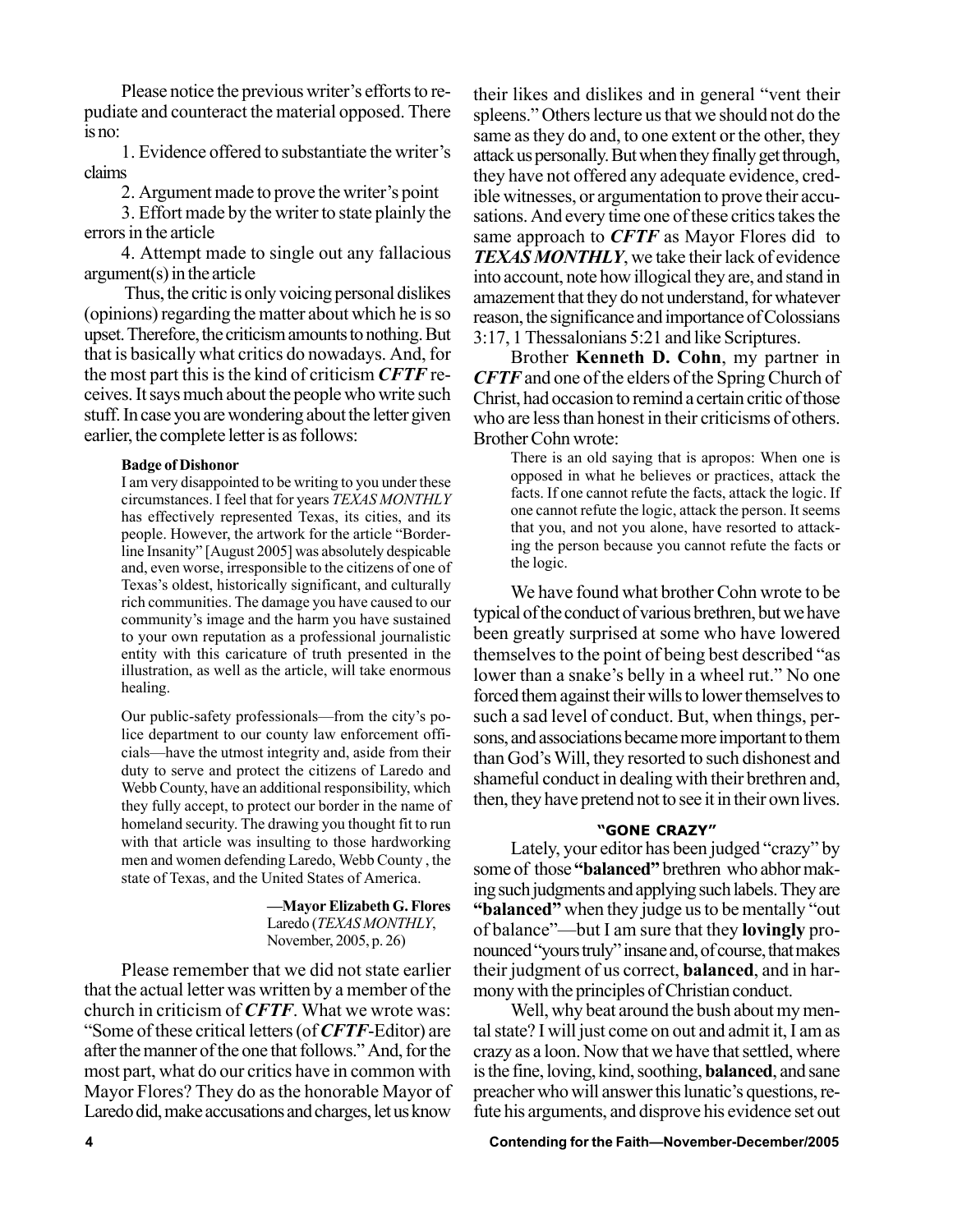Please notice the previous writer's efforts to repudiate and counteract the material opposed. There is no:

1. Evidence offered to substantiate the writer's claims

2. Argument made to prove the writer's point

3. Effort made by the writer to state plainly the errors in the article

4. Attempt made to single out any fallacious argument(s) in the article

Thus, the critic is only voicing personal dislikes (opinions) regarding the matter about which he is so upset. Therefore, the criticism amounts to nothing. But that is basically what critics do nowadays. And, for the most part this is the kind of criticism ***CFTF*** receives. It says much about the people who write such stuff. In case you are wondering about the letter given earlier, the complete letter is as follows:

> **Badge of Dishonor**
>
> I am very disappointed to be writing to you under these circumstances. I feel that for years *TEXAS MONTHLY* has effectively represented Texas, its cities, and its people. However, the artwork for the article "Borderline Insanity" [August 2005] was absolutely despicable and, even worse, irresponsible to the citizens of one of Texas's oldest, historically significant, and culturally rich communities. The damage you have caused to our community's image and the harm you have sustained to your own reputation as a professional journalistic entity with this caricature of truth presented in the illustration, as well as the article, will take enormous healing.
>
> Our public-safety professionals—from the city's police department to our county law enforcement officials—have the utmost integrity and, aside from their duty to serve and protect the citizens of Laredo and Webb County, have an additional responsibility, which they fully accept, to protect our border in the name of homeland security. The drawing you thought fit to run with that article was insulting to those hardworking men and women defending Laredo, Webb County , the state of Texas, and the United States of America.
>
> **—Mayor Elizabeth G. Flores**
> Laredo (*TEXAS MONTHLY*, November, 2005, p. 26)

Please remember that we did not state earlier that the actual letter was written by a member of the church in criticism of ***CFTF***. What we wrote was: "Some of these critical letters (of ***CFTF***-Editor) are after the manner of the one that follows." And, for the most part, what do our critics have in common with Mayor Flores? They do as the honorable Mayor of Laredo did, make accusations and charges, let us know their likes and dislikes and in general "vent their spleens." Others lecture us that we should not do the same as they do and, to one extent or the other, they attack us personally. But when they finally get through, they have not offered any adequate evidence, credible witnesses, or argumentation to prove their accusations. And every time one of these critics takes the same approach to ***CFTF*** as Mayor Flores did to ***TEXAS MONTHLY***, we take their lack of evidence into account, note how illogical they are, and stand in amazement that they do not understand, for whatever reason, the significance and importance of Colossians 3:17, 1 Thessalonians 5:21 and like Scriptures.

Brother **Kenneth D. Cohn**, my partner in ***CFTF*** and one of the elders of the Spring Church of Christ, had occasion to remind a certain critic of those who are less than honest in their criticisms of others. Brother Cohn wrote:

> There is an old saying that is apropos: When one is opposed in what he believes or practices, attack the facts. If one cannot refute the facts, attack the logic. If one cannot refute the logic, attack the person. It seems that you, and not you alone, have resorted to attacking the person because you cannot refute the facts or the logic.

We have found what brother Cohn wrote to be typical of the conduct of various brethren, but we have been greatly surprised at some who have lowered themselves to the point of being best described "as lower than a snake's belly in a wheel rut." No one forced them against their wills to lower themselves to such a sad level of conduct. But, when things, persons, and associations became more important to them than God's Will, they resorted to such dishonest and shameful conduct in dealing with their brethren and, then, they have pretend not to see it in their own lives.

### "GONE CRAZY"

Lately, your editor has been judged "crazy" by some of those **"balanced"** brethren who abhor making such judgments and applying such labels. They are **"balanced"** when they judge us to be mentally "out of balance"—but I am sure that they **lovingly** pronounced "yours truly" insane and, of course, that makes their judgment of us correct, **balanced**, and in harmony with the principles of Christian conduct.

Well, why beat around the bush about my mental state? I will just come on out and admit it, I am as crazy as a loon. Now that we have that settled, where is the fine, loving, kind, soothing, **balanced**, and sane preacher who will answer this lunatic's questions, refute his arguments, and disprove his evidence set out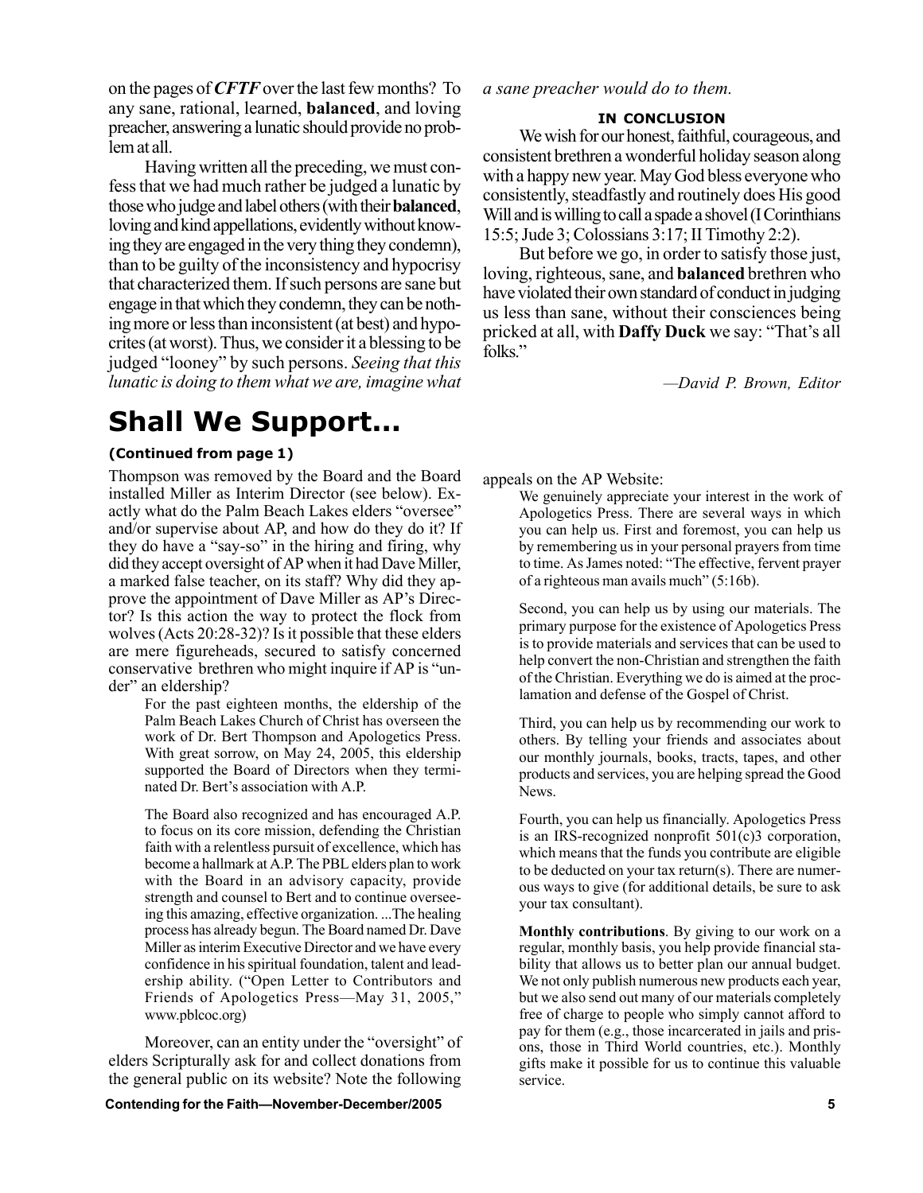on the pages of ***CFTF*** over the last few months? To any sane, rational, learned, **balanced**, and loving preacher, answering a lunatic should provide no problem at all.

Having written all the preceding, we must confess that we had much rather be judged a lunatic by those who judge and label others (with their **balanced**, loving and kind appellations, evidently without knowing they are engaged in the very thing they condemn), than to be guilty of the inconsistency and hypocrisy that characterized them. If such persons are sane but engage in that which they condemn, they can be nothing more or less than inconsistent (at best) and hypocrites (at worst). Thus, we consider it a blessing to be judged "looney" by such persons. *Seeing that this lunatic is doing to them what we are, imagine what a sane preacher would do to them.*

**IN CONCLUSION**

We wish for our honest, faithful, courageous, and consistent brethren a wonderful holiday season along with a happy new year. May God bless everyone who consistently, steadfastly and routinely does His good Will and is willing to call a spade a shovel (I Corinthians 15:5; Jude 3; Colossians 3:17; II Timothy 2:2).

But before we go, in order to satisfy those just, loving, righteous, sane, and **balanced** brethren who have violated their own standard of conduct in judging us less than sane, without their consciences being pricked at all, with **Daffy Duck** we say: "That's all folks."

*—David P. Brown, Editor*

# Shall We Support...

**(Continued from page 1)**

Thompson was removed by the Board and the Board installed Miller as Interim Director (see below). Exactly what do the Palm Beach Lakes elders "oversee" and/or supervise about AP, and how do they do it? If they do have a "say-so" in the hiring and firing, why did they accept oversight of AP when it had Dave Miller, a marked false teacher, on its staff? Why did they approve the appointment of Dave Miller as AP's Director? Is this action the way to protect the flock from wolves (Acts 20:28-32)? Is it possible that these elders are mere figureheads, secured to satisfy concerned conservative brethren who might inquire if AP is "under" an eldership?

> For the past eighteen months, the eldership of the Palm Beach Lakes Church of Christ has overseen the work of Dr. Bert Thompson and Apologetics Press. With great sorrow, on May 24, 2005, this eldership supported the Board of Directors when they terminated Dr. Bert's association with A.P.
>
> The Board also recognized and has encouraged A.P. to focus on its core mission, defending the Christian faith with a relentless pursuit of excellence, which has become a hallmark at A.P. The PBL elders plan to work with the Board in an advisory capacity, provide strength and counsel to Bert and to continue overseeing this amazing, effective organization. ...The healing process has already begun. The Board named Dr. Dave Miller as interim Executive Director and we have every confidence in his spiritual foundation, talent and leadership ability. ("Open Letter to Contributors and Friends of Apologetics Press—May 31, 2005," www.pblcoc.org)

Moreover, can an entity under the "oversight" of elders Scripturally ask for and collect donations from the general public on its website? Note the following appeals on the AP Website:

> We genuinely appreciate your interest in the work of Apologetics Press. There are several ways in which you can help us. First and foremost, you can help us by remembering us in your personal prayers from time to time. As James noted: "The effective, fervent prayer of a righteous man avails much" (5:16b).
>
> Second, you can help us by using our materials. The primary purpose for the existence of Apologetics Press is to provide materials and services that can be used to help convert the non-Christian and strengthen the faith of the Christian. Everything we do is aimed at the proclamation and defense of the Gospel of Christ.
>
> Third, you can help us by recommending our work to others. By telling your friends and associates about our monthly journals, books, tracts, tapes, and other products and services, you are helping spread the Good News.
>
> Fourth, you can help us financially. Apologetics Press is an IRS-recognized nonprofit 501(c)3 corporation, which means that the funds you contribute are eligible to be deducted on your tax return(s). There are numerous ways to give (for additional details, be sure to ask your tax consultant).
>
> **Monthly contributions**. By giving to our work on a regular, monthly basis, you help provide financial stability that allows us to better plan our annual budget. We not only publish numerous new products each year, but we also send out many of our materials completely free of charge to people who simply cannot afford to pay for them (e.g., those incarcerated in jails and prisons, those in Third World countries, etc.). Monthly gifts make it possible for us to continue this valuable service.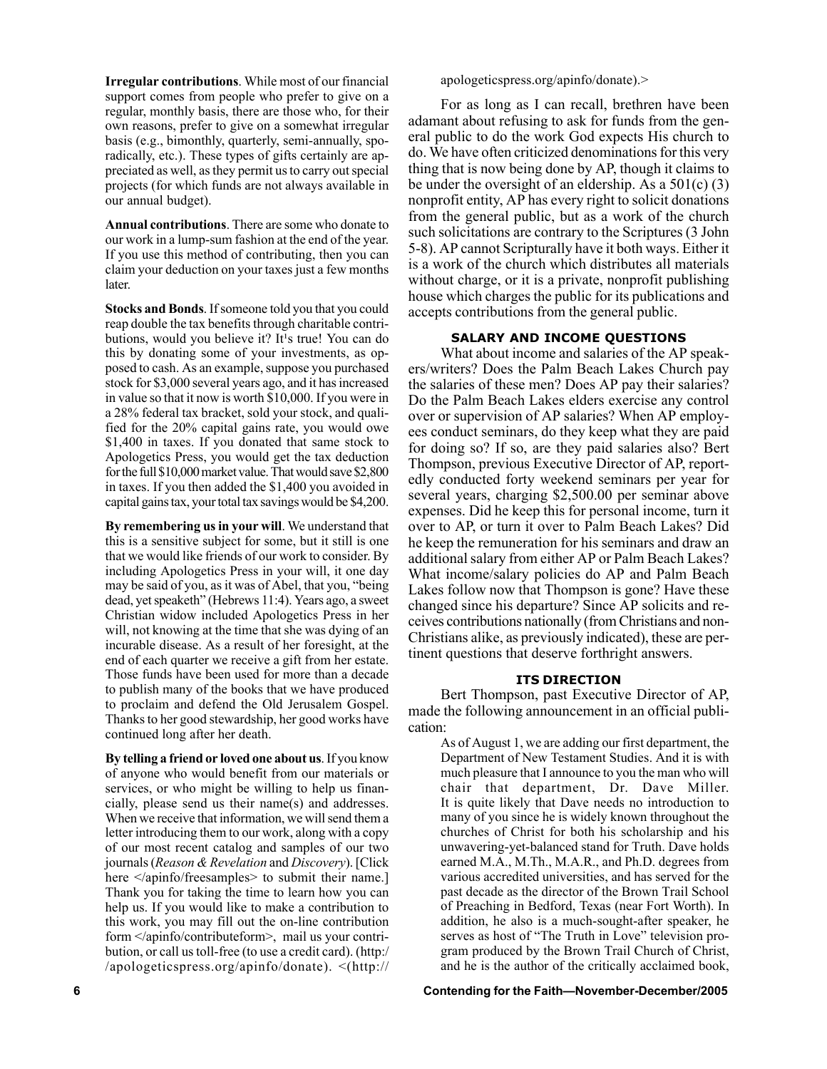**Irregular contributions**. While most of our financial support comes from people who prefer to give on a regular, monthly basis, there are those who, for their own reasons, prefer to give on a somewhat irregular basis (e.g., bimonthly, quarterly, semi-annually, sporadically, etc.). These types of gifts certainly are appreciated as well, as they permit us to carry out special projects (for which funds are not always available in our annual budget).

**Annual contributions**. There are some who donate to our work in a lump-sum fashion at the end of the year. If you use this method of contributing, then you can claim your deduction on your taxes just a few months later.

**Stocks and Bonds**. If someone told you that you could reap double the tax benefits through charitable contributions, would you believe it? It's true! You can do this by donating some of your investments, as opposed to cash. As an example, suppose you purchased stock for $3,000 several years ago, and it has increased in value so that it now is worth $10,000. If you were in a 28% federal tax bracket, sold your stock, and qualified for the 20% capital gains rate, you would owe $1,400 in taxes. If you donated that same stock to Apologetics Press, you would get the tax deduction for the full $10,000 market value. That would save $2,800 in taxes. If you then added the $1,400 you avoided in capital gains tax, your total tax savings would be $4,200.

**By remembering us in your will**. We understand that this is a sensitive subject for some, but it still is one that we would like friends of our work to consider. By including Apologetics Press in your will, it one day may be said of you, as it was of Abel, that you, "being dead, yet speaketh" (Hebrews 11:4). Years ago, a sweet Christian widow included Apologetics Press in her will, not knowing at the time that she was dying of an incurable disease. As a result of her foresight, at the end of each quarter we receive a gift from her estate. Those funds have been used for more than a decade to publish many of the books that we have produced to proclaim and defend the Old Jerusalem Gospel. Thanks to her good stewardship, her good works have continued long after her death.

**By telling a friend or loved one about us**. If you know of anyone who would benefit from our materials or services, or who might be willing to help us financially, please send us their name(s) and addresses. When we receive that information, we will send them a letter introducing them to our work, along with a copy of our most recent catalog and samples of our two journals (*Reason & Revelation* and *Discovery*). [Click here </apinfo/freesamples> to submit their name.] Thank you for taking the time to learn how you can help us. If you would like to make a contribution to this work, you may fill out the on-line contribution form </apinfo/contributeform>, mail us your contribution, or call us toll-free (to use a credit card). (http://apologeticspress.org/apinfo/donate). <(http://apologeticspress.org/apinfo/donate).>

For as long as I can recall, brethren have been adamant about refusing to ask for funds from the general public to do the work God expects His church to do. We have often criticized denominations for this very thing that is now being done by AP, though it claims to be under the oversight of an eldership. As a 501(c) (3) nonprofit entity, AP has every right to solicit donations from the general public, but as a work of the church such solicitations are contrary to the Scriptures (3 John 5-8). AP cannot Scripturally have it both ways. Either it is a work of the church which distributes all materials without charge, or it is a private, nonprofit publishing house which charges the public for its publications and accepts contributions from the general public.

### SALARY AND INCOME QUESTIONS

What about income and salaries of the AP speakers/writers? Does the Palm Beach Lakes Church pay the salaries of these men? Does AP pay their salaries? Do the Palm Beach Lakes elders exercise any control over or supervision of AP salaries? When AP employees conduct seminars, do they keep what they are paid for doing so? If so, are they paid salaries also? Bert Thompson, previous Executive Director of AP, reportedly conducted forty weekend seminars per year for several years, charging $2,500.00 per seminar above expenses. Did he keep this for personal income, turn it over to AP, or turn it over to Palm Beach Lakes? Did he keep the remuneration for his seminars and draw an additional salary from either AP or Palm Beach Lakes? What income/salary policies do AP and Palm Beach Lakes follow now that Thompson is gone? Have these changed since his departure? Since AP solicits and receives contributions nationally (from Christians and non-Christians alike, as previously indicated), these are pertinent questions that deserve forthright answers.

### ITS DIRECTION

Bert Thompson, past Executive Director of AP, made the following announcement in an official publication:

> As of August 1, we are adding our first department, the Department of New Testament Studies. And it is with much pleasure that I announce to you the man who will chair that department, Dr. Dave Miller. It is quite likely that Dave needs no introduction to many of you since he is widely known throughout the churches of Christ for both his scholarship and his unwavering-yet-balanced stand for Truth. Dave holds earned M.A., M.Th., M.A.R., and Ph.D. degrees from various accredited universities, and has served for the past decade as the director of the Brown Trail School of Preaching in Bedford, Texas (near Fort Worth). In addition, he also is a much-sought-after speaker, he serves as host of "The Truth in Love" television program produced by the Brown Trail Church of Christ, and he is the author of the critically acclaimed book,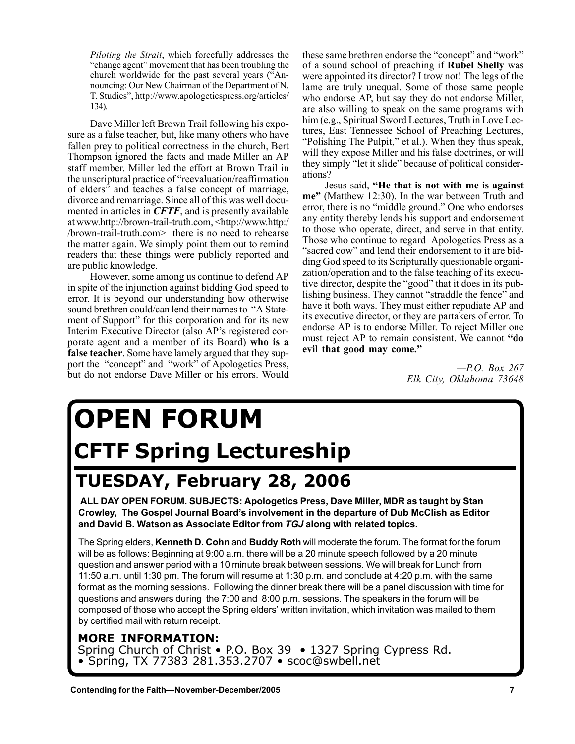*Piloting the Strait*, which forcefully addresses the "change agent" movement that has been troubling the church worldwide for the past several years ("Announcing: Our New Chairman of the Department of N. T. Studies", http://www.apologeticspress.org/articles/134).

Dave Miller left Brown Trail following his exposure as a false teacher, but, like many others who have fallen prey to political correctness in the church, Bert Thompson ignored the facts and made Miller an AP staff member. Miller led the effort at Brown Trail in the unscriptural practice of "reevaluation/reaffirmation of elders" and teaches a false concept of marriage, divorce and remarriage. Since all of this was well documented in articles in ***CFTF***, and is presently available at www.http://brown-trail-truth.com, <http://www.http://brown-trail-truth.com> there is no need to rehearse the matter again. We simply point them out to remind readers that these things were publicly reported and are public knowledge.

However, some among us continue to defend AP in spite of the injunction against bidding God speed to error. It is beyond our understanding how otherwise sound brethren could/can lend their names to "A Statement of Support" for this corporation and for its new Interim Executive Director (also AP's registered corporate agent and a member of its Board) **who is a false teacher**. Some have lamely argued that they support the "concept" and "work" of Apologetics Press, but do not endorse Dave Miller or his errors. Would these same brethren endorse the "concept" and "work" of a sound school of preaching if **Rubel Shelly** was were appointed its director? I trow not! The legs of the lame are truly unequal. Some of those same people who endorse AP, but say they do not endorse Miller, are also willing to speak on the same programs with him (e.g., Spiritual Sword Lectures, Truth in Love Lectures, East Tennessee School of Preaching Lectures, "Polishing The Pulpit," et al.). When they thus speak, will they expose Miller and his false doctrines, or will they simply "let it slide" because of political considerations?

Jesus said, **"He that is not with me is against me"** (Matthew 12:30). In the war between Truth and error, there is no "middle ground." One who endorses any entity thereby lends his support and endorsement to those who operate, direct, and serve in that entity. Those who continue to regard Apologetics Press as a "sacred cow" and lend their endorsement to it are bidding God speed to its Scripturally questionable organization/operation and to the false teaching of its executive director, despite the "good" that it does in its publishing business. They cannot "straddle the fence" and have it both ways. They must either repudiate AP and its executive director, or they are partakers of error. To endorse AP is to endorse Miller. To reject Miller one must reject AP to remain consistent. We cannot **"do evil that good may come."**

*—P.O. Box 267*
*Elk City, Oklahoma 73648*

# OPEN FORUM

## CFTF Spring Lectureship

## TUESDAY, February 28, 2006

**ALL DAY OPEN FORUM. SUBJECTS: Apologetics Press, Dave Miller, MDR as taught by Stan Crowley, The Gospel Journal Board's involvement in the departure of Dub McClish as Editor and David B. Watson as Associate Editor from *TGJ* along with related topics.**

The Spring elders, **Kenneth D. Cohn** and **Buddy Roth** will moderate the forum. The format for the forum will be as follows: Beginning at 9:00 a.m. there will be a 20 minute speech followed by a 20 minute question and answer period with a 10 minute break between sessions. We will break for Lunch from 11:50 a.m. until 1:30 pm. The forum will resume at 1:30 p.m. and conclude at 4:20 p.m. with the same format as the morning sessions. Following the dinner break there will be a panel discussion with time for questions and answers during the 7:00 and 8:00 p.m. sessions. The speakers in the forum will be composed of those who accept the Spring elders' written invitation, which invitation was mailed to them by certified mail with return receipt.

**MORE INFORMATION:**
Spring Church of Christ • P.O. Box 39 • 1327 Spring Cypress Rd. • Spring, TX 77383 281.353.2707 • scoc@swbell.net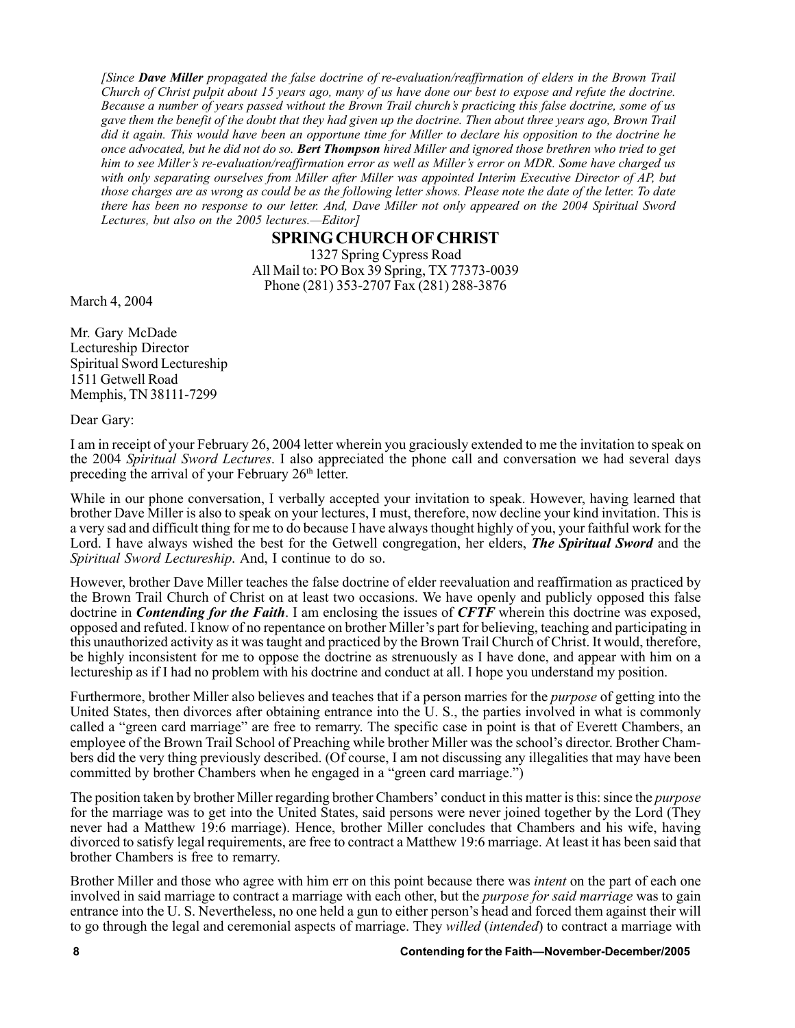*[Since **Dave Miller** propagated the false doctrine of re-evaluation/reaffirmation of elders in the Brown Trail Church of Christ pulpit about 15 years ago, many of us have done our best to expose and refute the doctrine. Because a number of years passed without the Brown Trail church's practicing this false doctrine, some of us gave them the benefit of the doubt that they had given up the doctrine. Then about three years ago, Brown Trail did it again. This would have been an opportune time for Miller to declare his opposition to the doctrine he once advocated, but he did not do so. **Bert Thompson** hired Miller and ignored those brethren who tried to get him to see Miller's re-evaluation/reaffirmation error as well as Miller's error on MDR. Some have charged us with only separating ourselves from Miller after Miller was appointed Interim Executive Director of AP, but those charges are as wrong as could be as the following letter shows. Please note the date of the letter. To date there has been no response to our letter. And, Dave Miller not only appeared on the 2004 Spiritual Sword Lectures, but also on the 2005 lectures.—Editor]*

**SPRING CHURCH OF CHRIST**
1327 Spring Cypress Road
All Mail to: PO Box 39 Spring, TX 77373-0039
Phone (281) 353-2707 Fax (281) 288-3876

March 4, 2004

Mr. Gary McDade
Lectureship Director
Spiritual Sword Lectureship
1511 Getwell Road
Memphis, TN 38111-7299

Dear Gary:

I am in receipt of your February 26, 2004 letter wherein you graciously extended to me the invitation to speak on the 2004 *Spiritual Sword Lectures*. I also appreciated the phone call and conversation we had several days preceding the arrival of your February 26th letter.

While in our phone conversation, I verbally accepted your invitation to speak. However, having learned that brother Dave Miller is also to speak on your lectures, I must, therefore, now decline your kind invitation. This is a very sad and difficult thing for me to do because I have always thought highly of you, your faithful work for the Lord. I have always wished the best for the Getwell congregation, her elders, ***The Spiritual Sword*** and the *Spiritual Sword Lectureship*. And, I continue to do so.

However, brother Dave Miller teaches the false doctrine of elder reevaluation and reaffirmation as practiced by the Brown Trail Church of Christ on at least two occasions. We have openly and publicly opposed this false doctrine in ***Contending for the Faith***. I am enclosing the issues of ***CFTF*** wherein this doctrine was exposed, opposed and refuted. I know of no repentance on brother Miller's part for believing, teaching and participating in this unauthorized activity as it was taught and practiced by the Brown Trail Church of Christ. It would, therefore, be highly inconsistent for me to oppose the doctrine as strenuously as I have done, and appear with him on a lectureship as if I had no problem with his doctrine and conduct at all. I hope you understand my position.

Furthermore, brother Miller also believes and teaches that if a person marries for the *purpose* of getting into the United States, then divorces after obtaining entrance into the U. S., the parties involved in what is commonly called a "green card marriage" are free to remarry. The specific case in point is that of Everett Chambers, an employee of the Brown Trail School of Preaching while brother Miller was the school's director. Brother Chambers did the very thing previously described. (Of course, I am not discussing any illegalities that may have been committed by brother Chambers when he engaged in a "green card marriage.")

The position taken by brother Miller regarding brother Chambers' conduct in this matter is this: since the *purpose* for the marriage was to get into the United States, said persons were never joined together by the Lord (They never had a Matthew 19:6 marriage). Hence, brother Miller concludes that Chambers and his wife, having divorced to satisfy legal requirements, are free to contract a Matthew 19:6 marriage. At least it has been said that brother Chambers is free to remarry.

Brother Miller and those who agree with him err on this point because there was *intent* on the part of each one involved in said marriage to contract a marriage with each other, but the *purpose for said marriage* was to gain entrance into the U. S. Nevertheless, no one held a gun to either person's head and forced them against their will to go through the legal and ceremonial aspects of marriage. They *willed* (*intended*) to contract a marriage with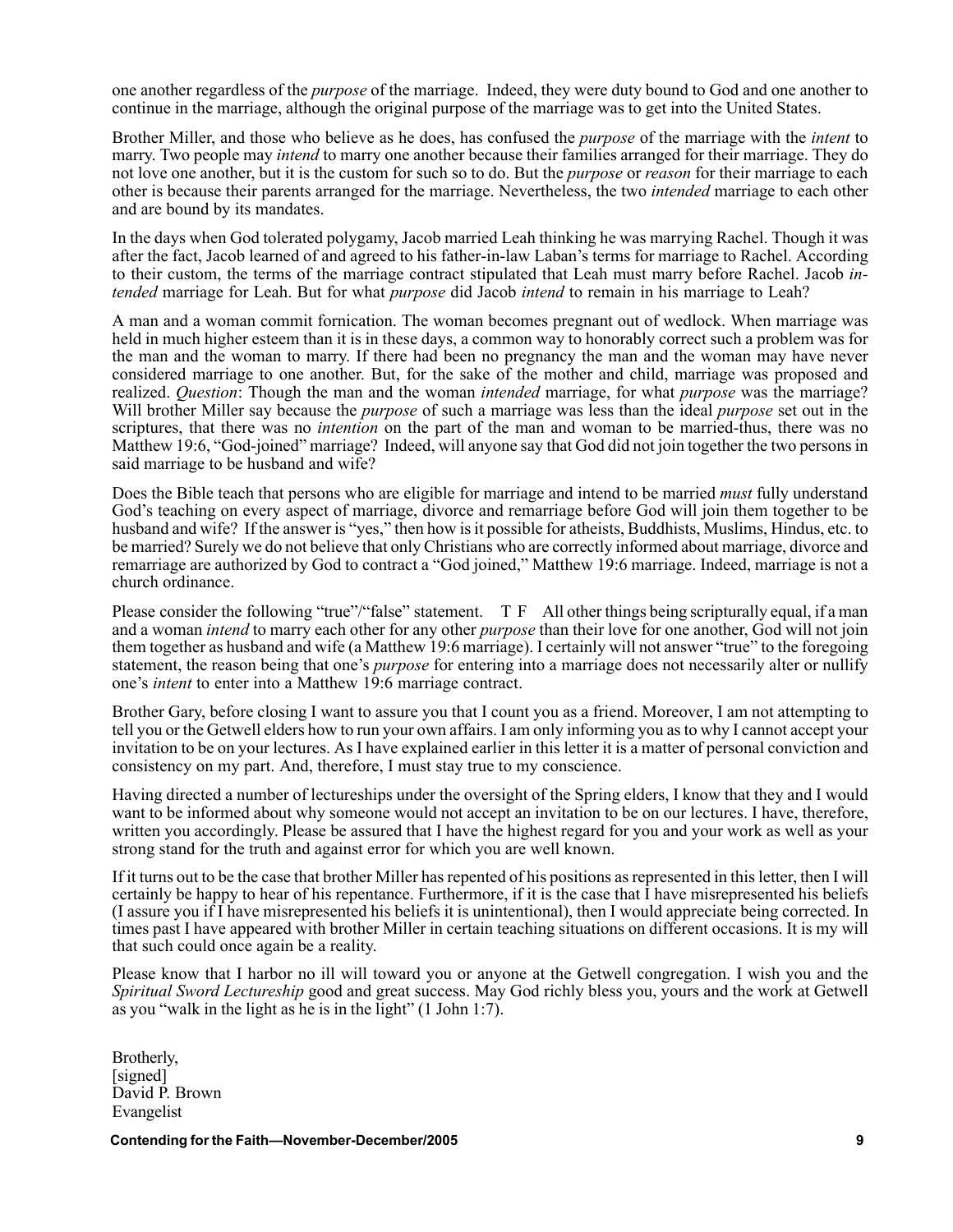one another regardless of the *purpose* of the marriage. Indeed, they were duty bound to God and one another to continue in the marriage, although the original purpose of the marriage was to get into the United States.

Brother Miller, and those who believe as he does, has confused the *purpose* of the marriage with the *intent* to marry. Two people may *intend* to marry one another because their families arranged for their marriage. They do not love one another, but it is the custom for such so to do. But the *purpose* or *reason* for their marriage to each other is because their parents arranged for the marriage. Nevertheless, the two *intended* marriage to each other and are bound by its mandates.

In the days when God tolerated polygamy, Jacob married Leah thinking he was marrying Rachel. Though it was after the fact, Jacob learned of and agreed to his father-in-law Laban's terms for marriage to Rachel. According to their custom, the terms of the marriage contract stipulated that Leah must marry before Rachel. Jacob *intended* marriage for Leah. But for what *purpose* did Jacob *intend* to remain in his marriage to Leah?

A man and a woman commit fornication. The woman becomes pregnant out of wedlock. When marriage was held in much higher esteem than it is in these days, a common way to honorably correct such a problem was for the man and the woman to marry. If there had been no pregnancy the man and the woman may have never considered marriage to one another. But, for the sake of the mother and child, marriage was proposed and realized. *Question*: Though the man and the woman *intended* marriage, for what *purpose* was the marriage? Will brother Miller say because the *purpose* of such a marriage was less than the ideal *purpose* set out in the scriptures, that there was no *intention* on the part of the man and woman to be married-thus, there was no Matthew 19:6, "God-joined" marriage? Indeed, will anyone say that God did not join together the two persons in said marriage to be husband and wife?

Does the Bible teach that persons who are eligible for marriage and intend to be married *must* fully understand God's teaching on every aspect of marriage, divorce and remarriage before God will join them together to be husband and wife? If the answer is "yes," then how is it possible for atheists, Buddhists, Muslims, Hindus, etc. to be married? Surely we do not believe that only Christians who are correctly informed about marriage, divorce and remarriage are authorized by God to contract a "God joined," Matthew 19:6 marriage. Indeed, marriage is not a church ordinance.

Please consider the following "true"/"false" statement. T F All other things being scripturally equal, if a man and a woman *intend* to marry each other for any other *purpose* than their love for one another, God will not join them together as husband and wife (a Matthew 19:6 marriage). I certainly will not answer "true" to the foregoing statement, the reason being that one's *purpose* for entering into a marriage does not necessarily alter or nullify one's *intent* to enter into a Matthew 19:6 marriage contract.

Brother Gary, before closing I want to assure you that I count you as a friend. Moreover, I am not attempting to tell you or the Getwell elders how to run your own affairs. I am only informing you as to why I cannot accept your invitation to be on your lectures. As I have explained earlier in this letter it is a matter of personal conviction and consistency on my part. And, therefore, I must stay true to my conscience.

Having directed a number of lectureships under the oversight of the Spring elders, I know that they and I would want to be informed about why someone would not accept an invitation to be on our lectures. I have, therefore, written you accordingly. Please be assured that I have the highest regard for you and your work as well as your strong stand for the truth and against error for which you are well known.

If it turns out to be the case that brother Miller has repented of his positions as represented in this letter, then I will certainly be happy to hear of his repentance. Furthermore, if it is the case that I have misrepresented his beliefs (I assure you if I have misrepresented his beliefs it is unintentional), then I would appreciate being corrected. In times past I have appeared with brother Miller in certain teaching situations on different occasions. It is my will that such could once again be a reality.

Please know that I harbor no ill will toward you or anyone at the Getwell congregation. I wish you and the *Spiritual Sword Lectureship* good and great success. May God richly bless you, yours and the work at Getwell as you "walk in the light as he is in the light" (1 John 1:7).

Brotherly,
[signed]
David P. Brown
Evangelist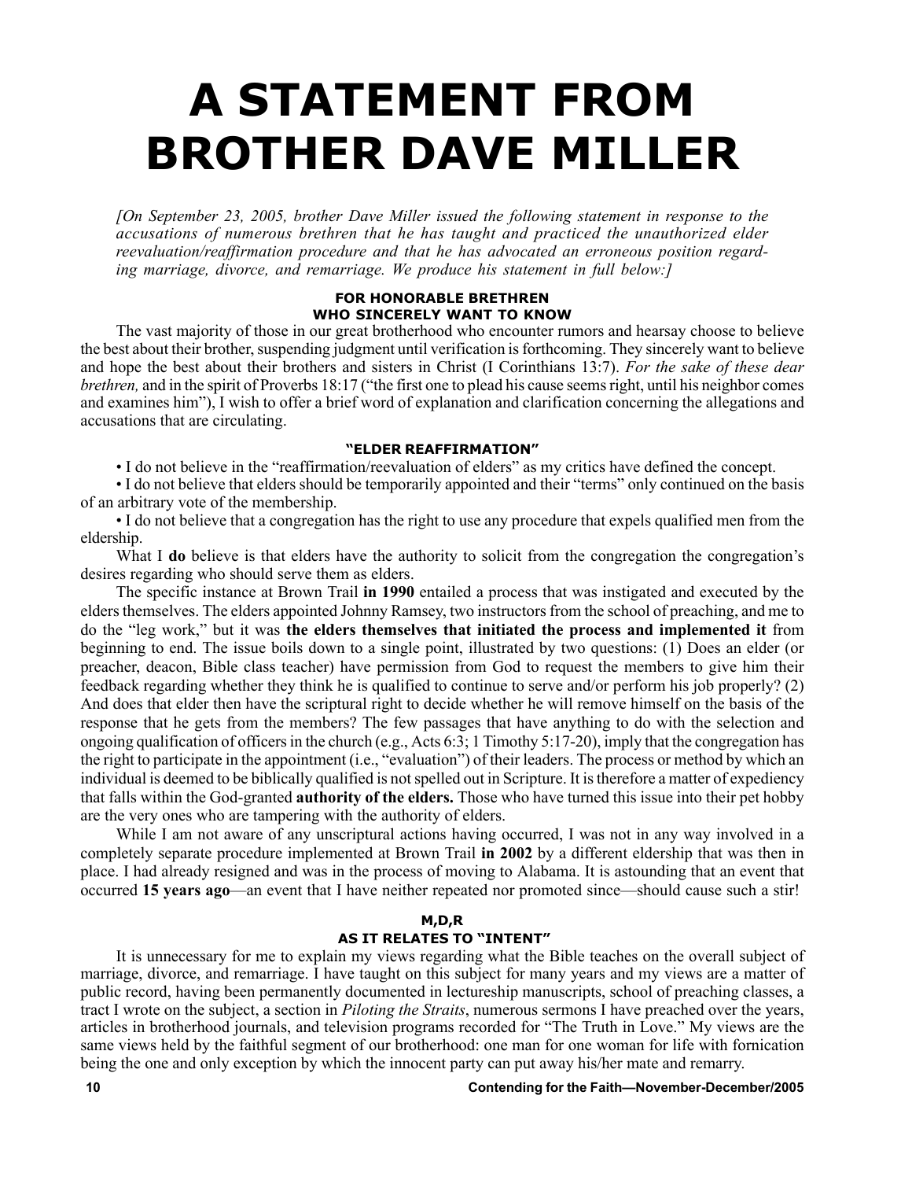# A STATEMENT FROM BROTHER DAVE MILLER

*[On September 23, 2005, brother Dave Miller issued the following statement in response to the accusations of numerous brethren that he has taught and practiced the unauthorized elder reevaluation/reaffirmation procedure and that he has advocated an erroneous position regarding marriage, divorce, and remarriage. We produce his statement in full below:]*

### FOR HONORABLE BRETHREN WHO SINCERELY WANT TO KNOW

The vast majority of those in our great brotherhood who encounter rumors and hearsay choose to believe the best about their brother, suspending judgment until verification is forthcoming. They sincerely want to believe and hope the best about their brothers and sisters in Christ (I Corinthians 13:7). *For the sake of these dear brethren,* and in the spirit of Proverbs 18:17 ("the first one to plead his cause seems right, until his neighbor comes and examines him"), I wish to offer a brief word of explanation and clarification concerning the allegations and accusations that are circulating.

### "ELDER REAFFIRMATION"

- I do not believe in the "reaffirmation/reevaluation of elders" as my critics have defined the concept.
- I do not believe that elders should be temporarily appointed and their "terms" only continued on the basis of an arbitrary vote of the membership.
- I do not believe that a congregation has the right to use any procedure that expels qualified men from the eldership.

What I **do** believe is that elders have the authority to solicit from the congregation the congregation's desires regarding who should serve them as elders.

The specific instance at Brown Trail **in 1990** entailed a process that was instigated and executed by the elders themselves. The elders appointed Johnny Ramsey, two instructors from the school of preaching, and me to do the "leg work," but it was **the elders themselves that initiated the process and implemented it** from beginning to end. The issue boils down to a single point, illustrated by two questions: (1) Does an elder (or preacher, deacon, Bible class teacher) have permission from God to request the members to give him their feedback regarding whether they think he is qualified to continue to serve and/or perform his job properly? (2) And does that elder then have the scriptural right to decide whether he will remove himself on the basis of the response that he gets from the members? The few passages that have anything to do with the selection and ongoing qualification of officers in the church (e.g., Acts 6:3; 1 Timothy 5:17-20), imply that the congregation has the right to participate in the appointment (i.e., "evaluation") of their leaders. The process or method by which an individual is deemed to be biblically qualified is not spelled out in Scripture. It is therefore a matter of expediency that falls within the God-granted **authority of the elders.** Those who have turned this issue into their pet hobby are the very ones who are tampering with the authority of elders.

While I am not aware of any unscriptural actions having occurred, I was not in any way involved in a completely separate procedure implemented at Brown Trail **in 2002** by a different eldership that was then in place. I had already resigned and was in the process of moving to Alabama. It is astounding that an event that occurred **15 years ago**—an event that I have neither repeated nor promoted since—should cause such a stir!

### M,D,R AS IT RELATES TO "INTENT"

It is unnecessary for me to explain my views regarding what the Bible teaches on the overall subject of marriage, divorce, and remarriage. I have taught on this subject for many years and my views are a matter of public record, having been permanently documented in lectureship manuscripts, school of preaching classes, a tract I wrote on the subject, a section in *Piloting the Straits*, numerous sermons I have preached over the years, articles in brotherhood journals, and television programs recorded for "The Truth in Love." My views are the same views held by the faithful segment of our brotherhood: one man for one woman for life with fornication being the one and only exception by which the innocent party can put away his/her mate and remarry.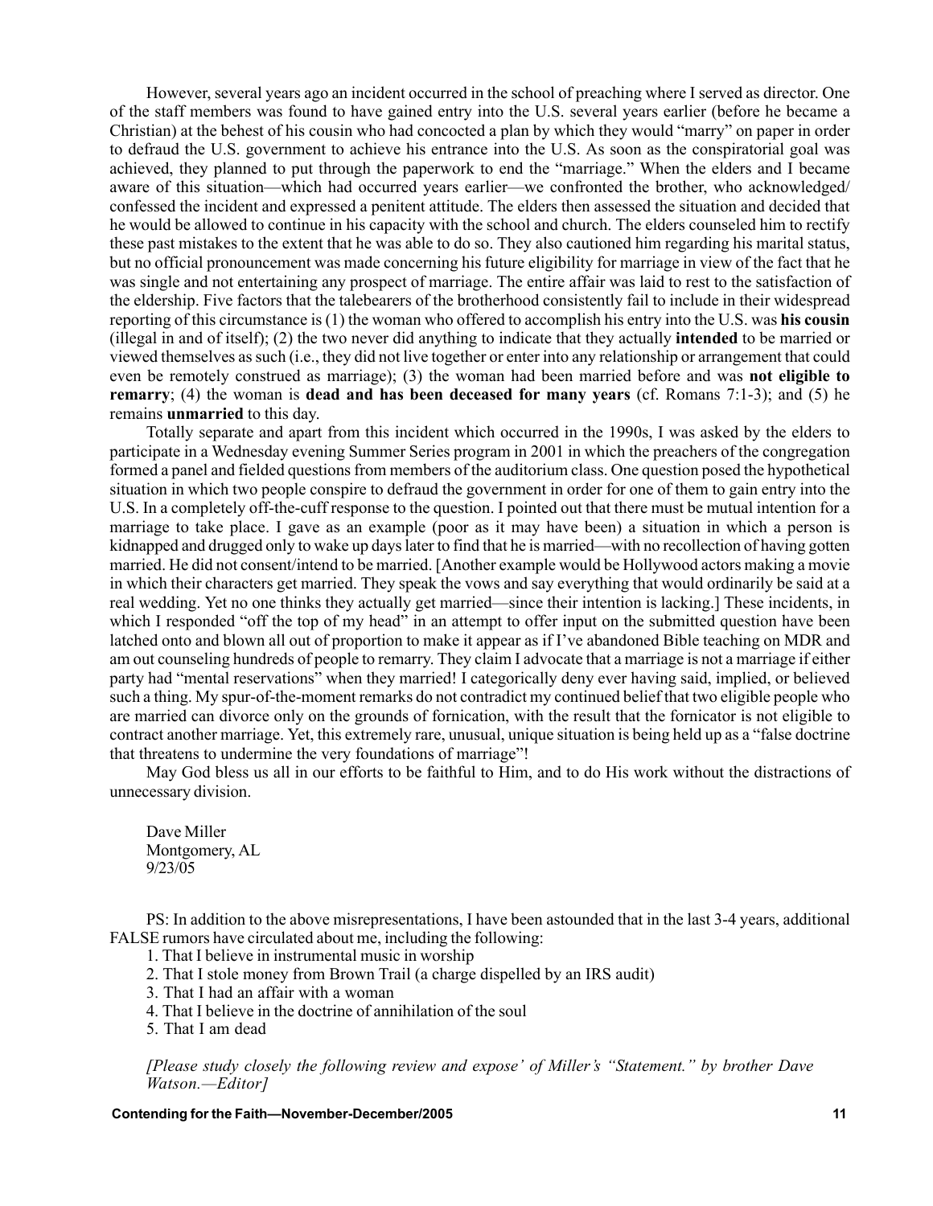However, several years ago an incident occurred in the school of preaching where I served as director. One of the staff members was found to have gained entry into the U.S. several years earlier (before he became a Christian) at the behest of his cousin who had concocted a plan by which they would "marry" on paper in order to defraud the U.S. government to achieve his entrance into the U.S. As soon as the conspiratorial goal was achieved, they planned to put through the paperwork to end the "marriage." When the elders and I became aware of this situation—which had occurred years earlier—we confronted the brother, who acknowledged/confessed the incident and expressed a penitent attitude. The elders then assessed the situation and decided that he would be allowed to continue in his capacity with the school and church. The elders counseled him to rectify these past mistakes to the extent that he was able to do so. They also cautioned him regarding his marital status, but no official pronouncement was made concerning his future eligibility for marriage in view of the fact that he was single and not entertaining any prospect of marriage. The entire affair was laid to rest to the satisfaction of the eldership. Five factors that the talebearers of the brotherhood consistently fail to include in their widespread reporting of this circumstance is (1) the woman who offered to accomplish his entry into the U.S. was **his cousin** (illegal in and of itself); (2) the two never did anything to indicate that they actually **intended** to be married or viewed themselves as such (i.e., they did not live together or enter into any relationship or arrangement that could even be remotely construed as marriage); (3) the woman had been married before and was **not eligible to remarry**; (4) the woman is **dead and has been deceased for many years** (cf. Romans 7:1-3); and (5) he remains **unmarried** to this day.

Totally separate and apart from this incident which occurred in the 1990s, I was asked by the elders to participate in a Wednesday evening Summer Series program in 2001 in which the preachers of the congregation formed a panel and fielded questions from members of the auditorium class. One question posed the hypothetical situation in which two people conspire to defraud the government in order for one of them to gain entry into the U.S. In a completely off-the-cuff response to the question. I pointed out that there must be mutual intention for a marriage to take place. I gave as an example (poor as it may have been) a situation in which a person is kidnapped and drugged only to wake up days later to find that he is married—with no recollection of having gotten married. He did not consent/intend to be married. [Another example would be Hollywood actors making a movie in which their characters get married. They speak the vows and say everything that would ordinarily be said at a real wedding. Yet no one thinks they actually get married—since their intention is lacking.] These incidents, in which I responded "off the top of my head" in an attempt to offer input on the submitted question have been latched onto and blown all out of proportion to make it appear as if I've abandoned Bible teaching on MDR and am out counseling hundreds of people to remarry. They claim I advocate that a marriage is not a marriage if either party had "mental reservations" when they married! I categorically deny ever having said, implied, or believed such a thing. My spur-of-the-moment remarks do not contradict my continued belief that two eligible people who are married can divorce only on the grounds of fornication, with the result that the fornicator is not eligible to contract another marriage. Yet, this extremely rare, unusual, unique situation is being held up as a "false doctrine that threatens to undermine the very foundations of marriage"!

May God bless us all in our efforts to be faithful to Him, and to do His work without the distractions of unnecessary division.

Dave Miller
Montgomery, AL
9/23/05

PS: In addition to the above misrepresentations, I have been astounded that in the last 3-4 years, additional FALSE rumors have circulated about me, including the following:

1. That I believe in instrumental music in worship
2. That I stole money from Brown Trail (a charge dispelled by an IRS audit)
3. That I had an affair with a woman
4. That I believe in the doctrine of annihilation of the soul
5. That I am dead

*[Please study closely the following review and expose' of Miller's "Statement." by brother Dave Watson.—Editor]*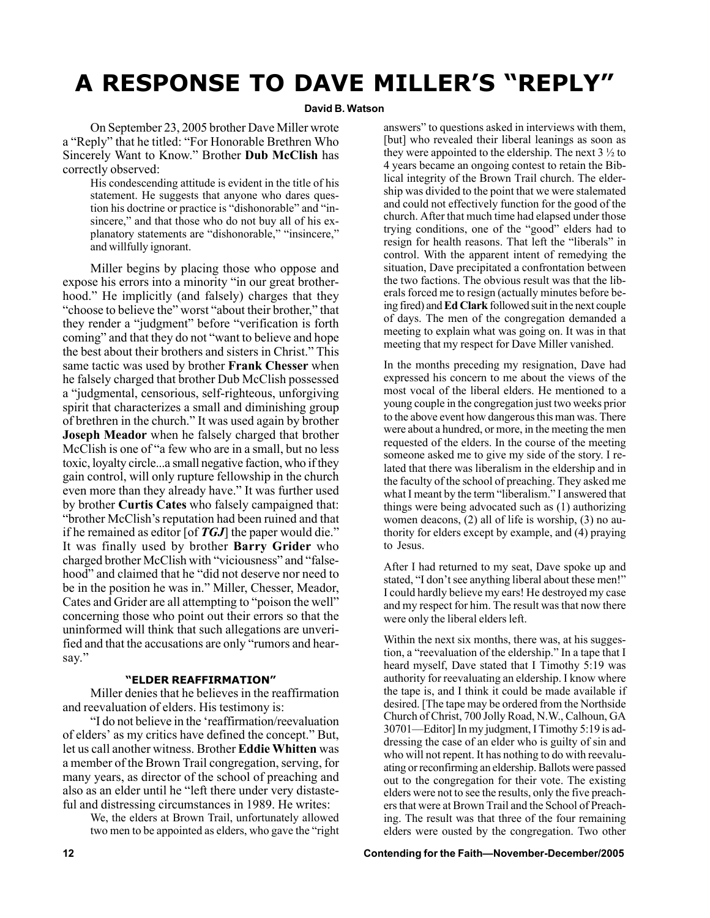# A RESPONSE TO DAVE MILLER'S "REPLY"

**David B. Watson**

On September 23, 2005 brother Dave Miller wrote a "Reply" that he titled: "For Honorable Brethren Who Sincerely Want to Know." Brother **Dub McClish** has correctly observed:

> His condescending attitude is evident in the title of his statement. He suggests that anyone who dares question his doctrine or practice is "dishonorable" and "insincere," and that those who do not buy all of his explanatory statements are "dishonorable," "insincere," and willfully ignorant.

Miller begins by placing those who oppose and expose his errors into a minority "in our great brotherhood." He implicitly (and falsely) charges that they "choose to believe the" worst "about their brother," that they render a "judgment" before "verification is forth coming" and that they do not "want to believe and hope the best about their brothers and sisters in Christ." This same tactic was used by brother **Frank Chesser** when he falsely charged that brother Dub McClish possessed a "judgmental, censorious, self-righteous, unforgiving spirit that characterizes a small and diminishing group of brethren in the church." It was used again by brother **Joseph Meador** when he falsely charged that brother McClish is one of "a few who are in a small, but no less toxic, loyalty circle...a small negative faction, who if they gain control, will only rupture fellowship in the church even more than they already have." It was further used by brother **Curtis Cates** who falsely campaigned that: "brother McClish's reputation had been ruined and that if he remained as editor [of ***TGJ***] the paper would die." It was finally used by brother **Barry Grider** who charged brother McClish with "viciousness" and "falsehood" and claimed that he "did not deserve nor need to be in the position he was in." Miller, Chesser, Meador, Cates and Grider are all attempting to "poison the well" concerning those who point out their errors so that the uninformed will think that such allegations are unverified and that the accusations are only "rumors and hearsay."

### "ELDER REAFFIRMATION"

Miller denies that he believes in the reaffirmation and reevaluation of elders. His testimony is:

"I do not believe in the 'reaffirmation/reevaluation of elders' as my critics have defined the concept." But, let us call another witness. Brother **Eddie Whitten** was a member of the Brown Trail congregation, serving, for many years, as director of the school of preaching and also as an elder until he "left there under very distasteful and distressing circumstances in 1989. He writes:

> We, the elders at Brown Trail, unfortunately allowed two men to be appointed as elders, who gave the "right answers" to questions asked in interviews with them, [but] who revealed their liberal leanings as soon as they were appointed to the eldership. The next 3 ½ to 4 years became an ongoing contest to retain the Biblical integrity of the Brown Trail church. The eldership was divided to the point that we were stalemated and could not effectively function for the good of the church. After that much time had elapsed under those trying conditions, one of the "good" elders had to resign for health reasons. That left the "liberals" in control. With the apparent intent of remedying the situation, Dave precipitated a confrontation between the two factions. The obvious result was that the liberals forced me to resign (actually minutes before being fired) and **Ed Clark** followed suit in the next couple of days. The men of the congregation demanded a meeting to explain what was going on. It was in that meeting that my respect for Dave Miller vanished.
>
> In the months preceding my resignation, Dave had expressed his concern to me about the views of the most vocal of the liberal elders. He mentioned to a young couple in the congregation just two weeks prior to the above event how dangerous this man was. There were about a hundred, or more, in the meeting the men requested of the elders. In the course of the meeting someone asked me to give my side of the story. I related that there was liberalism in the eldership and in the faculty of the school of preaching. They asked me what I meant by the term "liberalism." I answered that things were being advocated such as (1) authorizing women deacons, (2) all of life is worship, (3) no authority for elders except by example, and (4) praying to Jesus.
>
> After I had returned to my seat, Dave spoke up and stated, "I don't see anything liberal about these men!" I could hardly believe my ears! He destroyed my case and my respect for him. The result was that now there were only the liberal elders left.
>
> Within the next six months, there was, at his suggestion, a "reevaluation of the eldership." In a tape that I heard myself, Dave stated that I Timothy 5:19 was authority for reevaluating an eldership. I know where the tape is, and I think it could be made available if desired. [The tape may be ordered from the Northside Church of Christ, 700 Jolly Road, N.W., Calhoun, GA 30701—Editor] In my judgment, I Timothy 5:19 is addressing the case of an elder who is guilty of sin and who will not repent. It has nothing to do with reevaluating or reconfirming an eldership. Ballots were passed out to the congregation for their vote. The existing elders were not to see the results, only the five preachers that were at Brown Trail and the School of Preaching. The result was that three of the four remaining elders were ousted by the congregation. Two other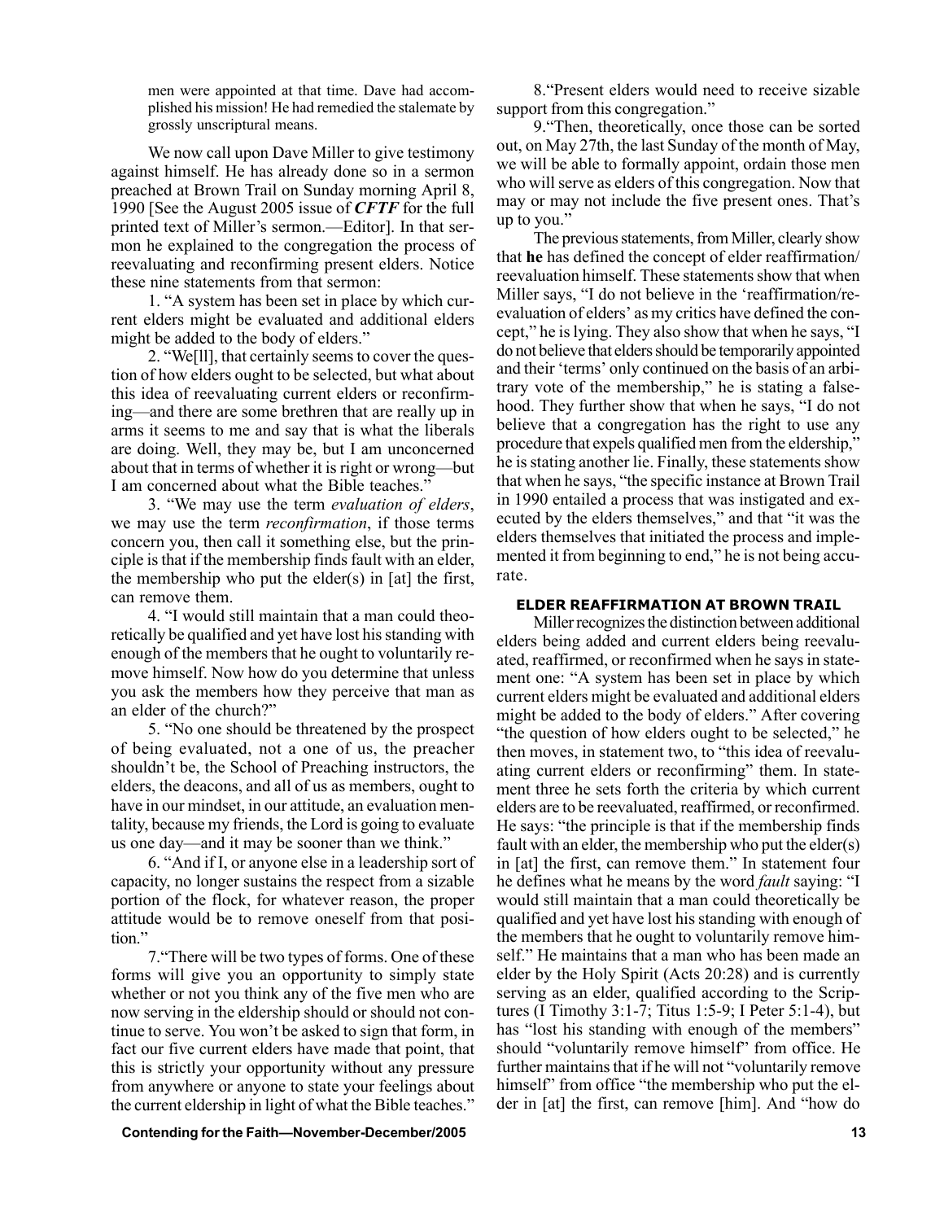men were appointed at that time. Dave had accomplished his mission! He had remedied the stalemate by grossly unscriptural means.

We now call upon Dave Miller to give testimony against himself. He has already done so in a sermon preached at Brown Trail on Sunday morning April 8, 1990 [See the August 2005 issue of ***CFTF*** for the full printed text of Miller's sermon.—Editor]. In that sermon he explained to the congregation the process of reevaluating and reconfirming present elders. Notice these nine statements from that sermon:

1. "A system has been set in place by which current elders might be evaluated and additional elders might be added to the body of elders."

2. "We[ll], that certainly seems to cover the question of how elders ought to be selected, but what about this idea of reevaluating current elders or reconfirming—and there are some brethren that are really up in arms it seems to me and say that is what the liberals are doing. Well, they may be, but I am unconcerned about that in terms of whether it is right or wrong—but I am concerned about what the Bible teaches."

3. "We may use the term *evaluation of elders*, we may use the term *reconfirmation*, if those terms concern you, then call it something else, but the principle is that if the membership finds fault with an elder, the membership who put the elder(s) in [at] the first, can remove them.

4. "I would still maintain that a man could theoretically be qualified and yet have lost his standing with enough of the members that he ought to voluntarily remove himself. Now how do you determine that unless you ask the members how they perceive that man as an elder of the church?"

5. "No one should be threatened by the prospect of being evaluated, not a one of us, the preacher shouldn't be, the School of Preaching instructors, the elders, the deacons, and all of us as members, ought to have in our mindset, in our attitude, an evaluation mentality, because my friends, the Lord is going to evaluate us one day—and it may be sooner than we think."

6. "And if I, or anyone else in a leadership sort of capacity, no longer sustains the respect from a sizable portion of the flock, for whatever reason, the proper attitude would be to remove oneself from that position."

7."There will be two types of forms. One of these forms will give you an opportunity to simply state whether or not you think any of the five men who are now serving in the eldership should or should not continue to serve. You won't be asked to sign that form, in fact our five current elders have made that point, that this is strictly your opportunity without any pressure from anywhere or anyone to state your feelings about the current eldership in light of what the Bible teaches."

8."Present elders would need to receive sizable support from this congregation."

9."Then, theoretically, once those can be sorted out, on May 27th, the last Sunday of the month of May, we will be able to formally appoint, ordain those men who will serve as elders of this congregation. Now that may or may not include the five present ones. That's up to you."

The previous statements, from Miller, clearly show that **he** has defined the concept of elder reaffirmation/reevaluation himself. These statements show that when Miller says, "I do not believe in the 'reaffirmation/reevaluation of elders' as my critics have defined the concept," he is lying. They also show that when he says, "I do not believe that elders should be temporarily appointed and their 'terms' only continued on the basis of an arbitrary vote of the membership," he is stating a falsehood. They further show that when he says, "I do not believe that a congregation has the right to use any procedure that expels qualified men from the eldership," he is stating another lie. Finally, these statements show that when he says, "the specific instance at Brown Trail in 1990 entailed a process that was instigated and executed by the elders themselves," and that "it was the elders themselves that initiated the process and implemented it from beginning to end," he is not being accurate.

#### ELDER REAFFIRMATION AT BROWN TRAIL

Miller recognizes the distinction between additional elders being added and current elders being reevaluated, reaffirmed, or reconfirmed when he says in statement one: "A system has been set in place by which current elders might be evaluated and additional elders might be added to the body of elders." After covering "the question of how elders ought to be selected," he then moves, in statement two, to "this idea of reevaluating current elders or reconfirming" them. In statement three he sets forth the criteria by which current elders are to be reevaluated, reaffirmed, or reconfirmed. He says: "the principle is that if the membership finds fault with an elder, the membership who put the elder(s) in [at] the first, can remove them." In statement four he defines what he means by the word *fault* saying: "I would still maintain that a man could theoretically be qualified and yet have lost his standing with enough of the members that he ought to voluntarily remove himself." He maintains that a man who has been made an elder by the Holy Spirit (Acts 20:28) and is currently serving as an elder, qualified according to the Scriptures (I Timothy 3:1-7; Titus 1:5-9; I Peter 5:1-4), but has "lost his standing with enough of the members" should "voluntarily remove himself" from office. He further maintains that if he will not "voluntarily remove himself" from office "the membership who put the elder in [at] the first, can remove [him]. And "how do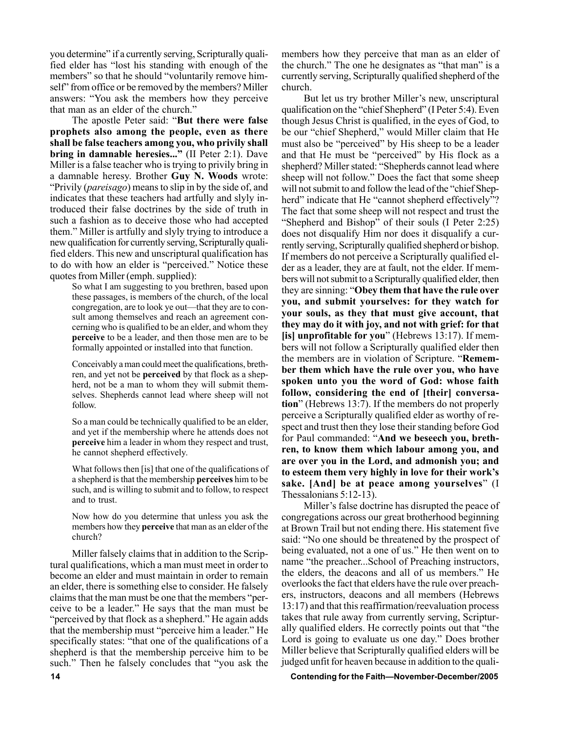you determine" if a currently serving, Scripturally qualified elder has "lost his standing with enough of the members" so that he should "voluntarily remove himself" from office or be removed by the members? Miller answers: "You ask the members how they perceive that man as an elder of the church."

The apostle Peter said: "**But there were false prophets also among the people, even as there shall be false teachers among you, who privily shall bring in damnable heresies...**" (II Peter 2:1). Dave Miller is a false teacher who is trying to privily bring in a damnable heresy. Brother **Guy N. Woods** wrote: "Privily (*pareisago*) means to slip in by the side of, and indicates that these teachers had artfully and slyly introduced their false doctrines by the side of truth in such a fashion as to deceive those who had accepted them." Miller is artfully and slyly trying to introduce a new qualification for currently serving, Scripturally qualified elders. This new and unscriptural qualification has to do with how an elder is "perceived." Notice these quotes from Miller (emph. supplied):

> So what I am suggesting to you brethren, based upon these passages, is members of the church, of the local congregation, are to look ye out—that they are to consult among themselves and reach an agreement concerning who is qualified to be an elder, and whom they **perceive** to be a leader, and then those men are to be formally appointed or installed into that function.
>
> Conceivably a man could meet the qualifications, brethren, and yet not be **perceived** by that flock as a shepherd, not be a man to whom they will submit themselves. Shepherds cannot lead where sheep will not follow.
>
> So a man could be technically qualified to be an elder, and yet if the membership where he attends does not **perceive** him a leader in whom they respect and trust, he cannot shepherd effectively.
>
> What follows then [is] that one of the qualifications of a shepherd is that the membership **perceives** him to be such, and is willing to submit and to follow, to respect and to trust.
>
> Now how do you determine that unless you ask the members how they **perceive** that man as an elder of the church?

Miller falsely claims that in addition to the Scriptural qualifications, which a man must meet in order to become an elder and must maintain in order to remain an elder, there is something else to consider. He falsely claims that the man must be one that the members "perceive to be a leader." He says that the man must be "perceived by that flock as a shepherd." He again adds that the membership must "perceive him a leader." He specifically states: "that one of the qualifications of a shepherd is that the membership perceive him to be such." Then he falsely concludes that "you ask the members how they perceive that man as an elder of the church." The one he designates as "that man" is a currently serving, Scripturally qualified shepherd of the church.

But let us try brother Miller's new, unscriptural qualification on the "chief Shepherd" (I Peter 5:4). Even though Jesus Christ is qualified, in the eyes of God, to be our "chief Shepherd," would Miller claim that He must also be "perceived" by His sheep to be a leader and that He must be "perceived" by His flock as a shepherd? Miller stated: "Shepherds cannot lead where sheep will not follow." Does the fact that some sheep will not submit to and follow the lead of the "chief Shepherd" indicate that He "cannot shepherd effectively"? The fact that some sheep will not respect and trust the "Shepherd and Bishop" of their souls (I Peter 2:25) does not disqualify Him nor does it disqualify a currently serving, Scripturally qualified shepherd or bishop. If members do not perceive a Scripturally qualified elder as a leader, they are at fault, not the elder. If members will not submit to a Scripturally qualified elder, then they are sinning: "**Obey them that have the rule over you, and submit yourselves: for they watch for your souls, as they that must give account, that they may do it with joy, and not with grief: for that [is] unprofitable for you**" (Hebrews 13:17). If members will not follow a Scripturally qualified elder then the members are in violation of Scripture. "**Remember them which have the rule over you, who have spoken unto you the word of God: whose faith follow, considering the end of [their] conversation**" (Hebrews 13:7). If the members do not properly perceive a Scripturally qualified elder as worthy of respect and trust then they lose their standing before God for Paul commanded: "**And we beseech you, brethren, to know them which labour among you, and are over you in the Lord, and admonish you; and to esteem them very highly in love for their work's sake. [And] be at peace among yourselves**" (I Thessalonians 5:12-13).

Miller's false doctrine has disrupted the peace of congregations across our great brotherhood beginning at Brown Trail but not ending there. His statement five said: "No one should be threatened by the prospect of being evaluated, not a one of us." He then went on to name "the preacher...School of Preaching instructors, the elders, the deacons and all of us members." He overlooks the fact that elders have the rule over preachers, instructors, deacons and all members (Hebrews 13:17) and that this reaffirmation/reevaluation process takes that rule away from currently serving, Scripturally qualified elders. He correctly points out that "the Lord is going to evaluate us one day." Does brother Miller believe that Scripturally qualified elders will be judged unfit for heaven because in addition to the quali-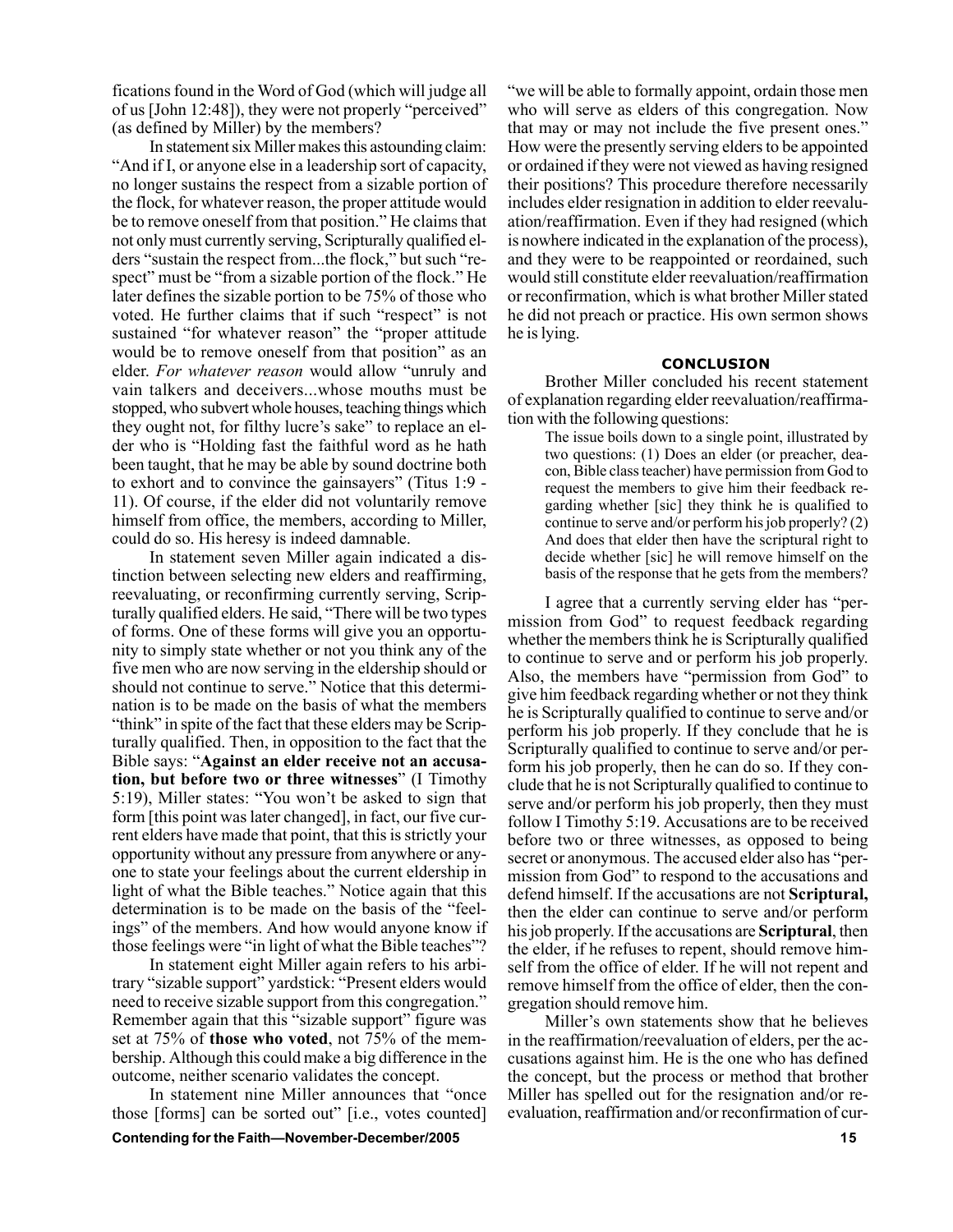fications found in the Word of God (which will judge all of us [John 12:48]), they were not properly "perceived" (as defined by Miller) by the members?

In statement six Miller makes this astounding claim: "And if I, or anyone else in a leadership sort of capacity, no longer sustains the respect from a sizable portion of the flock, for whatever reason, the proper attitude would be to remove oneself from that position." He claims that not only must currently serving, Scripturally qualified elders "sustain the respect from...the flock," but such "respect" must be "from a sizable portion of the flock." He later defines the sizable portion to be 75% of those who voted. He further claims that if such "respect" is not sustained "for whatever reason" the "proper attitude would be to remove oneself from that position" as an elder. *For whatever reason* would allow "unruly and vain talkers and deceivers...whose mouths must be stopped, who subvert whole houses, teaching things which they ought not, for filthy lucre's sake" to replace an elder who is "Holding fast the faithful word as he hath been taught, that he may be able by sound doctrine both to exhort and to convince the gainsayers" (Titus 1:9 - 11). Of course, if the elder did not voluntarily remove himself from office, the members, according to Miller, could do so. His heresy is indeed damnable.

In statement seven Miller again indicated a distinction between selecting new elders and reaffirming, reevaluating, or reconfirming currently serving, Scripturally qualified elders. He said, "There will be two types of forms. One of these forms will give you an opportunity to simply state whether or not you think any of the five men who are now serving in the eldership should or should not continue to serve." Notice that this determination is to be made on the basis of what the members "think" in spite of the fact that these elders may be Scripturally qualified. Then, in opposition to the fact that the Bible says: "**Against an elder receive not an accusation, but before two or three witnesses**" (I Timothy 5:19), Miller states: "You won't be asked to sign that form [this point was later changed], in fact, our five current elders have made that point, that this is strictly your opportunity without any pressure from anywhere or anyone to state your feelings about the current eldership in light of what the Bible teaches." Notice again that this determination is to be made on the basis of the "feelings" of the members. And how would anyone know if those feelings were "in light of what the Bible teaches"?

In statement eight Miller again refers to his arbitrary "sizable support" yardstick: "Present elders would need to receive sizable support from this congregation." Remember again that this "sizable support" figure was set at 75% of **those who voted**, not 75% of the membership. Although this could make a big difference in the outcome, neither scenario validates the concept.

In statement nine Miller announces that "once those [forms] can be sorted out" [i.e., votes counted] "we will be able to formally appoint, ordain those men who will serve as elders of this congregation. Now that may or may not include the five present ones." How were the presently serving elders to be appointed or ordained if they were not viewed as having resigned their positions? This procedure therefore necessarily includes elder resignation in addition to elder reevaluation/reaffirmation. Even if they had resigned (which is nowhere indicated in the explanation of the process), and they were to be reappointed or reordained, such would still constitute elder reevaluation/reaffirmation or reconfirmation, which is what brother Miller stated he did not preach or practice. His own sermon shows he is lying.

## CONCLUSION

Brother Miller concluded his recent statement of explanation regarding elder reevaluation/reaffirmation with the following questions:

> The issue boils down to a single point, illustrated by two questions: (1) Does an elder (or preacher, deacon, Bible class teacher) have permission from God to request the members to give him their feedback regarding whether [sic] they think he is qualified to continue to serve and/or perform his job properly? (2) And does that elder then have the scriptural right to decide whether [sic] he will remove himself on the basis of the response that he gets from the members?

I agree that a currently serving elder has "permission from God" to request feedback regarding whether the members think he is Scripturally qualified to continue to serve and or perform his job properly. Also, the members have "permission from God" to give him feedback regarding whether or not they think he is Scripturally qualified to continue to serve and/or perform his job properly. If they conclude that he is Scripturally qualified to continue to serve and/or perform his job properly, then he can do so. If they conclude that he is not Scripturally qualified to continue to serve and/or perform his job properly, then they must follow I Timothy 5:19. Accusations are to be received before two or three witnesses, as opposed to being secret or anonymous. The accused elder also has "permission from God" to respond to the accusations and defend himself. If the accusations are not **Scriptural,** then the elder can continue to serve and/or perform his job properly. If the accusations are **Scriptural**, then the elder, if he refuses to repent, should remove himself from the office of elder. If he will not repent and remove himself from the office of elder, then the congregation should remove him.

Miller's own statements show that he believes in the reaffirmation/reevaluation of elders, per the accusations against him. He is the one who has defined the concept, but the process or method that brother Miller has spelled out for the resignation and/or reevaluation, reaffirmation and/or reconfirmation of cur-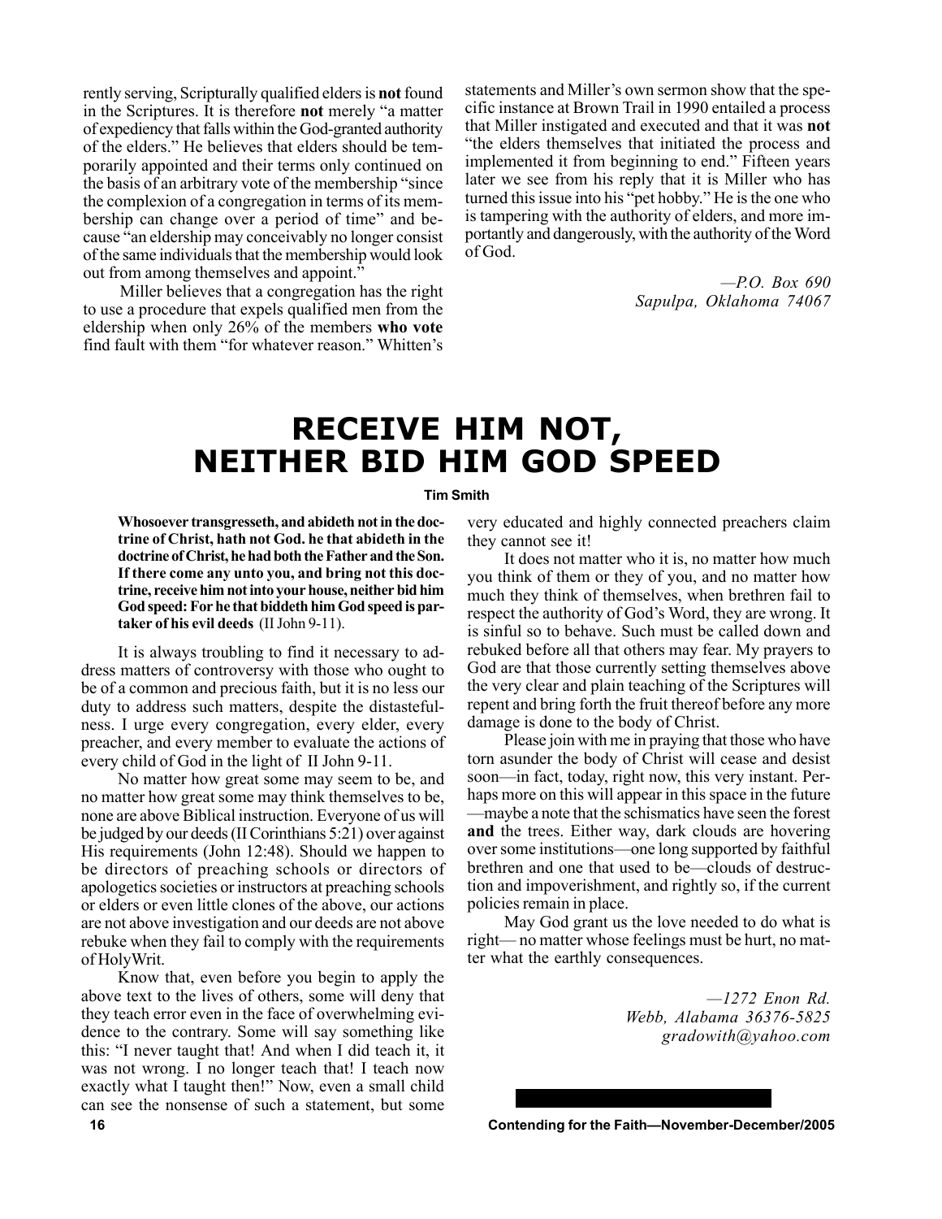rently serving, Scripturally qualified elders is **not** found in the Scriptures. It is therefore **not** merely "a matter of expediency that falls within the God-granted authority of the elders." He believes that elders should be temporarily appointed and their terms only continued on the basis of an arbitrary vote of the membership "since the complexion of a congregation in terms of its membership can change over a period of time" and because "an eldership may conceivably no longer consist of the same individuals that the membership would look out from among themselves and appoint."

Miller believes that a congregation has the right to use a procedure that expels qualified men from the eldership when only 26% of the members **who vote** find fault with them "for whatever reason." Whitten's statements and Miller's own sermon show that the specific instance at Brown Trail in 1990 entailed a process that Miller instigated and executed and that it was **not** "the elders themselves that initiated the process and implemented it from beginning to end." Fifteen years later we see from his reply that it is Miller who has turned this issue into his "pet hobby." He is the one who is tampering with the authority of elders, and more importantly and dangerously, with the authority of the Word of God.

*—P.O. Box 690*
*Sapulpa, Oklahoma 74067*

# RECEIVE HIM NOT, NEITHER BID HIM GOD SPEED

**Tim Smith**

**Whosoever transgresseth, and abideth not in the doctrine of Christ, hath not God. he that abideth in the doctrine of Christ, he had both the Father and the Son. If there come any unto you, and bring not this doctrine, receive him not into your house, neither bid him God speed: For he that biddeth him God speed is partaker of his evil deeds** (II John 9-11).

It is always troubling to find it necessary to address matters of controversy with those who ought to be of a common and precious faith, but it is no less our duty to address such matters, despite the distastefulness. I urge every congregation, every elder, every preacher, and every member to evaluate the actions of every child of God in the light of II John 9-11.

No matter how great some may seem to be, and no matter how great some may think themselves to be, none are above Biblical instruction. Everyone of us will be judged by our deeds (II Corinthians 5:21) over against His requirements (John 12:48). Should we happen to be directors of preaching schools or directors of apologetics societies or instructors at preaching schools or elders or even little clones of the above, our actions are not above investigation and our deeds are not above rebuke when they fail to comply with the requirements of HolyWrit.

Know that, even before you begin to apply the above text to the lives of others, some will deny that they teach error even in the face of overwhelming evidence to the contrary. Some will say something like this: "I never taught that! And when I did teach it, it was not wrong. I no longer teach that! I teach now exactly what I taught then!" Now, even a small child can see the nonsense of such a statement, but some very educated and highly connected preachers claim they cannot see it!

It does not matter who it is, no matter how much you think of them or they of you, and no matter how much they think of themselves, when brethren fail to respect the authority of God's Word, they are wrong. It is sinful so to behave. Such must be called down and rebuked before all that others may fear. My prayers to God are that those currently setting themselves above the very clear and plain teaching of the Scriptures will repent and bring forth the fruit thereof before any more damage is done to the body of Christ.

Please join with me in praying that those who have torn asunder the body of Christ will cease and desist soon—in fact, today, right now, this very instant. Perhaps more on this will appear in this space in the future —maybe a note that the schismatics have seen the forest **and** the trees. Either way, dark clouds are hovering over some institutions—one long supported by faithful brethren and one that used to be—clouds of destruction and impoverishment, and rightly so, if the current policies remain in place.

May God grant us the love needed to do what is right— no matter whose feelings must be hurt, no matter what the earthly consequences.

*—1272 Enon Rd.*
*Webb, Alabama 36376-5825*
*gradowith@yahoo.com*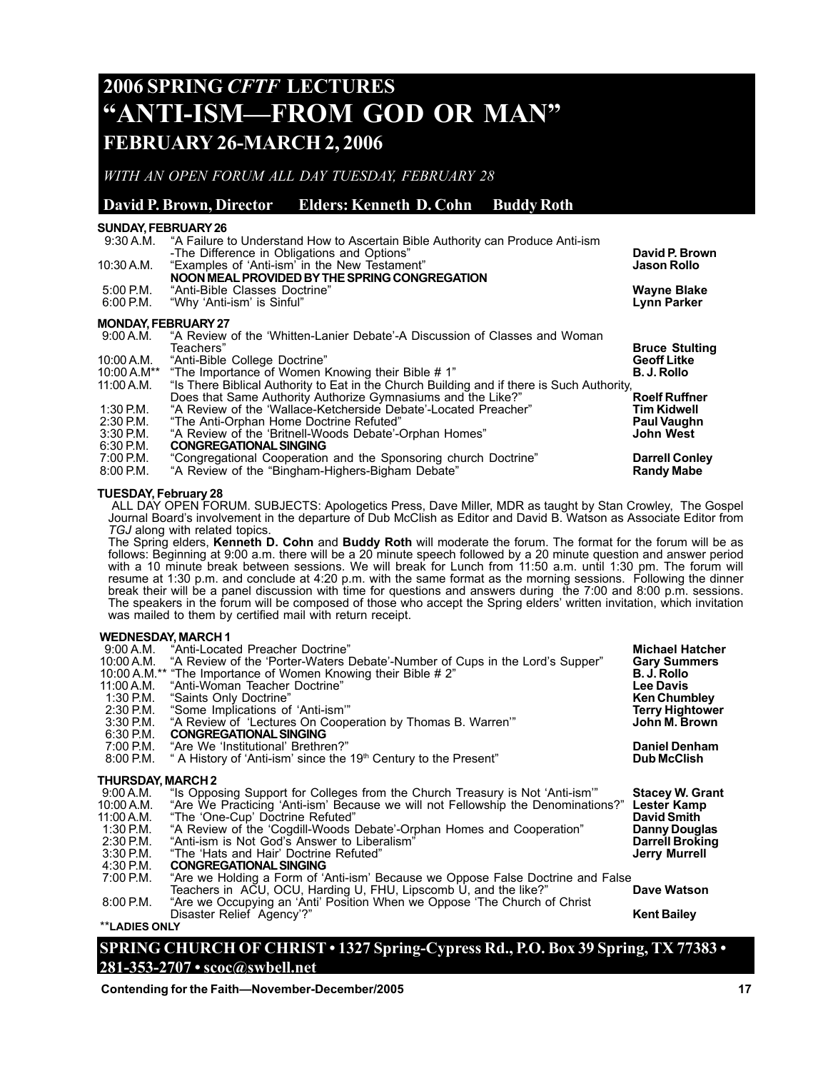# 2006 SPRING *CFTF* LECTURES

# "ANTI-ISM—FROM GOD OR MAN"

## FEBRUARY 26-MARCH 2, 2006

*WITH AN OPEN FORUM ALL DAY TUESDAY, FEBRUARY 28*

**David P. Brown, Director Elders: Kenneth D. Cohn Buddy Roth**

### SUNDAY, FEBRUARY 26

| Time | Topic | Speaker |
|---|---|---|
| 9:30 A.M. | "A Failure to Understand How to Ascertain Bible Authority can Produce Anti-ism -The Difference in Obligations and Options" | **David P. Brown** |
| 10:30 A.M. | "Examples of 'Anti-ism' in the New Testament" | **Jason Rollo** |
| | **NOON MEAL PROVIDED BY THE SPRING CONGREGATION** | |
| 5:00 P.M. | "Anti-Bible Classes Doctrine" | **Wayne Blake** |
| 6:00 P.M. | "Why 'Anti-ism' is Sinful" | **Lynn Parker** |

### MONDAY, FEBRUARY 27

| Time | Topic | Speaker |
|---|---|---|
| 9:00 A.M. | "A Review of the 'Whitten-Lanier Debate'-A Discussion of Classes and Woman Teachers" | **Bruce Stulting** |
| 10:00 A.M. | "Anti-Bible College Doctrine" | **Geoff Litke** |
| 10:00 A.M** | "The Importance of Women Knowing their Bible # 1" | **B. J. Rollo** |
| 11:00 A.M. | "Is There Biblical Authority to Eat in the Church Building and if there is Such Authority, Does that Same Authority Authorize Gymnasiums and the Like?" | **Roelf Ruffner** |
| 1:30 P.M. | "A Review of the 'Wallace-Ketcherside Debate'-Located Preacher" | **Tim Kidwell** |
| 2:30 P.M. | "The Anti-Orphan Home Doctrine Refuted" | **Paul Vaughn** |
| 3:30 P.M. | "A Review of the 'Britnell-Woods Debate'-Orphan Homes" | **John West** |
| 6:30 P.M. | **CONGREGATIONAL SINGING** | |
| 7:00 P.M. | "Congregational Cooperation and the Sponsoring church Doctrine" | **Darrell Conley** |
| 8:00 P.M. | "A Review of the "Bingham-Highers-Bigham Debate" | **Randy Mabe** |

### TUESDAY, February 28

ALL DAY OPEN FORUM. SUBJECTS: Apologetics Press, Dave Miller, MDR as taught by Stan Crowley, The Gospel Journal Board's involvement in the departure of Dub McClish as Editor and David B. Watson as Associate Editor from *TGJ* along with related topics.

The Spring elders, **Kenneth D. Cohn** and **Buddy Roth** will moderate the forum. The format for the forum will be as follows: Beginning at 9:00 a.m. there will be a 20 minute speech followed by a 20 minute question and answer period with a 10 minute break between sessions. We will break for Lunch from 11:50 a.m. until 1:30 pm. The forum will resume at 1:30 p.m. and conclude at 4:20 p.m. with the same format as the morning sessions. Following the dinner break their will be a panel discussion with time for questions and answers during the 7:00 and 8:00 p.m. sessions. The speakers in the forum will be composed of those who accept the Spring elders' written invitation, which invitation was mailed to them by certified mail with return receipt.

### WEDNESDAY, MARCH 1

| Time | Topic | Speaker |
|---|---|---|
| 9:00 A.M. | "Anti-Located Preacher Doctrine" | **Michael Hatcher** |
| 10:00 A.M. | "A Review of the 'Porter-Waters Debate'-Number of Cups in the Lord's Supper" | **Gary Summers** |
| 10:00 A.M.** | "The Importance of Women Knowing their Bible # 2" | **B. J. Rollo** |
| 11:00 A.M. | "Anti-Woman Teacher Doctrine" | **Lee Davis** |
| 1:30 P.M. | "Saints Only Doctrine" | **Ken Chumbley** |
| 2:30 P.M. | "Some Implications of 'Anti-ism'" | **Terry Hightower** |
| 3:30 P.M. | "A Review of 'Lectures On Cooperation by Thomas B. Warren'" | **John M. Brown** |
| 6:30 P.M. | **CONGREGATIONAL SINGING** | |
| 7:00 P.M. | "Are We 'Institutional' Brethren?" | **Daniel Denham** |
| 8:00 P.M. | " A History of 'Anti-ism' since the 19th Century to the Present" | **Dub McClish** |

### THURSDAY, MARCH 2

| Time | Topic | Speaker |
|---|---|---|
| 9:00 A.M. | "Is Opposing Support for Colleges from the Church Treasury is Not 'Anti-ism'" | **Stacey W. Grant** |
| 10:00 A.M. | "Are We Practicing 'Anti-ism' Because we will not Fellowship the Denominations?" | **Lester Kamp** |
| 11:00 A.M. | "The 'One-Cup' Doctrine Refuted" | **David Smith** |
| 1:30 P.M. | "A Review of the 'Cogdill-Woods Debate'-Orphan Homes and Cooperation" | **Danny Douglas** |
| 2:30 P.M. | "Anti-ism is Not God's Answer to Liberalism" | **Darrell Broking** |
| 3:30 P.M. | "The 'Hats and Hair' Doctrine Refuted" | **Jerry Murrell** |
| 4:30 P.M. | **CONGREGATIONAL SINGING** | |
| 7:00 P.M. | "Are we Holding a Form of 'Anti-ism' Because We Oppose False Doctrine and False Teachers in ACU, OCU, Harding U, FHU, Lipscomb U, and the like?" | **Dave Watson** |
| 8:00 P.M. | "Are we Occupying an 'Anti' Position When we Oppose 'The Church of Christ Disaster Relief Agency'?" | **Kent Bailey** |

****LADIES ONLY**

**SPRING CHURCH OF CHRIST • 1327 Spring-Cypress Rd., P.O. Box 39 Spring, TX 77383 • 281-353-2707 • scoc@swbell.net**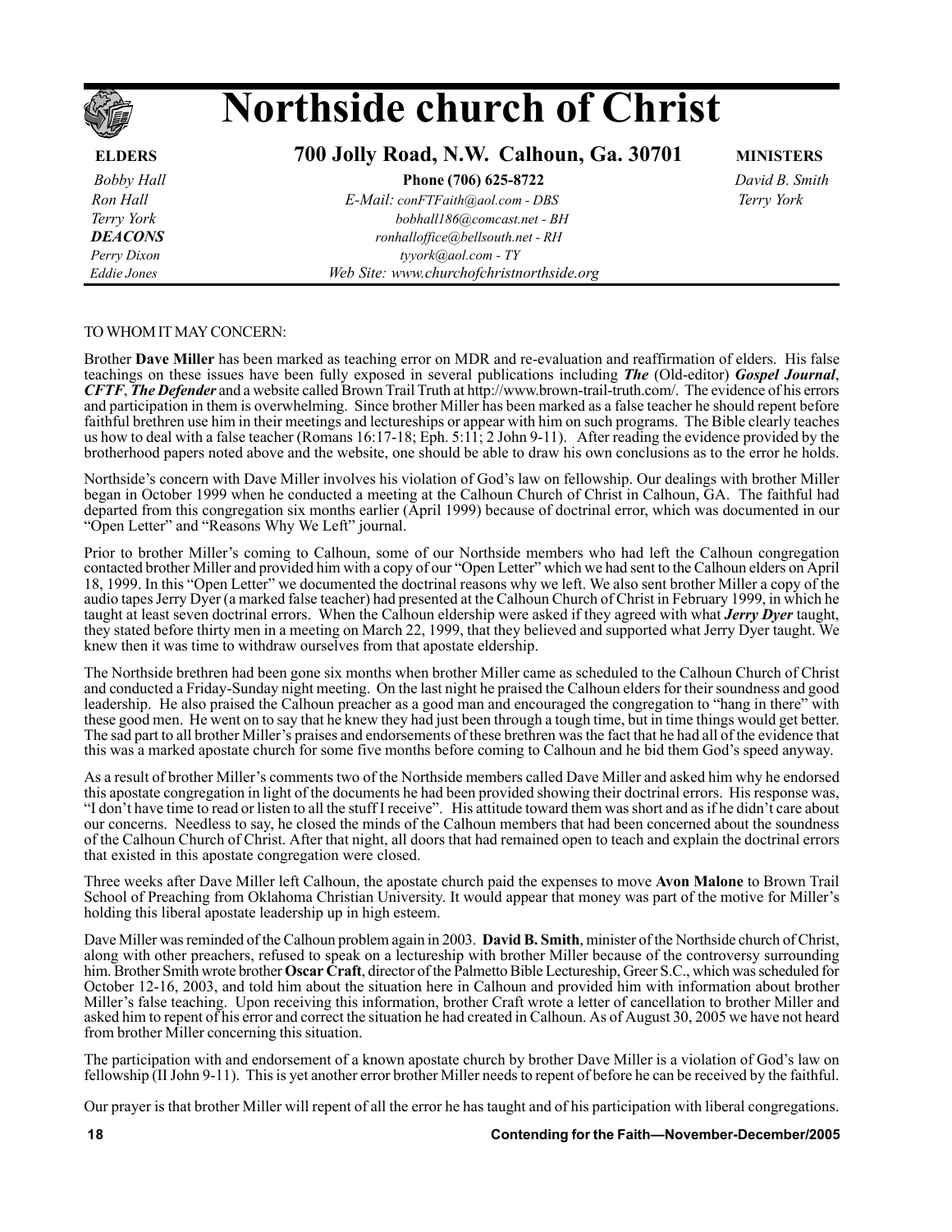# Northside church of Christ

## 700 Jolly Road, N.W. Calhoun, Ga. 30701

| ELDERS | | MINISTERS |
|---|---|---|
| *Bobby Hall* | **Phone (706) 625-8722** | *David B. Smith* |
| *Ron Hall* | *E-Mail: conFTFaith@aol.com - DBS* | *Terry York* |
| *Terry York* | *bobhall186@comcast.net - BH* | |
| ***DEACONS*** | *ronhalloffice@bellsouth.net - RH* | |
| *Perry Dixon* | *tyyork@aol.com - TY* | |
| *Eddie Jones* | *Web Site: www.churchofchristnorthside.org* | |

TO WHOM IT MAY CONCERN:

Brother **Dave Miller** has been marked as teaching error on MDR and re-evaluation and reaffirmation of elders. His false teachings on these issues have been fully exposed in several publications including ***The*** (Old-editor) ***Gospel Journal***, ***CFTF***, ***The Defender*** and a website called Brown Trail Truth at http://www.brown-trail-truth.com/. The evidence of his errors and participation in them is overwhelming. Since brother Miller has been marked as a false teacher he should repent before faithful brethren use him in their meetings and lectureships or appear with him on such programs. The Bible clearly teaches us how to deal with a false teacher (Romans 16:17-18; Eph. 5:11; 2 John 9-11). After reading the evidence provided by the brotherhood papers noted above and the website, one should be able to draw his own conclusions as to the error he holds.

Northside's concern with Dave Miller involves his violation of God's law on fellowship. Our dealings with brother Miller began in October 1999 when he conducted a meeting at the Calhoun Church of Christ in Calhoun, GA. The faithful had departed from this congregation six months earlier (April 1999) because of doctrinal error, which was documented in our "Open Letter" and "Reasons Why We Left" journal.

Prior to brother Miller's coming to Calhoun, some of our Northside members who had left the Calhoun congregation contacted brother Miller and provided him with a copy of our "Open Letter" which we had sent to the Calhoun elders on April 18, 1999. In this "Open Letter" we documented the doctrinal reasons why we left. We also sent brother Miller a copy of the audio tapes Jerry Dyer (a marked false teacher) had presented at the Calhoun Church of Christ in February 1999, in which he taught at least seven doctrinal errors. When the Calhoun eldership were asked if they agreed with what ***Jerry Dyer*** taught, they stated before thirty men in a meeting on March 22, 1999, that they believed and supported what Jerry Dyer taught. We knew then it was time to withdraw ourselves from that apostate eldership.

The Northside brethren had been gone six months when brother Miller came as scheduled to the Calhoun Church of Christ and conducted a Friday-Sunday night meeting. On the last night he praised the Calhoun elders for their soundness and good leadership. He also praised the Calhoun preacher as a good man and encouraged the congregation to "hang in there" with these good men. He went on to say that he knew they had just been through a tough time, but in time things would get better. The sad part to all brother Miller's praises and endorsements of these brethren was the fact that he had all of the evidence that this was a marked apostate church for some five months before coming to Calhoun and he bid them God's speed anyway.

As a result of brother Miller's comments two of the Northside members called Dave Miller and asked him why he endorsed this apostate congregation in light of the documents he had been provided showing their doctrinal errors. His response was, "I don't have time to read or listen to all the stuff I receive". His attitude toward them was short and as if he didn't care about our concerns. Needless to say, he closed the minds of the Calhoun members that had been concerned about the soundness of the Calhoun Church of Christ. After that night, all doors that had remained open to teach and explain the doctrinal errors that existed in this apostate congregation were closed.

Three weeks after Dave Miller left Calhoun, the apostate church paid the expenses to move **Avon Malone** to Brown Trail School of Preaching from Oklahoma Christian University. It would appear that money was part of the motive for Miller's holding this liberal apostate leadership up in high esteem.

Dave Miller was reminded of the Calhoun problem again in 2003. **David B. Smith**, minister of the Northside church of Christ, along with other preachers, refused to speak on a lectureship with brother Miller because of the controversy surrounding him. Brother Smith wrote brother **Oscar Craft**, director of the Palmetto Bible Lectureship, Greer S.C., which was scheduled for October 12-16, 2003, and told him about the situation here in Calhoun and provided him with information about brother Miller's false teaching. Upon receiving this information, brother Craft wrote a letter of cancellation to brother Miller and asked him to repent of his error and correct the situation he had created in Calhoun. As of August 30, 2005 we have not heard from brother Miller concerning this situation.

The participation with and endorsement of a known apostate church by brother Dave Miller is a violation of God's law on fellowship (II John 9-11). This is yet another error brother Miller needs to repent of before he can be received by the faithful.

Our prayer is that brother Miller will repent of all the error he has taught and of his participation with liberal congregations.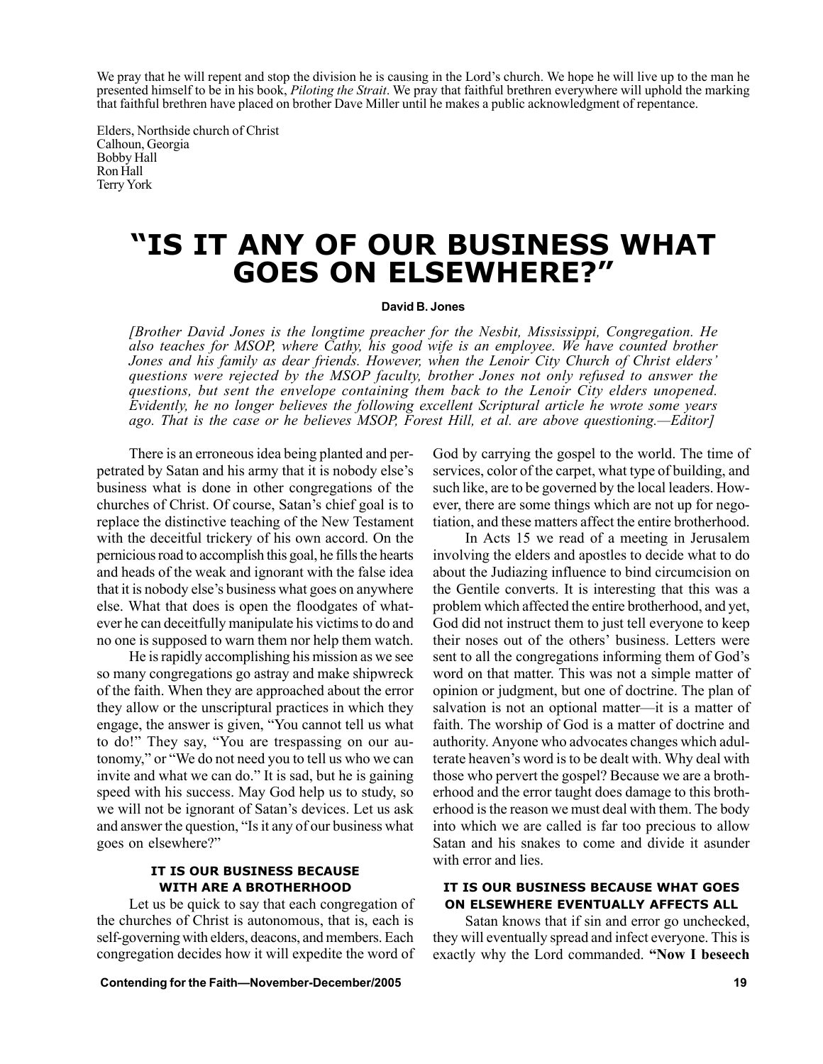We pray that he will repent and stop the division he is causing in the Lord's church. We hope he will live up to the man he presented himself to be in his book, *Piloting the Strait*. We pray that faithful brethren everywhere will uphold the marking that faithful brethren have placed on brother Dave Miller until he makes a public acknowledgment of repentance.

Elders, Northside church of Christ
Calhoun, Georgia
Bobby Hall
Ron Hall
Terry York

# "IS IT ANY OF OUR BUSINESS WHAT GOES ON ELSEWHERE?"

**David B. Jones**

*[Brother David Jones is the longtime preacher for the Nesbit, Mississippi, Congregation. He also teaches for MSOP, where Cathy, his good wife is an employee. We have counted brother Jones and his family as dear friends. However, when the Lenoir City Church of Christ elders' questions were rejected by the MSOP faculty, brother Jones not only refused to answer the questions, but sent the envelope containing them back to the Lenoir City elders unopened. Evidently, he no longer believes the following excellent Scriptural article he wrote some years ago. That is the case or he believes MSOP, Forest Hill, et al. are above questioning.—Editor]*

There is an erroneous idea being planted and perpetrated by Satan and his army that it is nobody else's business what is done in other congregations of the churches of Christ. Of course, Satan's chief goal is to replace the distinctive teaching of the New Testament with the deceitful trickery of his own accord. On the pernicious road to accomplish this goal, he fills the hearts and heads of the weak and ignorant with the false idea that it is nobody else's business what goes on anywhere else. What that does is open the floodgates of whatever he can deceitfully manipulate his victims to do and no one is supposed to warn them nor help them watch.

He is rapidly accomplishing his mission as we see so many congregations go astray and make shipwreck of the faith. When they are approached about the error they allow or the unscriptural practices in which they engage, the answer is given, "You cannot tell us what to do!" They say, "You are trespassing on our autonomy," or "We do not need you to tell us who we can invite and what we can do." It is sad, but he is gaining speed with his success. May God help us to study, so we will not be ignorant of Satan's devices. Let us ask and answer the question, "Is it any of our business what goes on elsewhere?"

### IT IS OUR BUSINESS BECAUSE WITH ARE A BROTHERHOOD

Let us be quick to say that each congregation of the churches of Christ is autonomous, that is, each is self-governing with elders, deacons, and members. Each congregation decides how it will expedite the word of God by carrying the gospel to the world. The time of services, color of the carpet, what type of building, and such like, are to be governed by the local leaders. However, there are some things which are not up for negotiation, and these matters affect the entire brotherhood.

In Acts 15 we read of a meeting in Jerusalem involving the elders and apostles to decide what to do about the Judiazing influence to bind circumcision on the Gentile converts. It is interesting that this was a problem which affected the entire brotherhood, and yet, God did not instruct them to just tell everyone to keep their noses out of the others' business. Letters were sent to all the congregations informing them of God's word on that matter. This was not a simple matter of opinion or judgment, but one of doctrine. The plan of salvation is not an optional matter—it is a matter of faith. The worship of God is a matter of doctrine and authority. Anyone who advocates changes which adulterate heaven's word is to be dealt with. Why deal with those who pervert the gospel? Because we are a brotherhood and the error taught does damage to this brotherhood is the reason we must deal with them. The body into which we are called is far too precious to allow Satan and his snakes to come and divide it asunder with error and lies.

### IT IS OUR BUSINESS BECAUSE WHAT GOES ON ELSEWHERE EVENTUALLY AFFECTS ALL

Satan knows that if sin and error go unchecked, they will eventually spread and infect everyone. This is exactly why the Lord commanded. **"Now I beseech**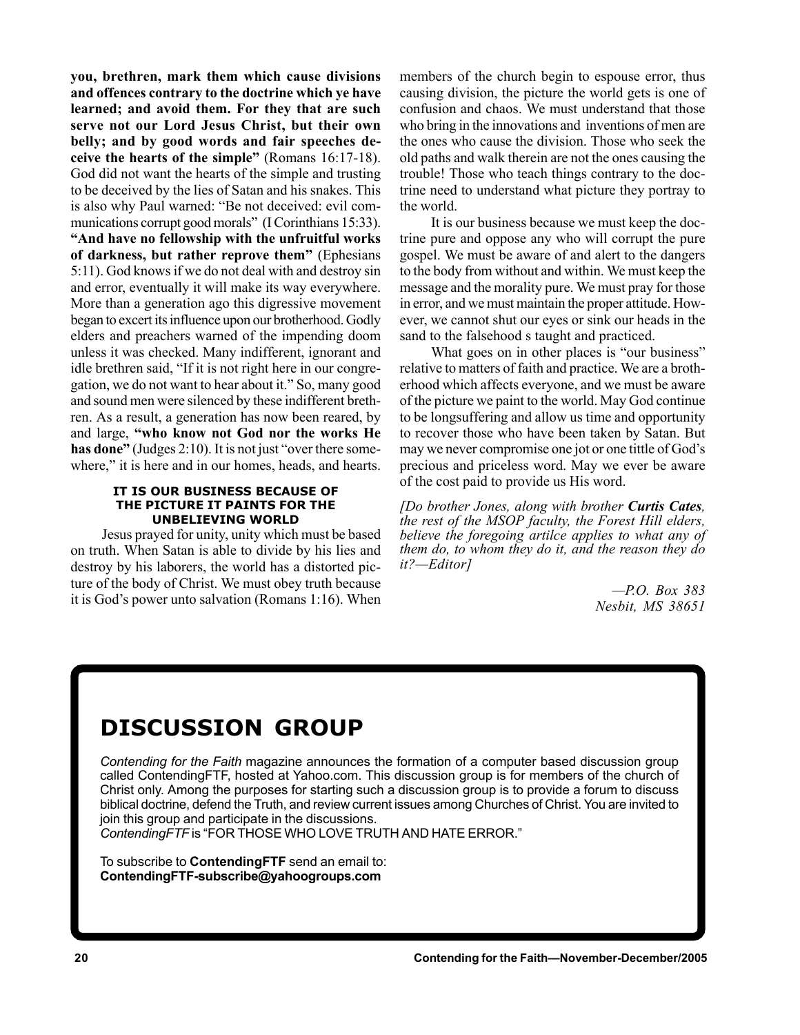**you, brethren, mark them which cause divisions and offences contrary to the doctrine which ye have learned; and avoid them. For they that are such serve not our Lord Jesus Christ, but their own belly; and by good words and fair speeches deceive the hearts of the simple"** (Romans 16:17-18). God did not want the hearts of the simple and trusting to be deceived by the lies of Satan and his snakes. This is also why Paul warned: "Be not deceived: evil communications corrupt good morals" (I Corinthians 15:33). **"And have no fellowship with the unfruitful works of darkness, but rather reprove them"** (Ephesians 5:11). God knows if we do not deal with and destroy sin and error, eventually it will make its way everywhere. More than a generation ago this digressive movement began to excert its influence upon our brotherhood. Godly elders and preachers warned of the impending doom unless it was checked. Many indifferent, ignorant and idle brethren said, "If it is not right here in our congregation, we do not want to hear about it." So, many good and sound men were silenced by these indifferent brethren. As a result, a generation has now been reared, by and large, **"who know not God nor the works He has done"** (Judges 2:10). It is not just "over there somewhere," it is here and in our homes, heads, and hearts.

#### IT IS OUR BUSINESS BECAUSE OF THE PICTURE IT PAINTS FOR THE UNBELIEVING WORLD

Jesus prayed for unity, unity which must be based on truth. When Satan is able to divide by his lies and destroy by his laborers, the world has a distorted picture of the body of Christ. We must obey truth because it is God's power unto salvation (Romans 1:16). When members of the church begin to espouse error, thus causing division, the picture the world gets is one of confusion and chaos. We must understand that those who bring in the innovations and inventions of men are the ones who cause the division. Those who seek the old paths and walk therein are not the ones causing the trouble! Those who teach things contrary to the doctrine need to understand what picture they portray to the world.

It is our business because we must keep the doctrine pure and oppose any who will corrupt the pure gospel. We must be aware of and alert to the dangers to the body from without and within. We must keep the message and the morality pure. We must pray for those in error, and we must maintain the proper attitude. However, we cannot shut our eyes or sink our heads in the sand to the falsehood s taught and practiced.

What goes on in other places is "our business" relative to matters of faith and practice. We are a brotherhood which affects everyone, and we must be aware of the picture we paint to the world. May God continue to be longsuffering and allow us time and opportunity to recover those who have been taken by Satan. But may we never compromise one jot or one tittle of God's precious and priceless word. May we ever be aware of the cost paid to provide us His word.

*[Do brother Jones, along with brother **Curtis Cates**, the rest of the MSOP faculty, the Forest Hill elders, believe the foregoing artilce applies to what any of them do, to whom they do it, and the reason they do it?—Editor]*

*—P.O. Box 383*
*Nesbit, MS 38651*

## DISCUSSION GROUP

*Contending for the Faith* magazine announces the formation of a computer based discussion group called ContendingFTF, hosted at Yahoo.com. This discussion group is for members of the church of Christ only. Among the purposes for starting such a discussion group is to provide a forum to discuss biblical doctrine, defend the Truth, and review current issues among Churches of Christ. You are invited to join this group and participate in the discussions.
*ContendingFTF* is "FOR THOSE WHO LOVE TRUTH AND HATE ERROR."

To subscribe to **ContendingFTF** send an email to:
**ContendingFTF-subscribe@yahoogroups.com**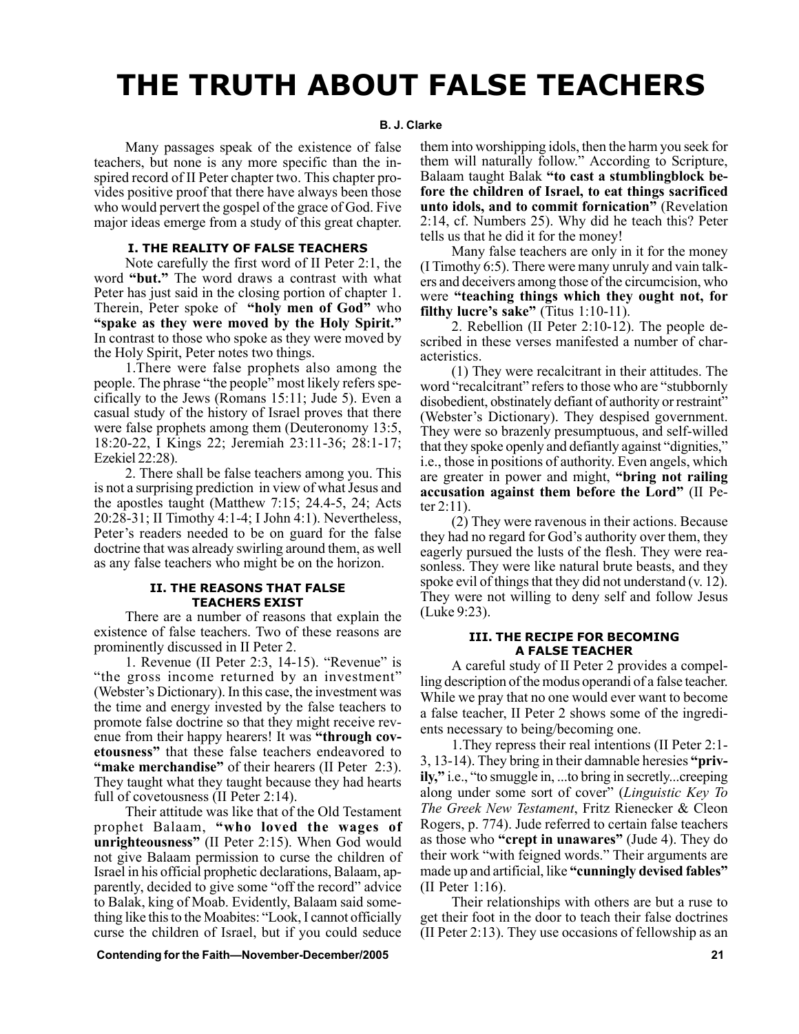# THE TRUTH ABOUT FALSE TEACHERS

**B. J. Clarke**

Many passages speak of the existence of false teachers, but none is any more specific than the inspired record of II Peter chapter two. This chapter provides positive proof that there have always been those who would pervert the gospel of the grace of God. Five major ideas emerge from a study of this great chapter.

### I. THE REALITY OF FALSE TEACHERS

Note carefully the first word of II Peter 2:1, the word **"but."** The word draws a contrast with what Peter has just said in the closing portion of chapter 1. Therein, Peter spoke of **"holy men of God"** who **"spake as they were moved by the Holy Spirit."** In contrast to those who spoke as they were moved by the Holy Spirit, Peter notes two things.

1.There were false prophets also among the people. The phrase "the people" most likely refers specifically to the Jews (Romans 15:11; Jude 5). Even a casual study of the history of Israel proves that there were false prophets among them (Deuteronomy 13:5, 18:20-22, I Kings 22; Jeremiah 23:11-36; 28:1-17; Ezekiel 22:28).

2. There shall be false teachers among you. This is not a surprising prediction in view of what Jesus and the apostles taught (Matthew 7:15; 24.4-5, 24; Acts 20:28-31; II Timothy 4:1-4; I John 4:1). Nevertheless, Peter's readers needed to be on guard for the false doctrine that was already swirling around them, as well as any false teachers who might be on the horizon.

### II. THE REASONS THAT FALSE TEACHERS EXIST

There are a number of reasons that explain the existence of false teachers. Two of these reasons are prominently discussed in II Peter 2.

1. Revenue (II Peter 2:3, 14-15). "Revenue" is "the gross income returned by an investment" (Webster's Dictionary). In this case, the investment was the time and energy invested by the false teachers to promote false doctrine so that they might receive revenue from their happy hearers! It was **"through covetousness"** that these false teachers endeavored to **"make merchandise"** of their hearers (II Peter 2:3). They taught what they taught because they had hearts full of covetousness (II Peter 2:14).

Their attitude was like that of the Old Testament prophet Balaam, **"who loved the wages of unrighteousness"** (II Peter 2:15). When God would not give Balaam permission to curse the children of Israel in his official prophetic declarations, Balaam, apparently, decided to give some "off the record" advice to Balak, king of Moab. Evidently, Balaam said something like this to the Moabites: "Look, I cannot officially curse the children of Israel, but if you could seduce them into worshipping idols, then the harm you seek for them will naturally follow." According to Scripture, Balaam taught Balak **"to cast a stumblingblock before the children of Israel, to eat things sacrificed unto idols, and to commit fornication"** (Revelation 2:14, cf. Numbers 25). Why did he teach this? Peter tells us that he did it for the money!

Many false teachers are only in it for the money (I Timothy 6:5). There were many unruly and vain talkers and deceivers among those of the circumcision, who were **"teaching things which they ought not, for filthy lucre's sake"** (Titus 1:10-11).

2. Rebellion (II Peter 2:10-12). The people described in these verses manifested a number of characteristics.

(1) They were recalcitrant in their attitudes. The word "recalcitrant" refers to those who are "stubbornly disobedient, obstinately defiant of authority or restraint" (Webster's Dictionary). They despised government. They were so brazenly presumptuous, and self-willed that they spoke openly and defiantly against "dignities," i.e., those in positions of authority. Even angels, which are greater in power and might, **"bring not railing accusation against them before the Lord"** (II Peter 2:11).

(2) They were ravenous in their actions. Because they had no regard for God's authority over them, they eagerly pursued the lusts of the flesh. They were reasonless. They were like natural brute beasts, and they spoke evil of things that they did not understand (v. 12). They were not willing to deny self and follow Jesus (Luke 9:23).

### III. THE RECIPE FOR BECOMING A FALSE TEACHER

A careful study of II Peter 2 provides a compelling description of the modus operandi of a false teacher. While we pray that no one would ever want to become a false teacher, II Peter 2 shows some of the ingredients necessary to being/becoming one.

1.They repress their real intentions (II Peter 2:1-3, 13-14). They bring in their damnable heresies **"privily,"** i.e., "to smuggle in, ...to bring in secretly...creeping along under some sort of cover" (*Linguistic Key To The Greek New Testament*, Fritz Rienecker & Cleon Rogers, p. 774). Jude referred to certain false teachers as those who **"crept in unawares"** (Jude 4). They do their work "with feigned words." Their arguments are made up and artificial, like **"cunningly devised fables"** (II Peter 1:16).

Their relationships with others are but a ruse to get their foot in the door to teach their false doctrines (II Peter 2:13). They use occasions of fellowship as an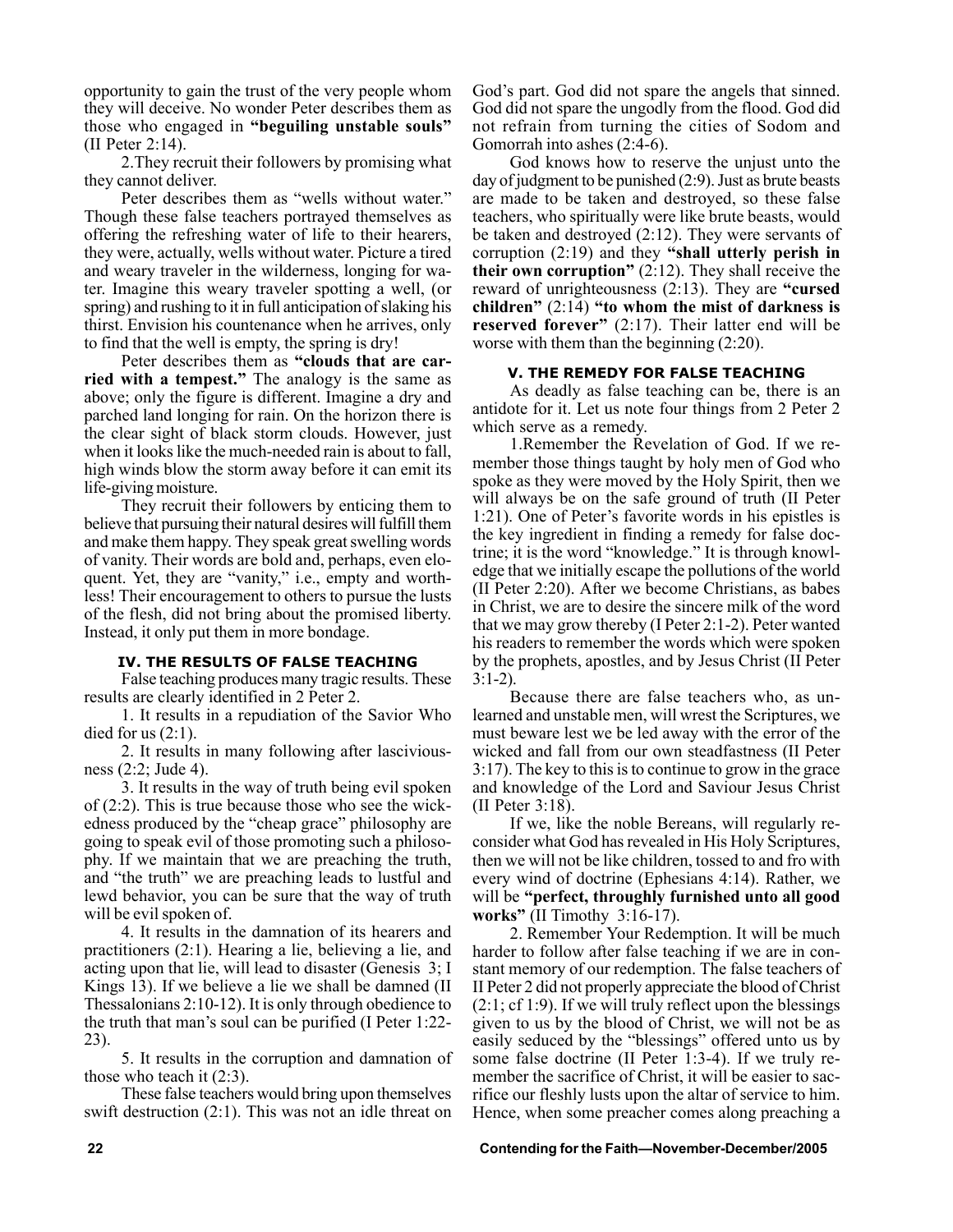opportunity to gain the trust of the very people whom they will deceive. No wonder Peter describes them as those who engaged in **"beguiling unstable souls"** (II Peter 2:14).

2.They recruit their followers by promising what they cannot deliver.

Peter describes them as "wells without water." Though these false teachers portrayed themselves as offering the refreshing water of life to their hearers, they were, actually, wells without water. Picture a tired and weary traveler in the wilderness, longing for water. Imagine this weary traveler spotting a well, (or spring) and rushing to it in full anticipation of slaking his thirst. Envision his countenance when he arrives, only to find that the well is empty, the spring is dry!

Peter describes them as **"clouds that are carried with a tempest."** The analogy is the same as above; only the figure is different. Imagine a dry and parched land longing for rain. On the horizon there is the clear sight of black storm clouds. However, just when it looks like the much-needed rain is about to fall, high winds blow the storm away before it can emit its life-giving moisture.

They recruit their followers by enticing them to believe that pursuing their natural desires will fulfill them and make them happy. They speak great swelling words of vanity. Their words are bold and, perhaps, even eloquent. Yet, they are "vanity," i.e., empty and worthless! Their encouragement to others to pursue the lusts of the flesh, did not bring about the promised liberty. Instead, it only put them in more bondage.

### IV. THE RESULTS OF FALSE TEACHING

False teaching produces many tragic results. These results are clearly identified in 2 Peter 2.

1. It results in a repudiation of the Savior Who died for us (2:1).

2. It results in many following after lasciviousness (2:2; Jude 4).

3. It results in the way of truth being evil spoken of (2:2). This is true because those who see the wickedness produced by the "cheap grace" philosophy are going to speak evil of those promoting such a philosophy. If we maintain that we are preaching the truth, and "the truth" we are preaching leads to lustful and lewd behavior, you can be sure that the way of truth will be evil spoken of.

4. It results in the damnation of its hearers and practitioners (2:1). Hearing a lie, believing a lie, and acting upon that lie, will lead to disaster (Genesis 3; I Kings 13). If we believe a lie we shall be damned (II Thessalonians 2:10-12). It is only through obedience to the truth that man's soul can be purified (I Peter 1:22-23).

5. It results in the corruption and damnation of those who teach it (2:3).

These false teachers would bring upon themselves swift destruction (2:1). This was not an idle threat on God's part. God did not spare the angels that sinned. God did not spare the ungodly from the flood. God did not refrain from turning the cities of Sodom and Gomorrah into ashes (2:4-6).

God knows how to reserve the unjust unto the day of judgment to be punished (2:9). Just as brute beasts are made to be taken and destroyed, so these false teachers, who spiritually were like brute beasts, would be taken and destroyed (2:12). They were servants of corruption (2:19) and they **"shall utterly perish in their own corruption"** (2:12). They shall receive the reward of unrighteousness (2:13). They are **"cursed children"** (2:14) **"to whom the mist of darkness is reserved forever"** (2:17). Their latter end will be worse with them than the beginning (2:20).

### V. THE REMEDY FOR FALSE TEACHING

As deadly as false teaching can be, there is an antidote for it. Let us note four things from 2 Peter 2 which serve as a remedy.

1.Remember the Revelation of God. If we remember those things taught by holy men of God who spoke as they were moved by the Holy Spirit, then we will always be on the safe ground of truth (II Peter 1:21). One of Peter's favorite words in his epistles is the key ingredient in finding a remedy for false doctrine; it is the word "knowledge." It is through knowledge that we initially escape the pollutions of the world (II Peter 2:20). After we become Christians, as babes in Christ, we are to desire the sincere milk of the word that we may grow thereby (I Peter 2:1-2). Peter wanted his readers to remember the words which were spoken by the prophets, apostles, and by Jesus Christ (II Peter 3:1-2).

Because there are false teachers who, as unlearned and unstable men, will wrest the Scriptures, we must beware lest we be led away with the error of the wicked and fall from our own steadfastness (II Peter 3:17). The key to this is to continue to grow in the grace and knowledge of the Lord and Saviour Jesus Christ (II Peter 3:18).

If we, like the noble Bereans, will regularly reconsider what God has revealed in His Holy Scriptures, then we will not be like children, tossed to and fro with every wind of doctrine (Ephesians 4:14). Rather, we will be **"perfect, throughly furnished unto all good works"** (II Timothy 3:16-17).

2. Remember Your Redemption. It will be much harder to follow after false teaching if we are in constant memory of our redemption. The false teachers of II Peter 2 did not properly appreciate the blood of Christ (2:1; cf 1:9). If we will truly reflect upon the blessings given to us by the blood of Christ, we will not be as easily seduced by the "blessings" offered unto us by some false doctrine (II Peter 1:3-4). If we truly remember the sacrifice of Christ, it will be easier to sacrifice our fleshly lusts upon the altar of service to him. Hence, when some preacher comes along preaching a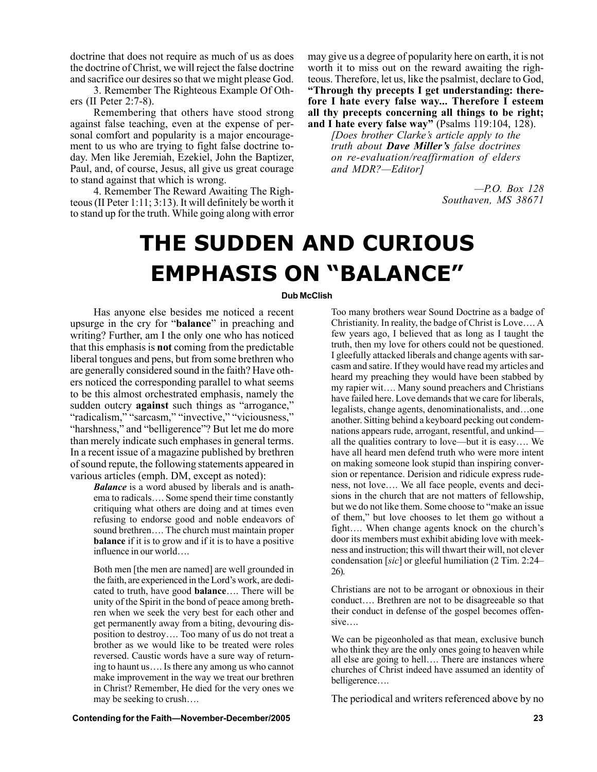doctrine that does not require as much of us as does the doctrine of Christ, we will reject the false doctrine and sacrifice our desires so that we might please God.

3. Remember The Righteous Example Of Others (II Peter 2:7-8).

Remembering that others have stood strong against false teaching, even at the expense of personal comfort and popularity is a major encouragement to us who are trying to fight false doctrine today. Men like Jeremiah, Ezekiel, John the Baptizer, Paul, and, of course, Jesus, all give us great courage to stand against that which is wrong.

4. Remember The Reward Awaiting The Righteous (II Peter 1:11; 3:13). It will definitely be worth it to stand up for the truth. While going along with error may give us a degree of popularity here on earth, it is not worth it to miss out on the reward awaiting the righteous. Therefore, let us, like the psalmist, declare to God, **"Through thy precepts I get understanding: therefore I hate every false way... Therefore I esteem all thy precepts concerning all things to be right; and I hate every false way"** (Psalms 119:104, 128).

*[Does brother Clarke's article apply to the truth about **Dave Miller's** false doctrines on re-evaluation/reaffirmation of elders and MDR?—Editor]*

*—P.O. Box 128*
*Southaven, MS 38671*

# THE SUDDEN AND CURIOUS EMPHASIS ON "BALANCE"

**Dub McClish**

Has anyone else besides me noticed a recent upsurge in the cry for "**balance**" in preaching and writing? Further, am I the only one who has noticed that this emphasis is **not** coming from the predictable liberal tongues and pens, but from some brethren who are generally considered sound in the faith? Have others noticed the corresponding parallel to what seems to be this almost orchestrated emphasis, namely the sudden outcry **against** such things as "arrogance," "radicalism," "sarcasm," "invective," "viciousness," "harshness," and "belligerence"? But let me do more than merely indicate such emphases in general terms. In a recent issue of a magazine published by brethren of sound repute, the following statements appeared in various articles (emph. DM, except as noted):

> ***Balance*** is a word abused by liberals and is anathema to radicals…. Some spend their time constantly critiquing what others are doing and at times even refusing to endorse good and noble endeavors of sound brethren…. The church must maintain proper **balance** if it is to grow and if it is to have a positive influence in our world….
>
> Both men [the men are named] are well grounded in the faith, are experienced in the Lord's work, are dedicated to truth, have good **balance**…. There will be unity of the Spirit in the bond of peace among brethren when we seek the very best for each other and get permanently away from a biting, devouring disposition to destroy…. Too many of us do not treat a brother as we would like to be treated were roles reversed. Caustic words have a sure way of returning to haunt us…. Is there any among us who cannot make improvement in the way we treat our brethren in Christ? Remember, He died for the very ones we may be seeking to crush….
>
> Too many brothers wear Sound Doctrine as a badge of Christianity. In reality, the badge of Christ is Love…. A few years ago, I believed that as long as I taught the truth, then my love for others could not be questioned. I gleefully attacked liberals and change agents with sarcasm and satire. If they would have read my articles and heard my preaching they would have been stabbed by my rapier wit…. Many sound preachers and Christians have failed here. Love demands that we care for liberals, legalists, change agents, denominationalists, and…one another. Sitting behind a keyboard pecking out condemnations appears rude, arrogant, resentful, and unkind—all the qualities contrary to love—but it is easy…. We have all heard men defend truth who were more intent on making someone look stupid than inspiring conversion or repentance. Derision and ridicule express rudeness, not love…. We all face people, events and decisions in the church that are not matters of fellowship, but we do not like them. Some choose to "make an issue of them," but love chooses to let them go without a fight…. When change agents knock on the church's door its members must exhibit abiding love with meekness and instruction; this will thwart their will, not clever condensation [*sic*] or gleeful humiliation (2 Tim. 2:24–26).
>
> Christians are not to be arrogant or obnoxious in their conduct…. Brethren are not to be disagreeable so that their conduct in defense of the gospel becomes offensive….
>
> We can be pigeonholed as that mean, exclusive bunch who think they are the only ones going to heaven while all else are going to hell…. There are instances where churches of Christ indeed have assumed an identity of belligerence….

The periodical and writers referenced above by no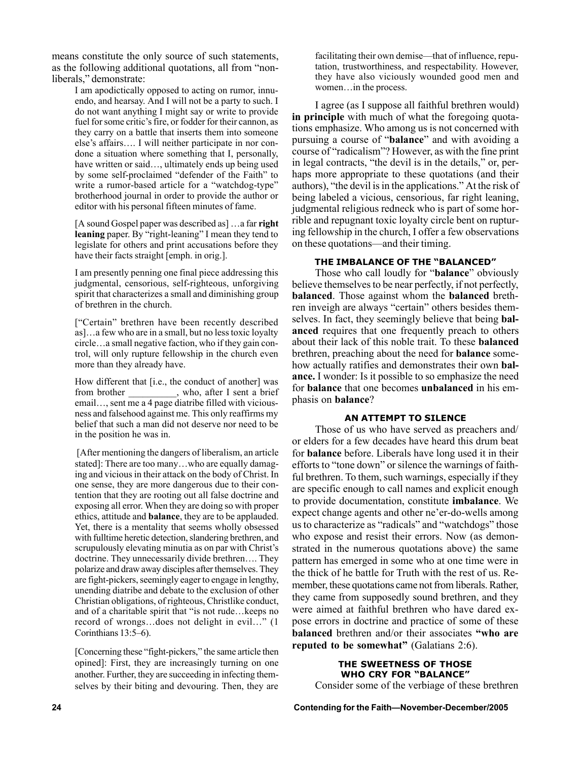means constitute the only source of such statements, as the following additional quotations, all from "non-liberals," demonstrate:

> I am apodictically opposed to acting on rumor, innuendo, and hearsay. And I will not be a party to such. I do not want anything I might say or write to provide fuel for some critic's fire, or fodder for their cannon, as they carry on a battle that inserts them into someone else's affairs…. I will neither participate in nor condone a situation where something that I, personally, have written or said…, ultimately ends up being used by some self-proclaimed "defender of the Faith" to write a rumor-based article for a "watchdog-type" brotherhood journal in order to provide the author or editor with his personal fifteen minutes of fame.
>
> [A sound Gospel paper was described as] …a far **right leaning** paper. By "right-leaning" I mean they tend to legislate for others and print accusations before they have their facts straight [emph. in orig.].
>
> I am presently penning one final piece addressing this judgmental, censorious, self-righteous, unforgiving spirit that characterizes a small and diminishing group of brethren in the church.
>
> ["Certain" brethren have been recently described as]…a few who are in a small, but no less toxic loyalty circle…a small negative faction, who if they gain control, will only rupture fellowship in the church even more than they already have.
>
> How different that [i.e., the conduct of another] was from brother __________, who, after I sent a brief email…, sent me a 4 page diatribe filled with viciousness and falsehood against me. This only reaffirms my belief that such a man did not deserve nor need to be in the position he was in.
>
> [After mentioning the dangers of liberalism, an article stated]: There are too many…who are equally damaging and vicious in their attack on the body of Christ. In one sense, they are more dangerous due to their contention that they are rooting out all false doctrine and exposing all error. When they are doing so with proper ethics, attitude and **balance**, they are to be applauded. Yet, there is a mentality that seems wholly obsessed with fulltime heretic detection, slandering brethren, and scrupulously elevating minutia as on par with Christ's doctrine. They unnecessarily divide brethren…. They polarize and draw away disciples after themselves. They are fight-pickers, seemingly eager to engage in lengthy, unending diatribe and debate to the exclusion of other Christian obligations, of righteous, Christlike conduct, and of a charitable spirit that "is not rude…keeps no record of wrongs…does not delight in evil…" (1 Corinthians 13:5–6).
>
> [Concerning these "fight-pickers," the same article then opined]: First, they are increasingly turning on one another. Further, they are succeeding in infecting themselves by their biting and devouring. Then, they are facilitating their own demise—that of influence, reputation, trustworthiness, and respectability. However, they have also viciously wounded good men and women…in the process.

I agree (as I suppose all faithful brethren would) **in principle** with much of what the foregoing quotations emphasize. Who among us is not concerned with pursuing a course of "**balance**" and with avoiding a course of "radicalism"? However, as with the fine print in legal contracts, "the devil is in the details," or, perhaps more appropriate to these quotations (and their authors), "the devil is in the applications." At the risk of being labeled a vicious, censorious, far right leaning, judgmental religious redneck who is part of some horrible and repugnant toxic loyalty circle bent on rupturing fellowship in the church, I offer a few observations on these quotations—and their timing.

### THE IMBALANCE OF THE "BALANCED"

Those who call loudly for "**balance**" obviously believe themselves to be near perfectly, if not perfectly, **balanced**. Those against whom the **balanced** brethren inveigh are always "certain" others besides themselves. In fact, they seemingly believe that being **balanced** requires that one frequently preach to others about their lack of this noble trait. To these **balanced** brethren, preaching about the need for **balance** somehow actually ratifies and demonstrates their own **balance.** I wonder: Is it possible to so emphasize the need for **balance** that one becomes **unbalanced** in his emphasis on **balance**?

### AN ATTEMPT TO SILENCE

Those of us who have served as preachers and/or elders for a few decades have heard this drum beat for **balance** before. Liberals have long used it in their efforts to "tone down" or silence the warnings of faithful brethren. To them, such warnings, especially if they are specific enough to call names and explicit enough to provide documentation, constitute **imbalance**. We expect change agents and other ne'er-do-wells among us to characterize as "radicals" and "watchdogs" those who expose and resist their errors. Now (as demonstrated in the numerous quotations above) the same pattern has emerged in some who at one time were in the thick of he battle for Truth with the rest of us. Remember, these quotations came not from liberals. Rather, they came from supposedly sound brethren, and they were aimed at faithful brethren who have dared expose errors in doctrine and practice of some of these **balanced** brethren and/or their associates **"who are reputed to be somewhat"** (Galatians 2:6).

### THE SWEETNESS OF THOSE WHO CRY FOR "BALANCE"

Consider some of the verbiage of these brethren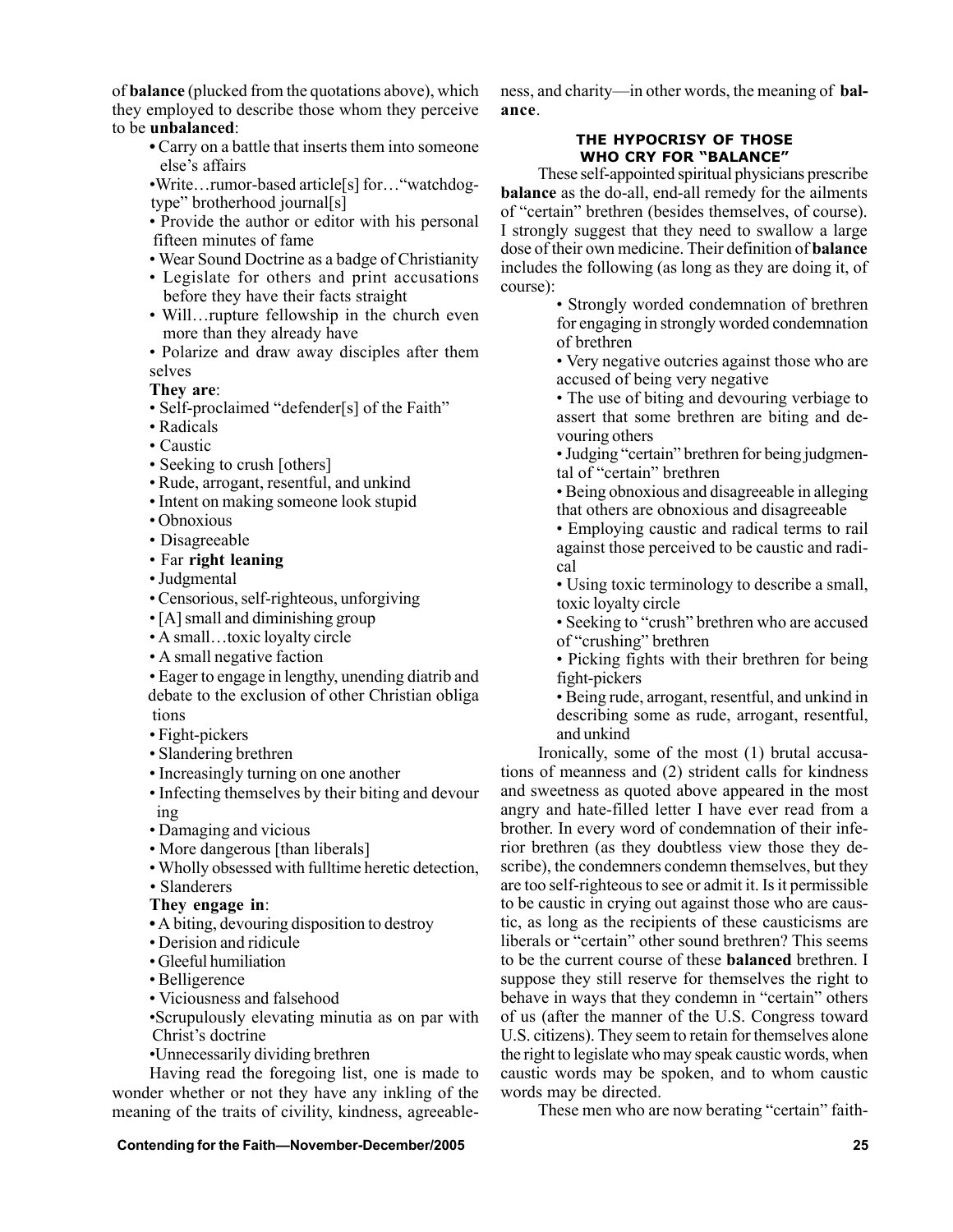of **balance** (plucked from the quotations above), which they employed to describe those whom they perceive to be **unbalanced**:

- Carry on a battle that inserts them into someone else's affairs
- Write…rumor-based article[s] for…"watchdog-type" brotherhood journal[s]
- Provide the author or editor with his personal fifteen minutes of fame
- Wear Sound Doctrine as a badge of Christianity
- Legislate for others and print accusations before they have their facts straight
- Will…rupture fellowship in the church even more than they already have
- Polarize and draw away disciples after them selves

**They are**:

- Self-proclaimed "defender[s] of the Faith"
- Radicals
- Caustic
- Seeking to crush [others]
- Rude, arrogant, resentful, and unkind
- Intent on making someone look stupid
- Obnoxious
- Disagreeable
- Far **right leaning**
- Judgmental
- Censorious, self-righteous, unforgiving
- [A] small and diminishing group
- A small…toxic loyalty circle
- A small negative faction
- Eager to engage in lengthy, unending diatrib and debate to the exclusion of other Christian obliga tions
- Fight-pickers
- Slandering brethren
- Increasingly turning on one another
- Infecting themselves by their biting and devour ing
- Damaging and vicious
- More dangerous [than liberals]
- Wholly obsessed with fulltime heretic detection,
- Slanderers

**They engage in**:

- A biting, devouring disposition to destroy
- Derision and ridicule
- Gleeful humiliation
- Belligerence
- Viciousness and falsehood
- Scrupulously elevating minutia as on par with Christ's doctrine
- Unnecessarily dividing brethren

Having read the foregoing list, one is made to wonder whether or not they have any inkling of the meaning of the traits of civility, kindness, agreeableness, and charity—in other words, the meaning of **balance**.

### THE HYPOCRISY OF THOSE WHO CRY FOR "BALANCE"

These self-appointed spiritual physicians prescribe **balance** as the do-all, end-all remedy for the ailments of "certain" brethren (besides themselves, of course). I strongly suggest that they need to swallow a large dose of their own medicine. Their definition of **balance** includes the following (as long as they are doing it, of course):

- Strongly worded condemnation of brethren for engaging in strongly worded condemnation of brethren
- Very negative outcries against those who are accused of being very negative
- The use of biting and devouring verbiage to assert that some brethren are biting and devouring others
- Judging "certain" brethren for being judgmental of "certain" brethren
- Being obnoxious and disagreeable in alleging that others are obnoxious and disagreeable
- Employing caustic and radical terms to rail against those perceived to be caustic and radical
- Using toxic terminology to describe a small, toxic loyalty circle
- Seeking to "crush" brethren who are accused of "crushing" brethren
- Picking fights with their brethren for being fight-pickers
- Being rude, arrogant, resentful, and unkind in describing some as rude, arrogant, resentful, and unkind

Ironically, some of the most (1) brutal accusations of meanness and (2) strident calls for kindness and sweetness as quoted above appeared in the most angry and hate-filled letter I have ever read from a brother. In every word of condemnation of their inferior brethren (as they doubtless view those they describe), the condemners condemn themselves, but they are too self-righteous to see or admit it. Is it permissible to be caustic in crying out against those who are caustic, as long as the recipients of these causticisms are liberals or "certain" other sound brethren? This seems to be the current course of these **balanced** brethren. I suppose they still reserve for themselves the right to behave in ways that they condemn in "certain" others of us (after the manner of the U.S. Congress toward U.S. citizens). They seem to retain for themselves alone the right to legislate who may speak caustic words, when caustic words may be spoken, and to whom caustic words may be directed.

These men who are now berating "certain" faith-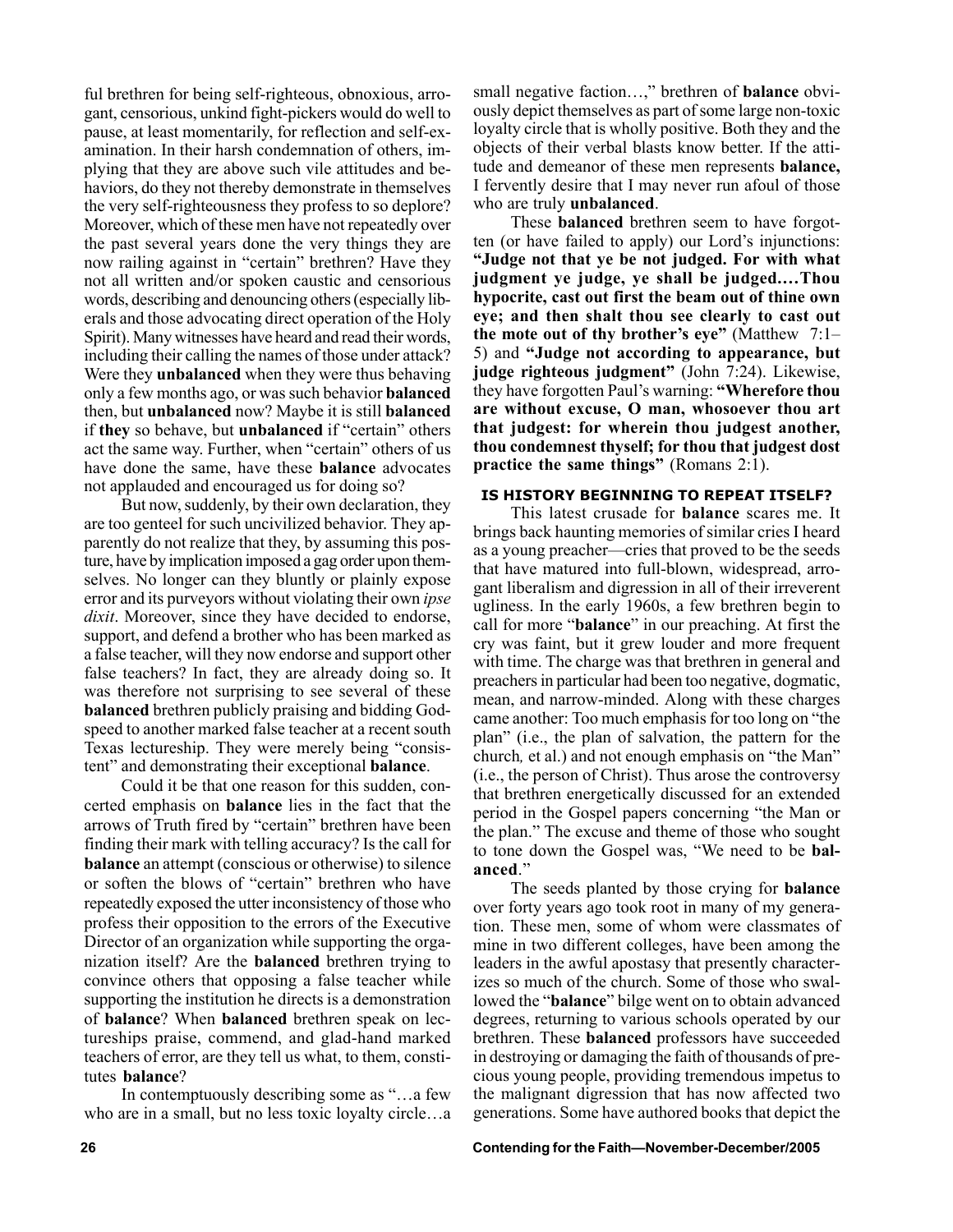ful brethren for being self-righteous, obnoxious, arrogant, censorious, unkind fight-pickers would do well to pause, at least momentarily, for reflection and self-examination. In their harsh condemnation of others, implying that they are above such vile attitudes and behaviors, do they not thereby demonstrate in themselves the very self-righteousness they profess to so deplore? Moreover, which of these men have not repeatedly over the past several years done the very things they are now railing against in "certain" brethren? Have they not all written and/or spoken caustic and censorious words, describing and denouncing others (especially liberals and those advocating direct operation of the Holy Spirit). Many witnesses have heard and read their words, including their calling the names of those under attack? Were they **unbalanced** when they were thus behaving only a few months ago, or was such behavior **balanced** then, but **unbalanced** now? Maybe it is still **balanced** if **they** so behave, but **unbalanced** if "certain" others act the same way. Further, when "certain" others of us have done the same, have these **balance** advocates not applauded and encouraged us for doing so?

But now, suddenly, by their own declaration, they are too genteel for such uncivilized behavior. They apparently do not realize that they, by assuming this posture, have by implication imposed a gag order upon themselves. No longer can they bluntly or plainly expose error and its purveyors without violating their own *ipse dixit*. Moreover, since they have decided to endorse, support, and defend a brother who has been marked as a false teacher, will they now endorse and support other false teachers? In fact, they are already doing so. It was therefore not surprising to see several of these **balanced** brethren publicly praising and bidding Godspeed to another marked false teacher at a recent south Texas lectureship. They were merely being "consistent" and demonstrating their exceptional **balance**.

Could it be that one reason for this sudden, concerted emphasis on **balance** lies in the fact that the arrows of Truth fired by "certain" brethren have been finding their mark with telling accuracy? Is the call for **balance** an attempt (conscious or otherwise) to silence or soften the blows of "certain" brethren who have repeatedly exposed the utter inconsistency of those who profess their opposition to the errors of the Executive Director of an organization while supporting the organization itself? Are the **balanced** brethren trying to convince others that opposing a false teacher while supporting the institution he directs is a demonstration of **balance**? When **balanced** brethren speak on lectureships praise, commend, and glad-hand marked teachers of error, are they tell us what, to them, constitutes **balance**?

In contemptuously describing some as "…a few who are in a small, but no less toxic loyalty circle…a small negative faction…," brethren of **balance** obviously depict themselves as part of some large non-toxic loyalty circle that is wholly positive. Both they and the objects of their verbal blasts know better. If the attitude and demeanor of these men represents **balance,** I fervently desire that I may never run afoul of those who are truly **unbalanced**.

These **balanced** brethren seem to have forgotten (or have failed to apply) our Lord's injunctions: **"Judge not that ye be not judged. For with what judgment ye judge, ye shall be judged.…Thou hypocrite, cast out first the beam out of thine own eye; and then shalt thou see clearly to cast out the mote out of thy brother's eye"** (Matthew 7:1–5) and **"Judge not according to appearance, but judge righteous judgment"** (John 7:24). Likewise, they have forgotten Paul's warning: **"Wherefore thou are without excuse, O man, whosoever thou art that judgest: for wherein thou judgest another, thou condemnest thyself; for thou that judgest dost practice the same things"** (Romans 2:1).

## IS HISTORY BEGINNING TO REPEAT ITSELF?

This latest crusade for **balance** scares me. It brings back haunting memories of similar cries I heard as a young preacher—cries that proved to be the seeds that have matured into full-blown, widespread, arrogant liberalism and digression in all of their irreverent ugliness. In the early 1960s, a few brethren begin to call for more "**balance**" in our preaching. At first the cry was faint, but it grew louder and more frequent with time. The charge was that brethren in general and preachers in particular had been too negative, dogmatic, mean, and narrow-minded. Along with these charges came another: Too much emphasis for too long on "the plan" (i.e., the plan of salvation, the pattern for the church*,* et al.) and not enough emphasis on "the Man" (i.e., the person of Christ). Thus arose the controversy that brethren energetically discussed for an extended period in the Gospel papers concerning "the Man or the plan." The excuse and theme of those who sought to tone down the Gospel was, "We need to be **balanced**."

The seeds planted by those crying for **balance** over forty years ago took root in many of my generation. These men, some of whom were classmates of mine in two different colleges, have been among the leaders in the awful apostasy that presently characterizes so much of the church. Some of those who swallowed the "**balance**" bilge went on to obtain advanced degrees, returning to various schools operated by our brethren. These **balanced** professors have succeeded in destroying or damaging the faith of thousands of precious young people, providing tremendous impetus to the malignant digression that has now affected two generations. Some have authored books that depict the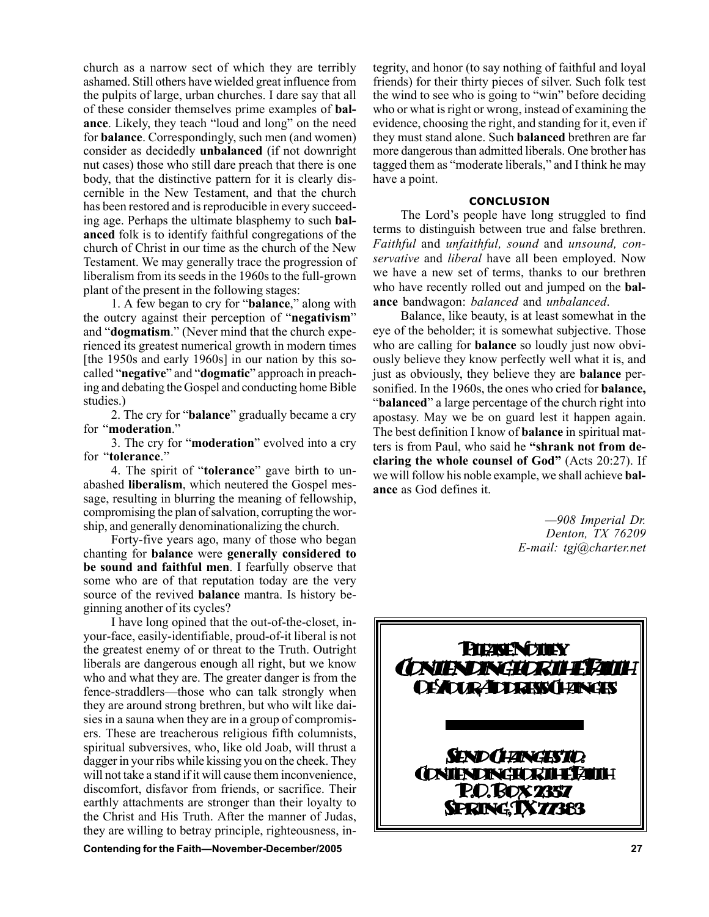church as a narrow sect of which they are terribly ashamed. Still others have wielded great influence from the pulpits of large, urban churches. I dare say that all of these consider themselves prime examples of **balance**. Likely, they teach "loud and long" on the need for **balance**. Correspondingly, such men (and women) consider as decidedly **unbalanced** (if not downright nut cases) those who still dare preach that there is one body, that the distinctive pattern for it is clearly discernible in the New Testament, and that the church has been restored and is reproducible in every succeeding age. Perhaps the ultimate blasphemy to such **balanced** folk is to identify faithful congregations of the church of Christ in our time as the church of the New Testament. We may generally trace the progression of liberalism from its seeds in the 1960s to the full-grown plant of the present in the following stages:

1. A few began to cry for "**balance**," along with the outcry against their perception of "**negativism**" and "**dogmatism**." (Never mind that the church experienced its greatest numerical growth in modern times [the 1950s and early 1960s] in our nation by this so-called "**negative**" and "**dogmatic**" approach in preaching and debating the Gospel and conducting home Bible studies.)

2. The cry for "**balance**" gradually became a cry for "**moderation**."

3. The cry for "**moderation**" evolved into a cry for "**tolerance**."

4. The spirit of "**tolerance**" gave birth to unabashed **liberalism**, which neutered the Gospel message, resulting in blurring the meaning of fellowship, compromising the plan of salvation, corrupting the worship, and generally denominationalizing the church.

Forty-five years ago, many of those who began chanting for **balance** were **generally considered to be sound and faithful men**. I fearfully observe that some who are of that reputation today are the very source of the revived **balance** mantra. Is history beginning another of its cycles?

I have long opined that the out-of-the-closet, in-your-face, easily-identifiable, proud-of-it liberal is not the greatest enemy of or threat to the Truth. Outright liberals are dangerous enough all right, but we know who and what they are. The greater danger is from the fence-straddlers—those who can talk strongly when they are around strong brethren, but who wilt like daisies in a sauna when they are in a group of compromisers. These are treacherous religious fifth columnists, spiritual subversives, who, like old Joab, will thrust a dagger in your ribs while kissing you on the cheek. They will not take a stand if it will cause them inconvenience, discomfort, disfavor from friends, or sacrifice. Their earthly attachments are stronger than their loyalty to the Christ and His Truth. After the manner of Judas, they are willing to betray principle, righteousness, integrity, and honor (to say nothing of faithful and loyal friends) for their thirty pieces of silver. Such folk test the wind to see who is going to "win" before deciding who or what is right or wrong, instead of examining the evidence, choosing the right, and standing for it, even if they must stand alone. Such **balanced** brethren are far more dangerous than admitted liberals. One brother has tagged them as "moderate liberals," and I think he may have a point.

## CONCLUSION

The Lord's people have long struggled to find terms to distinguish between true and false brethren. *Faithful* and *unfaithful, sound* and *unsound, conservative* and *liberal* have all been employed. Now we have a new set of terms, thanks to our brethren who have recently rolled out and jumped on the **balance** bandwagon: *balanced* and *unbalanced*.

Balance, like beauty, is at least somewhat in the eye of the beholder; it is somewhat subjective. Those who are calling for **balance** so loudly just now obviously believe they know perfectly well what it is, and just as obviously, they believe they are **balance** personified. In the 1960s, the ones who cried for **balance,** "**balanced**" a large percentage of the church right into apostasy. May we be on guard lest it happen again. The best definition I know of **balance** in spiritual matters is from Paul, who said he **"shrank not from declaring the whole counsel of God"** (Acts 20:27). If we will follow his noble example, we shall achieve **balance** as God defines it.

*—908 Imperial Dr.*
*Denton, TX 76209*
*E-mail: tgj@charter.net*

**Please Notify Contending for the Faith Of Your Address Changes**

**Send Changes to: Contending for the Faith P.O. Box 2357 Spring, TX 77383**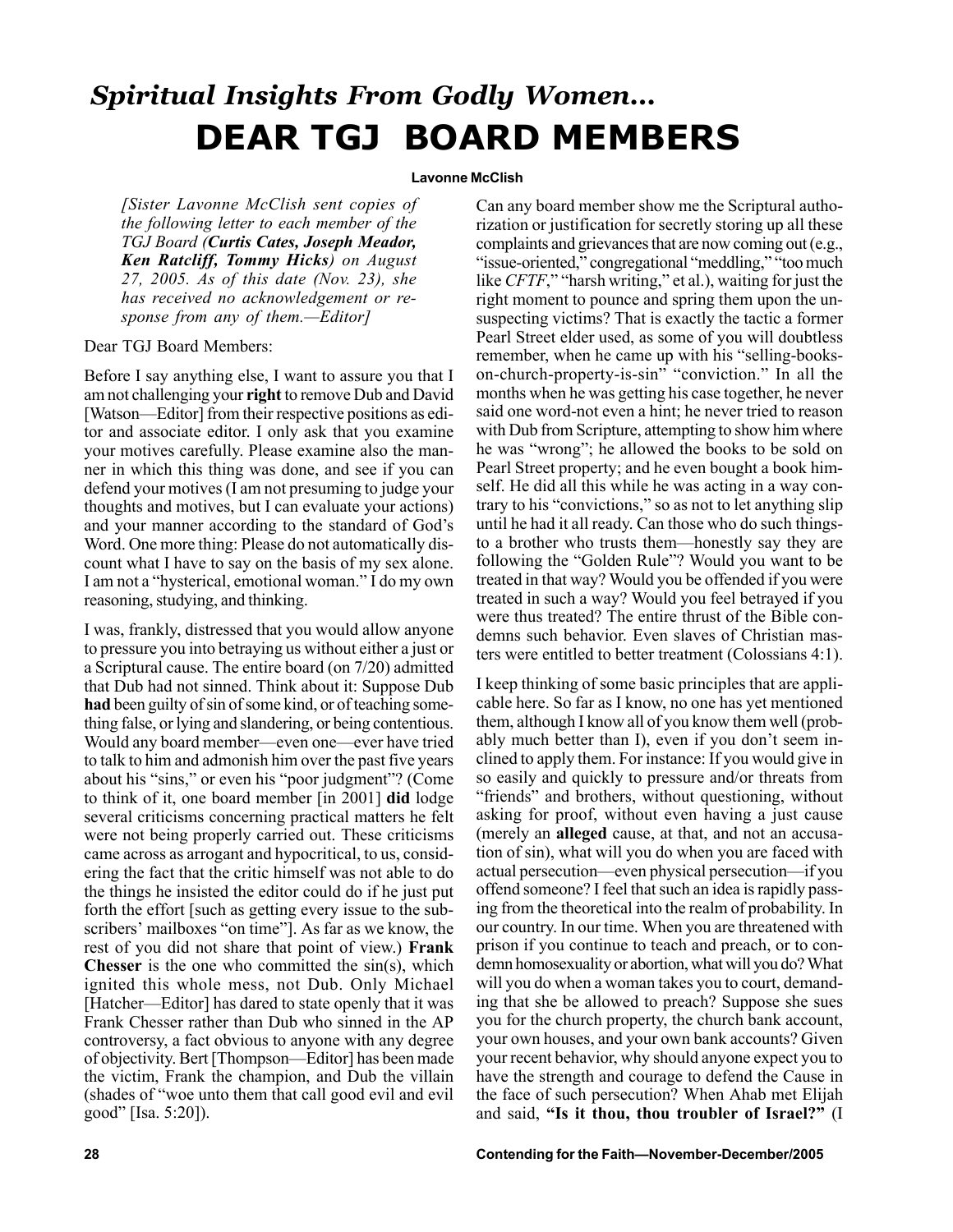## *Spiritual Insights From Godly Women...*

# DEAR TGJ BOARD MEMBERS

**Lavonne McClish**

*[Sister Lavonne McClish sent copies of the following letter to each member of the TGJ Board (**Curtis Cates, Joseph Meador, Ken Ratcliff, Tommy Hicks**) on August 27, 2005. As of this date (Nov. 23), she has received no acknowledgement or response from any of them.—Editor]*

Dear TGJ Board Members:

Before I say anything else, I want to assure you that I am not challenging your **right** to remove Dub and David [Watson—Editor] from their respective positions as editor and associate editor. I only ask that you examine your motives carefully. Please examine also the manner in which this thing was done, and see if you can defend your motives (I am not presuming to judge your thoughts and motives, but I can evaluate your actions) and your manner according to the standard of God's Word. One more thing: Please do not automatically discount what I have to say on the basis of my sex alone. I am not a "hysterical, emotional woman." I do my own reasoning, studying, and thinking.

I was, frankly, distressed that you would allow anyone to pressure you into betraying us without either a just or a Scriptural cause. The entire board (on 7/20) admitted that Dub had not sinned. Think about it: Suppose Dub **had** been guilty of sin of some kind, or of teaching something false, or lying and slandering, or being contentious. Would any board member—even one—ever have tried to talk to him and admonish him over the past five years about his "sins," or even his "poor judgment"? (Come to think of it, one board member [in 2001] **did** lodge several criticisms concerning practical matters he felt were not being properly carried out. These criticisms came across as arrogant and hypocritical, to us, considering the fact that the critic himself was not able to do the things he insisted the editor could do if he just put forth the effort [such as getting every issue to the subscribers' mailboxes "on time"]. As far as we know, the rest of you did not share that point of view.) **Frank Chesser** is the one who committed the sin(s), which ignited this whole mess, not Dub. Only Michael [Hatcher—Editor] has dared to state openly that it was Frank Chesser rather than Dub who sinned in the AP controversy, a fact obvious to anyone with any degree of objectivity. Bert [Thompson—Editor] has been made the victim, Frank the champion, and Dub the villain (shades of "woe unto them that call good evil and evil good" [Isa. 5:20]).

Can any board member show me the Scriptural authorization or justification for secretly storing up all these complaints and grievances that are now coming out (e.g., "issue-oriented," congregational "meddling," "too much like *CFTF*," "harsh writing," et al.), waiting for just the right moment to pounce and spring them upon the unsuspecting victims? That is exactly the tactic a former Pearl Street elder used, as some of you will doubtless remember, when he came up with his "selling-books-on-church-property-is-sin" "conviction." In all the months when he was getting his case together, he never said one word-not even a hint; he never tried to reason with Dub from Scripture, attempting to show him where he was "wrong"; he allowed the books to be sold on Pearl Street property; and he even bought a book himself. He did all this while he was acting in a way contrary to his "convictions," so as not to let anything slip until he had it all ready. Can those who do such things-to a brother who trusts them—honestly say they are following the "Golden Rule"? Would you want to be treated in that way? Would you be offended if you were treated in such a way? Would you feel betrayed if you were thus treated? The entire thrust of the Bible condemns such behavior. Even slaves of Christian masters were entitled to better treatment (Colossians 4:1).

I keep thinking of some basic principles that are applicable here. So far as I know, no one has yet mentioned them, although I know all of you know them well (probably much better than I), even if you don't seem inclined to apply them. For instance: If you would give in so easily and quickly to pressure and/or threats from "friends" and brothers, without questioning, without asking for proof, without even having a just cause (merely an **alleged** cause, at that, and not an accusation of sin), what will you do when you are faced with actual persecution—even physical persecution—if you offend someone? I feel that such an idea is rapidly passing from the theoretical into the realm of probability. In our country. In our time. When you are threatened with prison if you continue to teach and preach, or to condemn homosexuality or abortion, what will you do? What will you do when a woman takes you to court, demanding that she be allowed to preach? Suppose she sues you for the church property, the church bank account, your own houses, and your own bank accounts? Given your recent behavior, why should anyone expect you to have the strength and courage to defend the Cause in the face of such persecution? When Ahab met Elijah and said, **"Is it thou, thou troubler of Israel?"** (I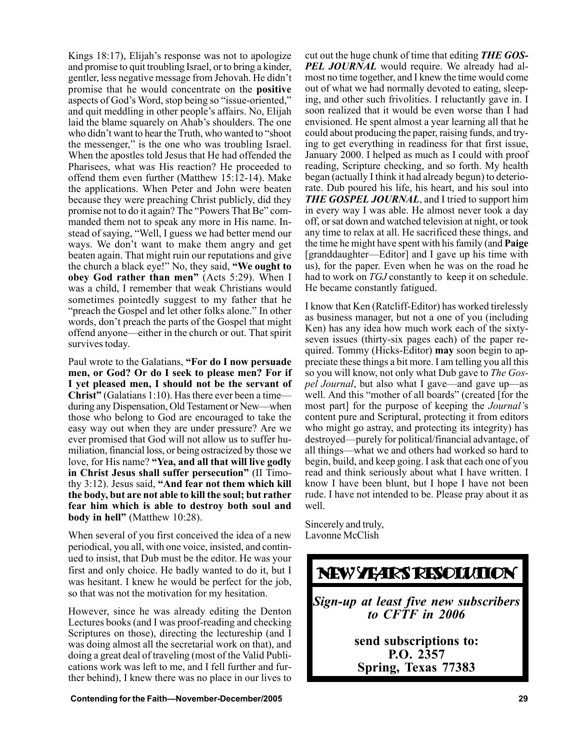Kings 18:17), Elijah's response was not to apologize and promise to quit troubling Israel, or to bring a kinder, gentler, less negative message from Jehovah. He didn't promise that he would concentrate on the **positive** aspects of God's Word, stop being so "issue-oriented," and quit meddling in other people's affairs. No, Elijah laid the blame squarely on Ahab's shoulders. The one who didn't want to hear the Truth, who wanted to "shoot the messenger," is the one who was troubling Israel. When the apostles told Jesus that He had offended the Pharisees, what was His reaction? He proceeded to offend them even further (Matthew 15:12-14). Make the applications. When Peter and John were beaten because they were preaching Christ publicly, did they promise not to do it again? The "Powers That Be" commanded them not to speak any more in His name. Instead of saying, "Well, I guess we had better mend our ways. We don't want to make them angry and get beaten again. That might ruin our reputations and give the church a black eye!" No, they said, **"We ought to obey God rather than men"** (Acts 5:29). When I was a child, I remember that weak Christians would sometimes pointedly suggest to my father that he "preach the Gospel and let other folks alone." In other words, don't preach the parts of the Gospel that might offend anyone—either in the church or out. That spirit survives today.

Paul wrote to the Galatians, **"For do I now persuade men, or God? Or do I seek to please men? For if I yet pleased men, I should not be the servant of Christ"** (Galatians 1:10). Has there ever been a time—during any Dispensation, Old Testament or New—when those who belong to God are encouraged to take the easy way out when they are under pressure? Are we ever promised that God will not allow us to suffer humiliation, financial loss, or being ostracized by those we love, for His name? **"Yea, and all that will live godly in Christ Jesus shall suffer persecution"** (II Timothy 3:12). Jesus said, **"And fear not them which kill the body, but are not able to kill the soul; but rather fear him which is able to destroy both soul and body in hell"** (Matthew 10:28).

When several of you first conceived the idea of a new periodical, you all, with one voice, insisted, and continued to insist, that Dub must be the editor. He was your first and only choice. He badly wanted to do it, but I was hesitant. I knew he would be perfect for the job, so that was not the motivation for my hesitation.

However, since he was already editing the Denton Lectures books (and I was proof-reading and checking Scriptures on those), directing the lectureship (and I was doing almost all the secretarial work on that), and doing a great deal of traveling (most of the Valid Publications work was left to me, and I fell further and further behind), I knew there was no place in our lives to cut out the huge chunk of time that editing ***THE GOSPEL JOURNAL*** would require. We already had almost no time together, and I knew the time would come out of what we had normally devoted to eating, sleeping, and other such frivolities. I reluctantly gave in. I soon realized that it would be even worse than I had envisioned. He spent almost a year learning all that he could about producing the paper, raising funds, and trying to get everything in readiness for that first issue, January 2000. I helped as much as I could with proof reading, Scripture checking, and so forth. My health began (actually I think it had already begun) to deteriorate. Dub poured his life, his heart, and his soul into ***THE GOSPEL JOURNAL***, and I tried to support him in every way I was able. He almost never took a day off, or sat down and watched television at night, or took any time to relax at all. He sacrificed these things, and the time he might have spent with his family (and **Paige** [granddaughter—Editor] and I gave up his time with us), for the paper. Even when he was on the road he had to work on *TGJ* constantly to keep it on schedule. He became constantly fatigued.

I know that Ken (Ratcliff-Editor) has worked tirelessly as business manager, but not a one of you (including Ken) has any idea how much work each of the sixty-seven issues (thirty-six pages each) of the paper required. Tommy (Hicks-Editor) **may** soon begin to appreciate these things a bit more. I am telling you all this so you will know, not only what Dub gave to *The Gospel Journal*, but also what I gave—and gave up—as well. And this "mother of all boards" (created [for the most part] for the purpose of keeping the *Journal's* content pure and Scriptural, protecting it from editors who might go astray, and protecting its integrity) has destroyed—purely for political/financial advantage, of all things—what we and others had worked so hard to begin, build, and keep going. I ask that each one of you read and think seriously about what I have written. I know I have been blunt, but I hope I have not been rude. I have not intended to be. Please pray about it as well.

Sincerely and truly,
Lavonne McClish

## NEW YEAR'S RESOLUTION

***Sign-up at least five new subscribers to CFTF in 2006***

**send subscriptions to:**
**P.O. 2357**
**Spring, Texas 77383**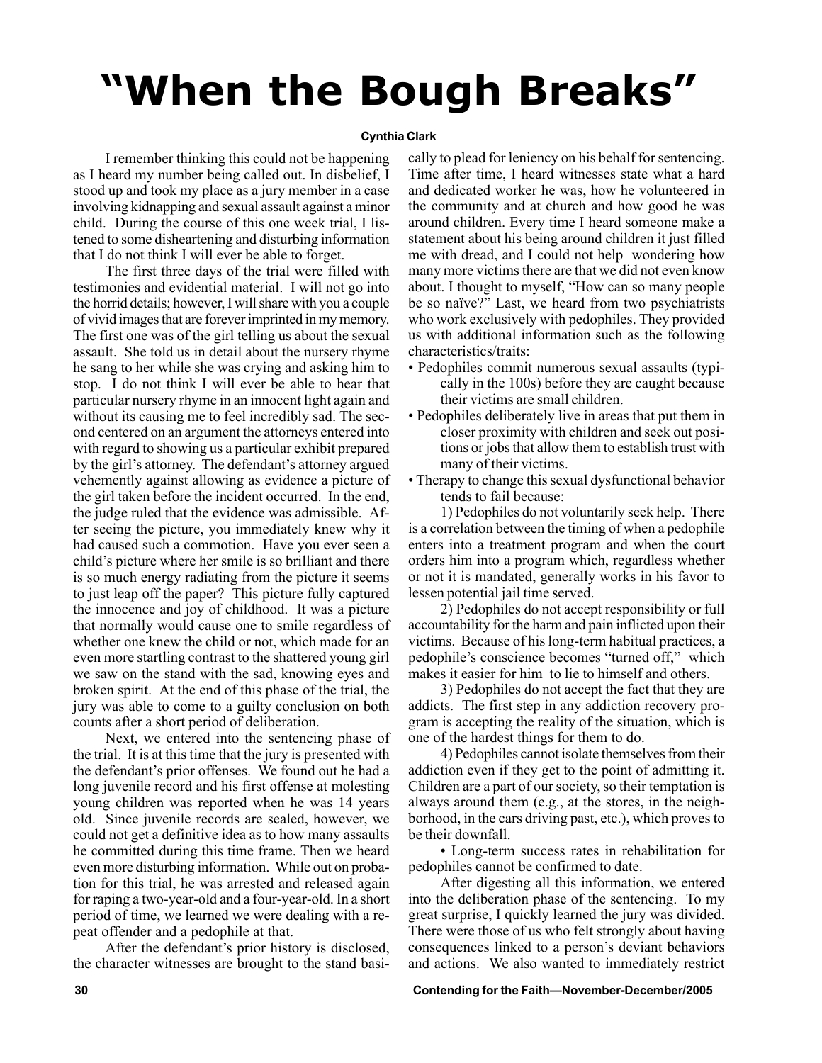# "When the Bough Breaks"

**Cynthia Clark**

I remember thinking this could not be happening as I heard my number being called out. In disbelief, I stood up and took my place as a jury member in a case involving kidnapping and sexual assault against a minor child. During the course of this one week trial, I listened to some disheartening and disturbing information that I do not think I will ever be able to forget.

The first three days of the trial were filled with testimonies and evidential material. I will not go into the horrid details; however, I will share with you a couple of vivid images that are forever imprinted in my memory. The first one was of the girl telling us about the sexual assault. She told us in detail about the nursery rhyme he sang to her while she was crying and asking him to stop. I do not think I will ever be able to hear that particular nursery rhyme in an innocent light again and without its causing me to feel incredibly sad. The second centered on an argument the attorneys entered into with regard to showing us a particular exhibit prepared by the girl's attorney. The defendant's attorney argued vehemently against allowing as evidence a picture of the girl taken before the incident occurred. In the end, the judge ruled that the evidence was admissible. After seeing the picture, you immediately knew why it had caused such a commotion. Have you ever seen a child's picture where her smile is so brilliant and there is so much energy radiating from the picture it seems to just leap off the paper? This picture fully captured the innocence and joy of childhood. It was a picture that normally would cause one to smile regardless of whether one knew the child or not, which made for an even more startling contrast to the shattered young girl we saw on the stand with the sad, knowing eyes and broken spirit. At the end of this phase of the trial, the jury was able to come to a guilty conclusion on both counts after a short period of deliberation.

Next, we entered into the sentencing phase of the trial. It is at this time that the jury is presented with the defendant's prior offenses. We found out he had a long juvenile record and his first offense at molesting young children was reported when he was 14 years old. Since juvenile records are sealed, however, we could not get a definitive idea as to how many assaults he committed during this time frame. Then we heard even more disturbing information. While out on probation for this trial, he was arrested and released again for raping a two-year-old and a four-year-old. In a short period of time, we learned we were dealing with a repeat offender and a pedophile at that.

After the defendant's prior history is disclosed, the character witnesses are brought to the stand basically to plead for leniency on his behalf for sentencing. Time after time, I heard witnesses state what a hard and dedicated worker he was, how he volunteered in the community and at church and how good he was around children. Every time I heard someone make a statement about his being around children it just filled me with dread, and I could not help wondering how many more victims there are that we did not even know about. I thought to myself, "How can so many people be so naïve?" Last, we heard from two psychiatrists who work exclusively with pedophiles. They provided us with additional information such as the following characteristics/traits:

- Pedophiles commit numerous sexual assaults (typically in the 100s) before they are caught because their victims are small children.
- Pedophiles deliberately live in areas that put them in closer proximity with children and seek out positions or jobs that allow them to establish trust with many of their victims.
- Therapy to change this sexual dysfunctional behavior tends to fail because:

1) Pedophiles do not voluntarily seek help. There is a correlation between the timing of when a pedophile enters into a treatment program and when the court orders him into a program which, regardless whether or not it is mandated, generally works in his favor to lessen potential jail time served.

2) Pedophiles do not accept responsibility or full accountability for the harm and pain inflicted upon their victims. Because of his long-term habitual practices, a pedophile's conscience becomes "turned off," which makes it easier for him to lie to himself and others.

3) Pedophiles do not accept the fact that they are addicts. The first step in any addiction recovery program is accepting the reality of the situation, which is one of the hardest things for them to do.

4) Pedophiles cannot isolate themselves from their addiction even if they get to the point of admitting it. Children are a part of our society, so their temptation is always around them (e.g., at the stores, in the neighborhood, in the cars driving past, etc.), which proves to be their downfall.

- Long-term success rates in rehabilitation for pedophiles cannot be confirmed to date.

After digesting all this information, we entered into the deliberation phase of the sentencing. To my great surprise, I quickly learned the jury was divided. There were those of us who felt strongly about having consequences linked to a person's deviant behaviors and actions. We also wanted to immediately restrict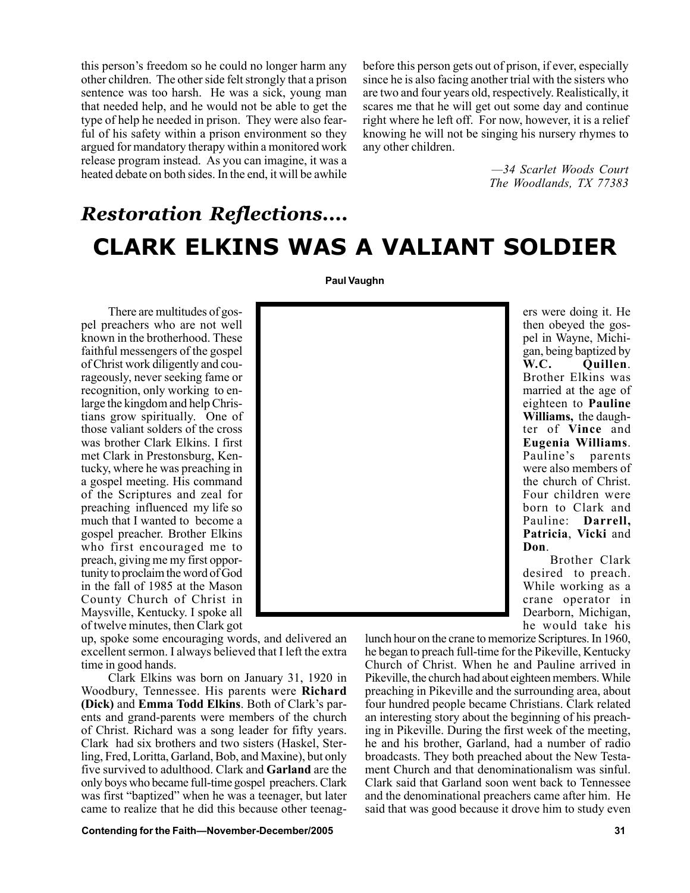this person's freedom so he could no longer harm any other children. The other side felt strongly that a prison sentence was too harsh. He was a sick, young man that needed help, and he would not be able to get the type of help he needed in prison. They were also fearful of his safety within a prison environment so they argued for mandatory therapy within a monitored work release program instead. As you can imagine, it was a heated debate on both sides. In the end, it will be awhile before this person gets out of prison, if ever, especially since he is also facing another trial with the sisters who are two and four years old, respectively. Realistically, it scares me that he will get out some day and continue right where he left off. For now, however, it is a relief knowing he will not be singing his nursery rhymes to any other children.

*—34 Scarlet Woods Court*
*The Woodlands, TX 77383*

## *Restoration Reflections....*

# CLARK ELKINS WAS A VALIANT SOLDIER

**Paul Vaughn**

There are multitudes of gospel preachers who are not well known in the brotherhood. These faithful messengers of the gospel of Christ work diligently and courageously, never seeking fame or recognition, only working to enlarge the kingdom and help Christians grow spiritually. One of those valiant solders of the cross was brother Clark Elkins. I first met Clark in Prestonsburg, Kentucky, where he was preaching in a gospel meeting. His command of the Scriptures and zeal for preaching influenced my life so much that I wanted to become a gospel preacher. Brother Elkins who first encouraged me to preach, giving me my first opportunity to proclaim the word of God in the fall of 1985 at the Mason County Church of Christ in Maysville, Kentucky. I spoke all of twelve minutes, then Clark got up, spoke some encouraging words, and delivered an excellent sermon. I always believed that I left the extra time in good hands.

Clark Elkins was born on January 31, 1920 in Woodbury, Tennessee. His parents were **Richard (Dick)** and **Emma Todd Elkins**. Both of Clark's parents and grand-parents were members of the church of Christ. Richard was a song leader for fifty years. Clark had six brothers and two sisters (Haskel, Sterling, Fred, Loritta, Garland, Bob, and Maxine), but only five survived to adulthood. Clark and **Garland** are the only boys who became full-time gospel preachers. Clark was first "baptized" when he was a teenager, but later came to realize that he did this because other teenagers were doing it. He then obeyed the gospel in Wayne, Michigan, being baptized by **W.C. Quillen**. Brother Elkins was married at the age of eighteen to **Pauline Williams,** the daughter of **Vince** and **Eugenia Williams**. Pauline's parents were also members of the church of Christ. Four children were born to Clark and Pauline: **Darrell, Patricia**, **Vicki** and **Don**.

Brother Clark desired to preach. While working as a crane operator in Dearborn, Michigan, he would take his lunch hour on the crane to memorize Scriptures. In 1960, he began to preach full-time for the Pikeville, Kentucky Church of Christ. When he and Pauline arrived in Pikeville, the church had about eighteen members. While preaching in Pikeville and the surrounding area, about four hundred people became Christians. Clark related an interesting story about the beginning of his preaching in Pikeville. During the first week of the meeting, he and his brother, Garland, had a number of radio broadcasts. They both preached about the New Testament Church and that denominationalism was sinful. Clark said that Garland soon went back to Tennessee and the denominational preachers came after him. He said that was good because it drove him to study even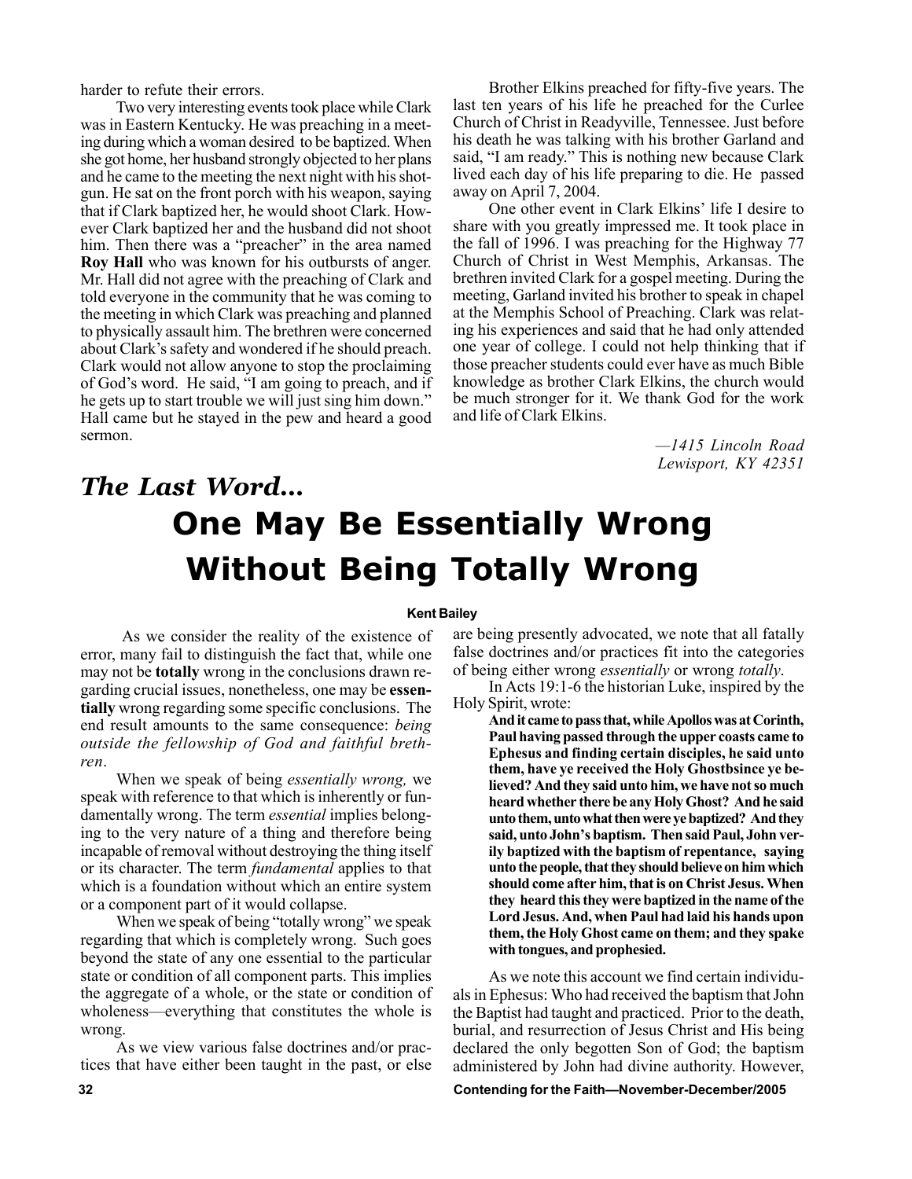harder to refute their errors.

Two very interesting events took place while Clark was in Eastern Kentucky. He was preaching in a meeting during which a woman desired to be baptized. When she got home, her husband strongly objected to her plans and he came to the meeting the next night with his shotgun. He sat on the front porch with his weapon, saying that if Clark baptized her, he would shoot Clark. However Clark baptized her and the husband did not shoot him. Then there was a "preacher" in the area named **Roy Hall** who was known for his outbursts of anger. Mr. Hall did not agree with the preaching of Clark and told everyone in the community that he was coming to the meeting in which Clark was preaching and planned to physically assault him. The brethren were concerned about Clark's safety and wondered if he should preach. Clark would not allow anyone to stop the proclaiming of God's word. He said, "I am going to preach, and if he gets up to start trouble we will just sing him down." Hall came but he stayed in the pew and heard a good sermon.

Brother Elkins preached for fifty-five years. The last ten years of his life he preached for the Curlee Church of Christ in Readyville, Tennessee. Just before his death he was talking with his brother Garland and said, "I am ready." This is nothing new because Clark lived each day of his life preparing to die. He passed away on April 7, 2004.

One other event in Clark Elkins' life I desire to share with you greatly impressed me. It took place in the fall of 1996. I was preaching for the Highway 77 Church of Christ in West Memphis, Arkansas. The brethren invited Clark for a gospel meeting. During the meeting, Garland invited his brother to speak in chapel at the Memphis School of Preaching. Clark was relating his experiences and said that he had only attended one year of college. I could not help thinking that if those preacher students could ever have as much Bible knowledge as brother Clark Elkins, the church would be much stronger for it. We thank God for the work and life of Clark Elkins.

*—1415 Lincoln Road*
*Lewisport, KY 42351*

## *The Last Word...*

# One May Be Essentially Wrong Without Being Totally Wrong

**Kent Bailey**

As we consider the reality of the existence of error, many fail to distinguish the fact that, while one may not be **totally** wrong in the conclusions drawn regarding crucial issues, nonetheless, one may be **essentially** wrong regarding some specific conclusions. The end result amounts to the same consequence: *being outside the fellowship of God and faithful brethren*.

When we speak of being *essentially wrong,* we speak with reference to that which is inherently or fundamentally wrong. The term *essential* implies belonging to the very nature of a thing and therefore being incapable of removal without destroying the thing itself or its character. The term *fundamental* applies to that which is a foundation without which an entire system or a component part of it would collapse.

When we speak of being "totally wrong" we speak regarding that which is completely wrong. Such goes beyond the state of any one essential to the particular state or condition of all component parts. This implies the aggregate of a whole, or the state or condition of wholeness—everything that constitutes the whole is wrong.

As we view various false doctrines and/or practices that have either been taught in the past, or else are being presently advocated, we note that all fatally false doctrines and/or practices fit into the categories of being either wrong *essentially* or wrong *totally*.

In Acts 19:1-6 the historian Luke, inspired by the Holy Spirit, wrote:

> **And it came to pass that, while Apollos was at Corinth, Paul having passed through the upper coasts came to Ephesus and finding certain disciples, he said unto them, have ye received the Holy Ghostbsince ye believed? And they said unto him, we have not so much heard whether there be any Holy Ghost? And he said unto them, unto what then were ye baptized? And they said, unto John's baptism. Then said Paul, John verily baptized with the baptism of repentance, saying unto the people, that they should believe on him which should come after him, that is on Christ Jesus. When they heard this they were baptized in the name of the Lord Jesus. And, when Paul had laid his hands upon them, the Holy Ghost came on them; and they spake with tongues, and prophesied.**

As we note this account we find certain individuals in Ephesus: Who had received the baptism that John the Baptist had taught and practiced. Prior to the death, burial, and resurrection of Jesus Christ and His being declared the only begotten Son of God; the baptism administered by John had divine authority. However,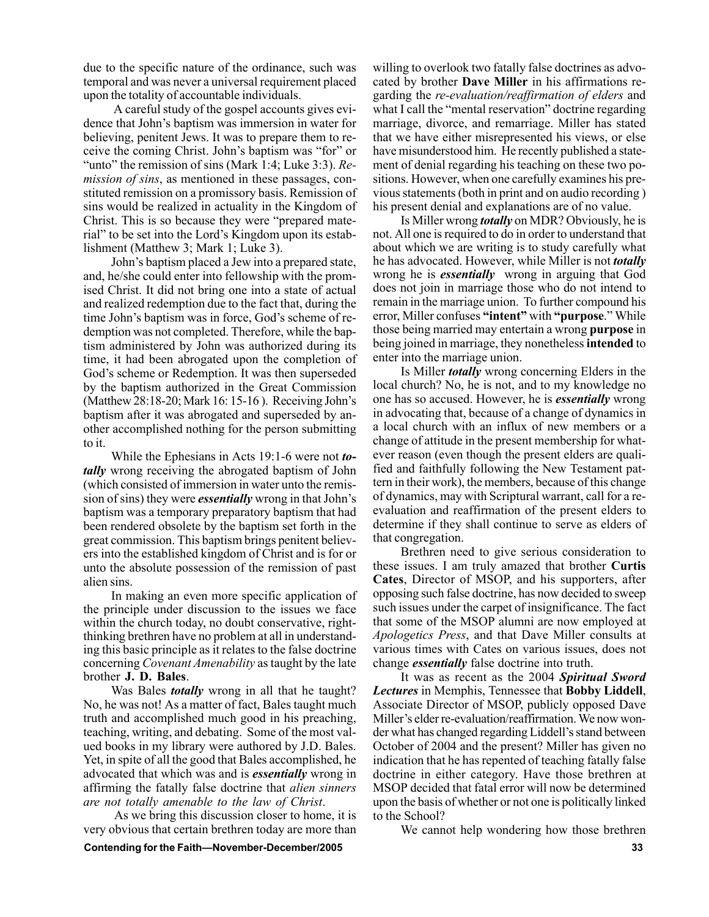due to the specific nature of the ordinance, such was temporal and was never a universal requirement placed upon the totality of accountable individuals.

A careful study of the gospel accounts gives evidence that John's baptism was immersion in water for believing, penitent Jews. It was to prepare them to receive the coming Christ. John's baptism was "for" or "unto" the remission of sins (Mark 1:4; Luke 3:3). *Remission of sins*, as mentioned in these passages, constituted remission on a promissory basis. Remission of sins would be realized in actuality in the Kingdom of Christ. This is so because they were "prepared material" to be set into the Lord's Kingdom upon its establishment (Matthew 3; Mark 1; Luke 3).

John's baptism placed a Jew into a prepared state, and, he/she could enter into fellowship with the promised Christ. It did not bring one into a state of actual and realized redemption due to the fact that, during the time John's baptism was in force, God's scheme of redemption was not completed. Therefore, while the baptism administered by John was authorized during its time, it had been abrogated upon the completion of God's scheme or Redemption. It was then superseded by the baptism authorized in the Great Commission (Matthew 28:18-20; Mark 16: 15-16 ). Receiving John's baptism after it was abrogated and superseded by another accomplished nothing for the person submitting to it.

While the Ephesians in Acts 19:1-6 were not ***totally*** wrong receiving the abrogated baptism of John (which consisted of immersion in water unto the remission of sins) they were ***essentially*** wrong in that John's baptism was a temporary preparatory baptism that had been rendered obsolete by the baptism set forth in the great commission. This baptism brings penitent believers into the established kingdom of Christ and is for or unto the absolute possession of the remission of past alien sins.

In making an even more specific application of the principle under discussion to the issues we face within the church today, no doubt conservative, right-thinking brethren have no problem at all in understanding this basic principle as it relates to the false doctrine concerning *Covenant Amenability* as taught by the late brother **J. D. Bales**.

Was Bales ***totally*** wrong in all that he taught? No, he was not! As a matter of fact, Bales taught much truth and accomplished much good in his preaching, teaching, writing, and debating. Some of the most valued books in my library were authored by J.D. Bales. Yet, in spite of all the good that Bales accomplished, he advocated that which was and is ***essentially*** wrong in affirming the fatally false doctrine that *alien sinners are not totally amenable to the law of Christ*.

As we bring this discussion closer to home, it is very obvious that certain brethren today are more than willing to overlook two fatally false doctrines as advocated by brother **Dave Miller** in his affirmations regarding the *re-evaluation/reaffirmation of elders* and what I call the "mental reservation" doctrine regarding marriage, divorce, and remarriage. Miller has stated that we have either misrepresented his views, or else have misunderstood him. He recently published a statement of denial regarding his teaching on these two positions. However, when one carefully examines his previous statements (both in print and on audio recording ) his present denial and explanations are of no value.

Is Miller wrong ***totally*** on MDR? Obviously, he is not. All one is required to do in order to understand that about which we are writing is to study carefully what he has advocated. However, while Miller is not ***totally*** wrong he is ***essentially*** wrong in arguing that God does not join in marriage those who do not intend to remain in the marriage union. To further compound his error, Miller confuses **"intent"** with **"purpose**." While those being married may entertain a wrong **purpose** in being joined in marriage, they nonetheless **intended** to enter into the marriage union.

Is Miller ***totally*** wrong concerning Elders in the local church? No, he is not, and to my knowledge no one has so accused. However, he is ***essentially*** wrong in advocating that, because of a change of dynamics in a local church with an influx of new members or a change of attitude in the present membership for whatever reason (even though the present elders are qualified and faithfully following the New Testament pattern in their work), the members, because of this change of dynamics, may with Scriptural warrant, call for a re-evaluation and reaffirmation of the present elders to determine if they shall continue to serve as elders of that congregation.

Brethren need to give serious consideration to these issues. I am truly amazed that brother **Curtis Cates**, Director of MSOP, and his supporters, after opposing such false doctrine, has now decided to sweep such issues under the carpet of insignificance. The fact that some of the MSOP alumni are now employed at *Apologetics Press*, and that Dave Miller consults at various times with Cates on various issues, does not change ***essentially*** false doctrine into truth.

It was as recent as the 2004 ***Spiritual Sword Lectures*** in Memphis, Tennessee that **Bobby Liddell**, Associate Director of MSOP, publicly opposed Dave Miller's elder re-evaluation/reaffirmation. We now wonder what has changed regarding Liddell's stand between October of 2004 and the present? Miller has given no indication that he has repented of teaching fatally false doctrine in either category. Have those brethren at MSOP decided that fatal error will now be determined upon the basis of whether or not one is politically linked to the School?

We cannot help wondering how those brethren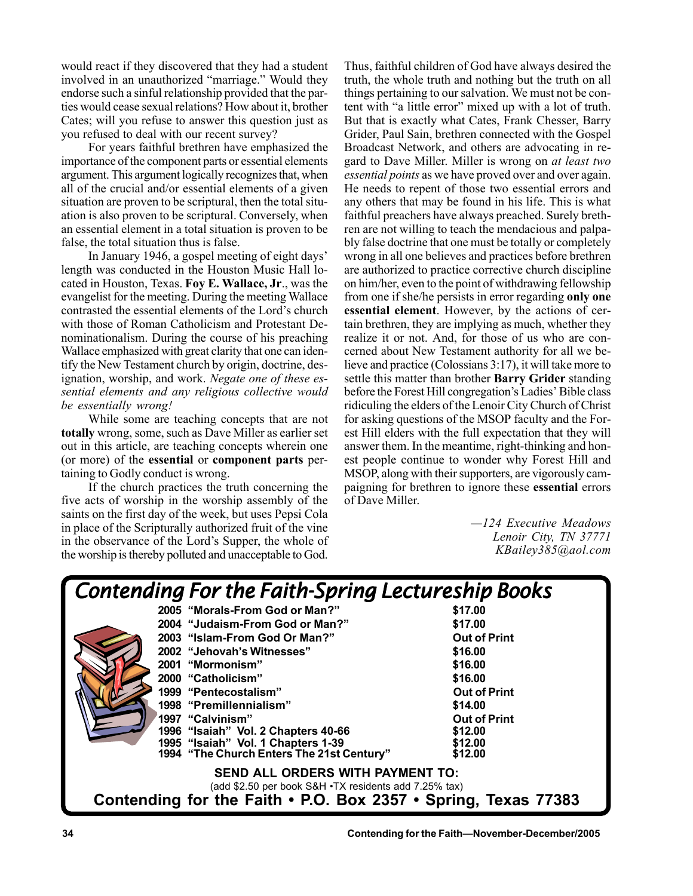would react if they discovered that they had a student involved in an unauthorized "marriage." Would they endorse such a sinful relationship provided that the parties would cease sexual relations? How about it, brother Cates; will you refuse to answer this question just as you refused to deal with our recent survey?

For years faithful brethren have emphasized the importance of the component parts or essential elements argument. This argument logically recognizes that, when all of the crucial and/or essential elements of a given situation are proven to be scriptural, then the total situation is also proven to be scriptural. Conversely, when an essential element in a total situation is proven to be false, the total situation thus is false.

In January 1946, a gospel meeting of eight days' length was conducted in the Houston Music Hall located in Houston, Texas. **Foy E. Wallace, Jr**., was the evangelist for the meeting. During the meeting Wallace contrasted the essential elements of the Lord's church with those of Roman Catholicism and Protestant Denominationalism. During the course of his preaching Wallace emphasized with great clarity that one can identify the New Testament church by origin, doctrine, designation, worship, and work. *Negate one of these essential elements and any religious collective would be essentially wrong!*

While some are teaching concepts that are not **totally** wrong, some, such as Dave Miller as earlier set out in this article, are teaching concepts wherein one (or more) of the **essential** or **component parts** pertaining to Godly conduct is wrong.

If the church practices the truth concerning the five acts of worship in the worship assembly of the saints on the first day of the week, but uses Pepsi Cola in place of the Scripturally authorized fruit of the vine in the observance of the Lord's Supper, the whole of the worship is thereby polluted and unacceptable to God. Thus, faithful children of God have always desired the truth, the whole truth and nothing but the truth on all things pertaining to our salvation. We must not be content with "a little error" mixed up with a lot of truth. But that is exactly what Cates, Frank Chesser, Barry Grider, Paul Sain, brethren connected with the Gospel Broadcast Network, and others are advocating in regard to Dave Miller. Miller is wrong on *at least two essential points* as we have proved over and over again. He needs to repent of those two essential errors and any others that may be found in his life. This is what faithful preachers have always preached. Surely brethren are not willing to teach the mendacious and palpably false doctrine that one must be totally or completely wrong in all one believes and practices before brethren are authorized to practice corrective church discipline on him/her, even to the point of withdrawing fellowship from one if she/he persists in error regarding **only one essential element**. However, by the actions of certain brethren, they are implying as much, whether they realize it or not. And, for those of us who are concerned about New Testament authority for all we believe and practice (Colossians 3:17), it will take more to settle this matter than brother **Barry Grider** standing before the Forest Hill congregation's Ladies' Bible class ridiculing the elders of the Lenoir City Church of Christ for asking questions of the MSOP faculty and the Forest Hill elders with the full expectation that they will answer them. In the meantime, right-thinking and honest people continue to wonder why Forest Hill and MSOP, along with their supporters, are vigorously campaigning for brethren to ignore these **essential** errors of Dave Miller.

*—124 Executive Meadows*
*Lenoir City, TN 37771*
*KBailey385@aol.com*

## Contending For the Faith-Spring Lectureship Books

| Year | Title | Price |
|---|---|---|
| 2005 | "Morals-From God or Man?" | $17.00 |
| 2004 | "Judaism-From God or Man?" | $17.00 |
| 2003 | "Islam-From God Or Man?" | Out of Print |
| 2002 | "Jehovah's Witnesses" | $16.00 |
| 2001 | "Mormonism" | $16.00 |
| 2000 | "Catholicism" | $16.00 |
| 1999 | "Pentecostalism" | Out of Print |
| 1998 | "Premillennialism" | $14.00 |
| 1997 | "Calvinism" | Out of Print |
| 1996 | "Isaiah" Vol. 2 Chapters 40-66 | $12.00 |
| 1995 | "Isaiah" Vol. 1 Chapters 1-39 | $12.00 |
| 1994 | "The Church Enters The 21st Century" | $12.00 |

**SEND ALL ORDERS WITH PAYMENT TO:**

(add $2.50 per book S&H •TX residents add 7.25% tax)

**Contending for the Faith • P.O. Box 2357 • Spring, Texas 77383**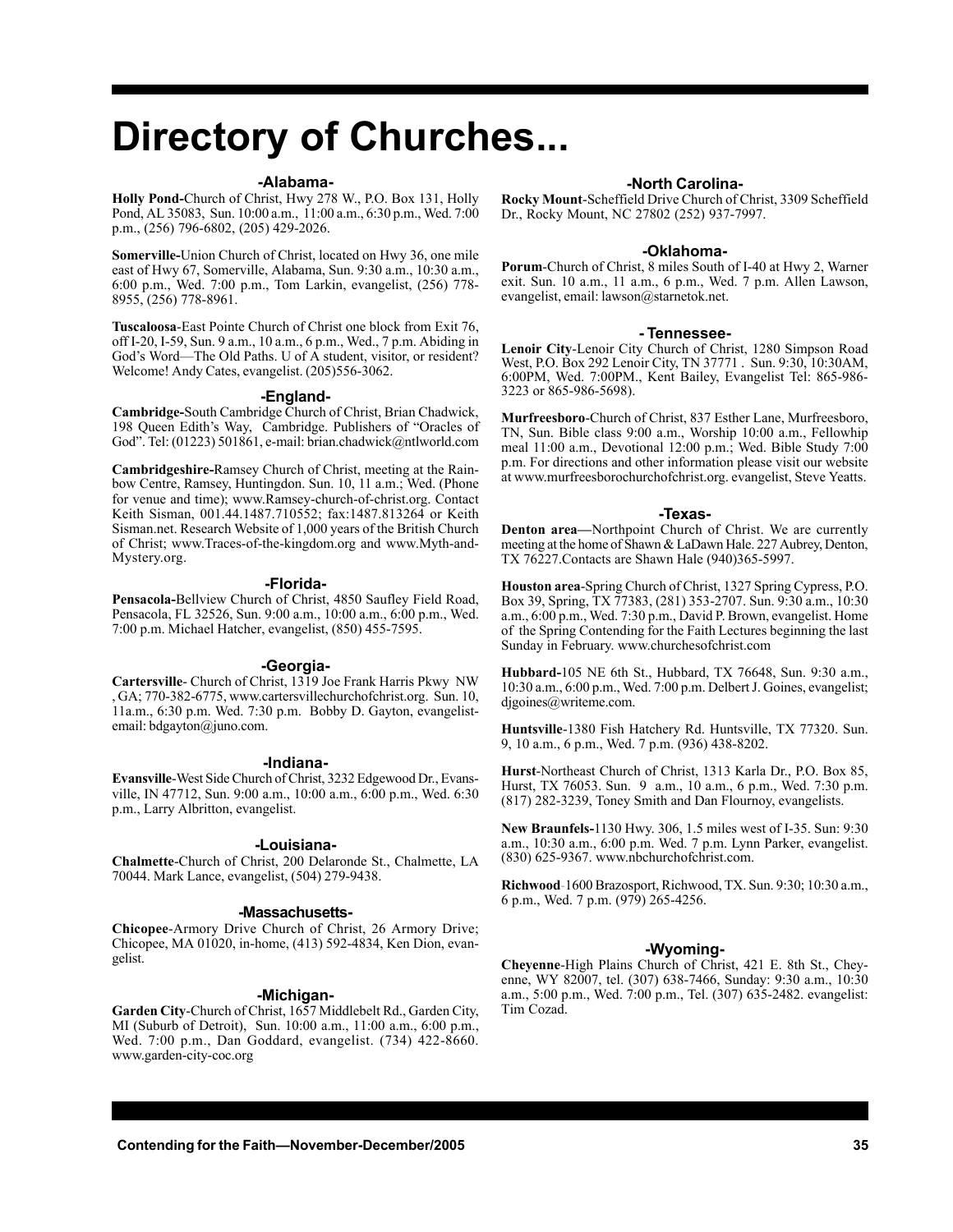# Directory of Churches...

## -Alabama-

**Holly Pond-**Church of Christ, Hwy 278 W., P.O. Box 131, Holly Pond, AL 35083, Sun. 10:00 a.m., 11:00 a.m., 6:30 p.m., Wed. 7:00 p.m., (256) 796-6802, (205) 429-2026.

**Somerville-**Union Church of Christ, located on Hwy 36, one mile east of Hwy 67, Somerville, Alabama, Sun. 9:30 a.m., 10:30 a.m., 6:00 p.m., Wed. 7:00 p.m., Tom Larkin, evangelist, (256) 778-8955, (256) 778-8961.

**Tuscaloosa**-East Pointe Church of Christ one block from Exit 76, off I-20, I-59, Sun. 9 a.m., 10 a.m., 6 p.m., Wed., 7 p.m. Abiding in God's Word—The Old Paths. U of A student, visitor, or resident? Welcome! Andy Cates, evangelist. (205)556-3062.

## -England-

**Cambridge-**South Cambridge Church of Christ, Brian Chadwick, 198 Queen Edith's Way, Cambridge. Publishers of "Oracles of God". Tel: (01223) 501861, e-mail: brian.chadwick@ntlworld.com

**Cambridgeshire-**Ramsey Church of Christ, meeting at the Rainbow Centre, Ramsey, Huntingdon. Sun. 10, 11 a.m.; Wed. (Phone for venue and time); www.Ramsey-church-of-christ.org. Contact Keith Sisman, 001.44.1487.710552; fax:1487.813264 or Keith Sisman.net. Research Website of 1,000 years of the British Church of Christ; www.Traces-of-the-kingdom.org and www.Myth-and-Mystery.org.

## -Florida-

**Pensacola-**Bellview Church of Christ, 4850 Saufley Field Road, Pensacola, FL 32526, Sun. 9:00 a.m., 10:00 a.m., 6:00 p.m., Wed. 7:00 p.m. Michael Hatcher, evangelist, (850) 455-7595.

## -Georgia-

**Cartersville**- Church of Christ, 1319 Joe Frank Harris Pkwy NW , GA; 770-382-6775, www.cartersvillechurchofchrist.org. Sun. 10, 11a.m., 6:30 p.m. Wed. 7:30 p.m. Bobby D. Gayton, evangelist-email: bdgayton@juno.com.

## -Indiana-

**Evansville**-West Side Church of Christ, 3232 Edgewood Dr., Evansville, IN 47712, Sun. 9:00 a.m., 10:00 a.m., 6:00 p.m., Wed. 6:30 p.m., Larry Albritton, evangelist.

## -Louisiana-

**Chalmette**-Church of Christ, 200 Delaronde St., Chalmette, LA 70044. Mark Lance, evangelist, (504) 279-9438.

## -Massachusetts-

**Chicopee**-Armory Drive Church of Christ, 26 Armory Drive; Chicopee, MA 01020, in-home, (413) 592-4834, Ken Dion, evangelist.

## -Michigan-

**Garden City**-Church of Christ, 1657 Middlebelt Rd., Garden City, MI (Suburb of Detroit), Sun. 10:00 a.m., 11:00 a.m., 6:00 p.m., Wed. 7:00 p.m., Dan Goddard, evangelist. (734) 422-8660. www.garden-city-coc.org

## -North Carolina-

**Rocky Mount**-Scheffield Drive Church of Christ, 3309 Scheffield Dr., Rocky Mount, NC 27802 (252) 937-7997.

## -Oklahoma-

**Porum**-Church of Christ, 8 miles South of I-40 at Hwy 2, Warner exit. Sun. 10 a.m., 11 a.m., 6 p.m., Wed. 7 p.m. Allen Lawson, evangelist, email: lawson@starnetok.net.

## - Tennessee-

**Lenoir City**-Lenoir City Church of Christ, 1280 Simpson Road West, P.O. Box 292 Lenoir City, TN 37771 . Sun. 9:30, 10:30AM, 6:00PM, Wed. 7:00PM., Kent Bailey, Evangelist Tel: 865-986-3223 or 865-986-5698).

**Murfreesboro**-Church of Christ, 837 Esther Lane, Murfreesboro, TN, Sun. Bible class 9:00 a.m., Worship 10:00 a.m., Fellowhip meal 11:00 a.m., Devotional 12:00 p.m.; Wed. Bible Study 7:00 p.m. For directions and other information please visit our website at www.murfreesborochurchofchrist.org. evangelist, Steve Yeatts.

## -Texas-

**Denton area—**Northpoint Church of Christ. We are currently meeting at the home of Shawn & LaDawn Hale. 227 Aubrey, Denton, TX 76227.Contacts are Shawn Hale (940)365-5997.

**Houston area**-Spring Church of Christ, 1327 Spring Cypress, P.O. Box 39, Spring, TX 77383, (281) 353-2707. Sun. 9:30 a.m., 10:30 a.m., 6:00 p.m., Wed. 7:30 p.m., David P. Brown, evangelist. Home of the Spring Contending for the Faith Lectures beginning the last Sunday in February. www.churchesofchrist.com

**Hubbard-**105 NE 6th St., Hubbard, TX 76648, Sun. 9:30 a.m., 10:30 a.m., 6:00 p.m., Wed. 7:00 p.m. Delbert J. Goines, evangelist; djgoines@writeme.com.

**Huntsville**-1380 Fish Hatchery Rd. Huntsville, TX 77320. Sun. 9, 10 a.m., 6 p.m., Wed. 7 p.m. (936) 438-8202.

**Hurst**-Northeast Church of Christ, 1313 Karla Dr., P.O. Box 85, Hurst, TX 76053. Sun. 9 a.m., 10 a.m., 6 p.m., Wed. 7:30 p.m. (817) 282-3239, Toney Smith and Dan Flournoy, evangelists.

**New Braunfels-**1130 Hwy. 306, 1.5 miles west of I-35. Sun: 9:30 a.m., 10:30 a.m., 6:00 p.m. Wed. 7 p.m. Lynn Parker, evangelist. (830) 625-9367. www.nbchurchofchrist.com.

**Richwood**-1600 Brazosport, Richwood, TX. Sun. 9:30; 10:30 a.m., 6 p.m., Wed. 7 p.m. (979) 265-4256.

## -Wyoming-

**Cheyenne**-High Plains Church of Christ, 421 E. 8th St., Cheyenne, WY 82007, tel. (307) 638-7466, Sunday: 9:30 a.m., 10:30 a.m., 5:00 p.m., Wed. 7:00 p.m., Tel. (307) 635-2482. evangelist: Tim Cozad.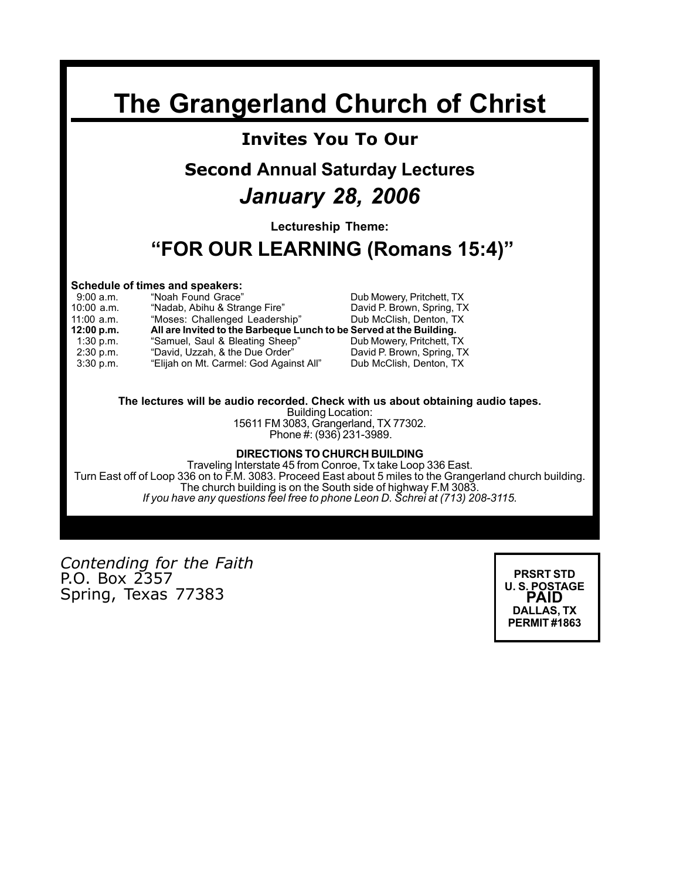# The Grangerland Church of Christ

## Invites You To Our

## Second Annual Saturday Lectures

## *January 28, 2006*

**Lectureship Theme:**

## "FOR OUR LEARNING (Romans 15:4)"

**Schedule of times and speakers:**

| | | |
|---|---|---|
| 9:00 a.m. | "Noah Found Grace" | Dub Mowery, Pritchett, TX |
| 10:00 a.m. | "Nadab, Abihu & Strange Fire" | David P. Brown, Spring, TX |
| 11:00 a.m. | "Moses: Challenged Leadership" | Dub McClish, Denton, TX |
| **12:00 p.m.** | **All are Invited to the Barbeque Lunch to be Served at the Building.** | |
| 1:30 p.m. | "Samuel, Saul & Bleating Sheep" | Dub Mowery, Pritchett, TX |
| 2:30 p.m. | "David, Uzzah, & the Due Order" | David P. Brown, Spring, TX |
| 3:30 p.m. | "Elijah on Mt. Carmel: God Against All" | Dub McClish, Denton, TX |

**The lectures will be audio recorded. Check with us about obtaining audio tapes.**

Building Location:
15611 FM 3083, Grangerland, TX 77302.
Phone #: (936) 231-3989.

**DIRECTIONS TO CHURCH BUILDING**

Traveling Interstate 45 from Conroe, Tx take Loop 336 East.
Turn East off of Loop 336 on to F.M. 3083. Proceed East about 5 miles to the Grangerland church building.
The church building is on the South side of highway F.M 3083.
*If you have any questions feel free to phone Leon D. Schrei at (713) 208-3115.*

*Contending for the Faith*
P.O. Box 2357
Spring, Texas 77383

PRSRT STD
U. S. POSTAGE
PAID
DALLAS, TX
PERMIT #1863